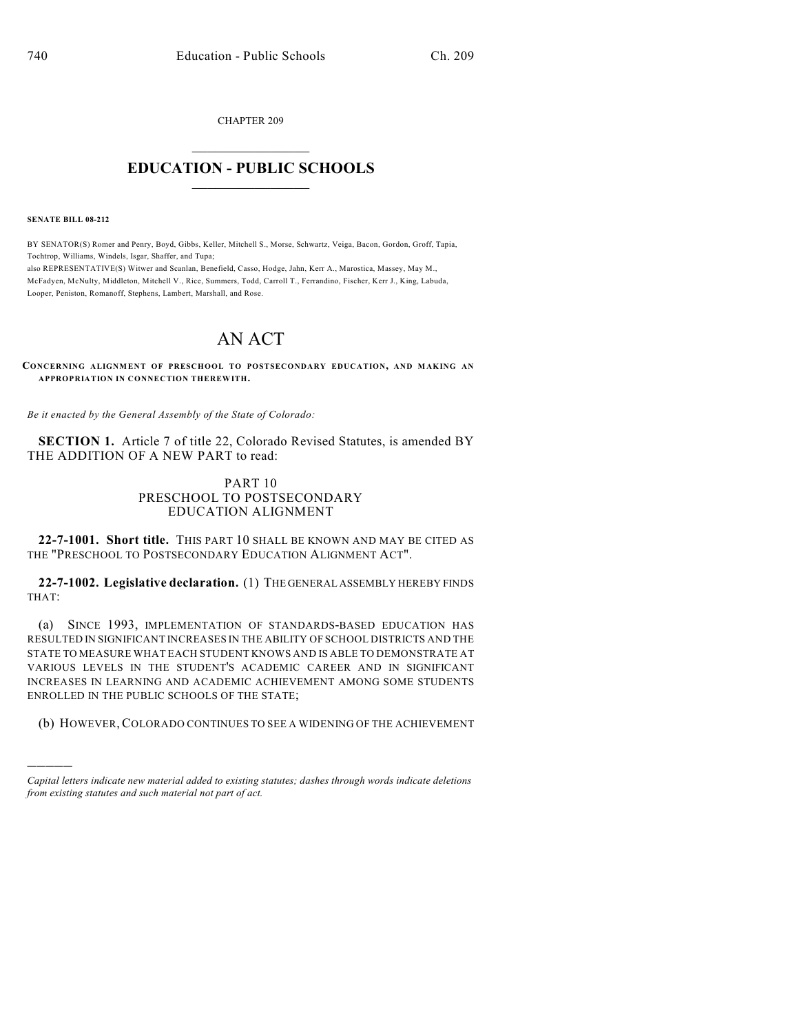CHAPTER 209

# EDUCATION - PUBLIC SCHOOLS

**SENATE BILL 08-212**

BY SENATOR(S) Romer and Penry, Boyd, Gibbs, Keller, Mitchell S., Morse, Schwartz, Veiga, Bacon, Gordon, Groff, Tapia, Tochtrop, Williams, Windels, Isgar, Shaffer, and Tupa;
also REPRESENTATIVE(S) Witwer and Scanlan, Benefield, Casso, Hodge, Jahn, Kerr A., Marostica, Massey, May M., McFadyen, McNulty, Middleton, Mitchell V., Rice, Summers, Todd, Carroll T., Ferrandino, Fischer, Kerr J., King, Labuda, Looper, Peniston, Romanoff, Stephens, Lambert, Marshall, and Rose.

# AN ACT

**CONCERNING ALIGNMENT OF PRESCHOOL TO POSTSECONDARY EDUCATION, AND MAKING AN APPROPRIATION IN CONNECTION THEREWITH.**

*Be it enacted by the General Assembly of the State of Colorado:*

**SECTION 1.** Article 7 of title 22, Colorado Revised Statutes, is amended BY THE ADDITION OF A NEW PART to read:

PART 10
PRESCHOOL TO POSTSECONDARY
EDUCATION ALIGNMENT

**22-7-1001. Short title.** THIS PART 10 SHALL BE KNOWN AND MAY BE CITED AS THE "PRESCHOOL TO POSTSECONDARY EDUCATION ALIGNMENT ACT".

**22-7-1002. Legislative declaration.** (1) THE GENERAL ASSEMBLY HEREBY FINDS THAT:

(a) SINCE 1993, IMPLEMENTATION OF STANDARDS-BASED EDUCATION HAS RESULTED IN SIGNIFICANT INCREASES IN THE ABILITY OF SCHOOL DISTRICTS AND THE STATE TO MEASURE WHAT EACH STUDENT KNOWS AND IS ABLE TO DEMONSTRATE AT VARIOUS LEVELS IN THE STUDENT'S ACADEMIC CAREER AND IN SIGNIFICANT INCREASES IN LEARNING AND ACADEMIC ACHIEVEMENT AMONG SOME STUDENTS ENROLLED IN THE PUBLIC SCHOOLS OF THE STATE;

(b) HOWEVER, COLORADO CONTINUES TO SEE A WIDENING OF THE ACHIEVEMENT

---

*Capital letters indicate new material added to existing statutes; dashes through words indicate deletions from existing statutes and such material not part of act.*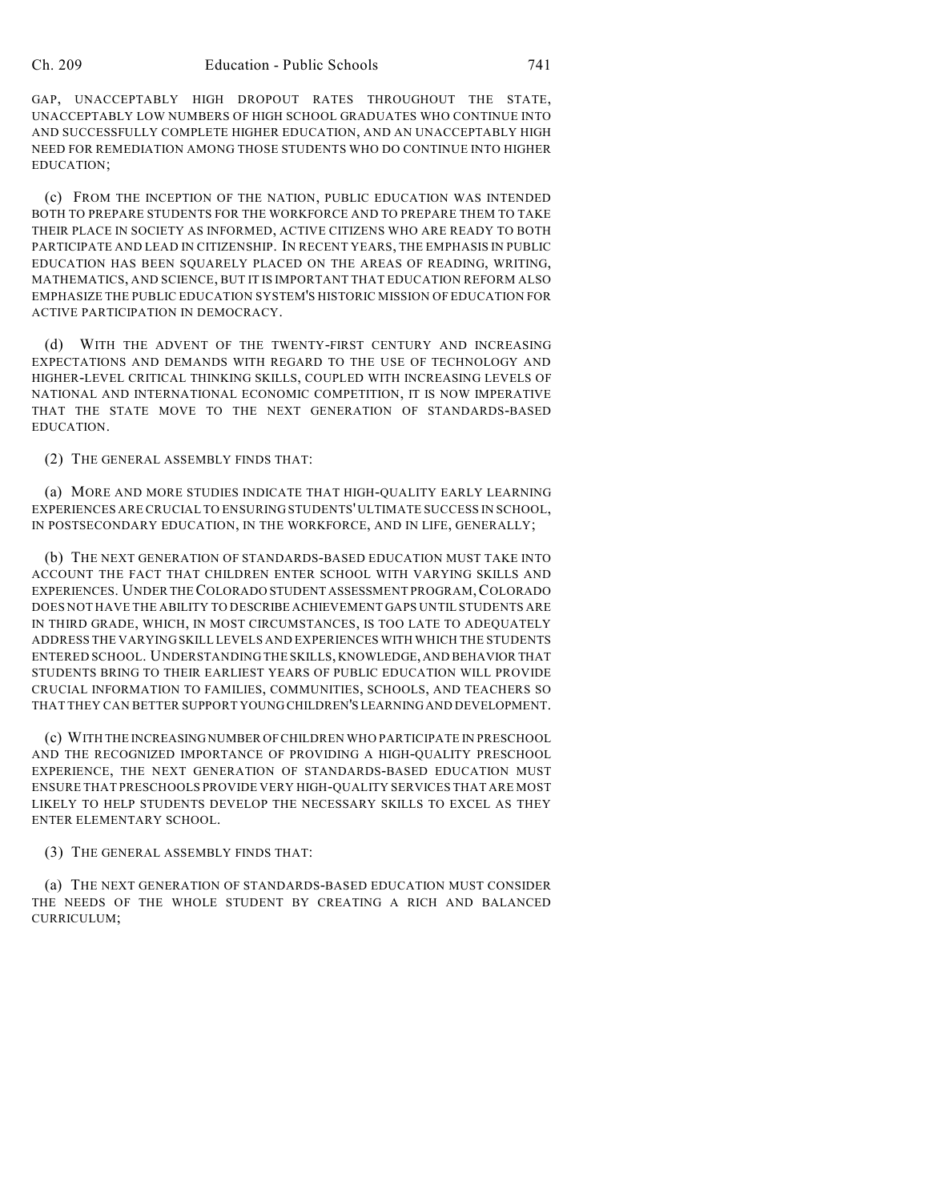GAP, UNACCEPTABLY HIGH DROPOUT RATES THROUGHOUT THE STATE, UNACCEPTABLY LOW NUMBERS OF HIGH SCHOOL GRADUATES WHO CONTINUE INTO AND SUCCESSFULLY COMPLETE HIGHER EDUCATION, AND AN UNACCEPTABLY HIGH NEED FOR REMEDIATION AMONG THOSE STUDENTS WHO DO CONTINUE INTO HIGHER EDUCATION;

(c) FROM THE INCEPTION OF THE NATION, PUBLIC EDUCATION WAS INTENDED BOTH TO PREPARE STUDENTS FOR THE WORKFORCE AND TO PREPARE THEM TO TAKE THEIR PLACE IN SOCIETY AS INFORMED, ACTIVE CITIZENS WHO ARE READY TO BOTH PARTICIPATE AND LEAD IN CITIZENSHIP. IN RECENT YEARS, THE EMPHASIS IN PUBLIC EDUCATION HAS BEEN SQUARELY PLACED ON THE AREAS OF READING, WRITING, MATHEMATICS, AND SCIENCE, BUT IT IS IMPORTANT THAT EDUCATION REFORM ALSO EMPHASIZE THE PUBLIC EDUCATION SYSTEM'S HISTORIC MISSION OF EDUCATION FOR ACTIVE PARTICIPATION IN DEMOCRACY.

(d) WITH THE ADVENT OF THE TWENTY-FIRST CENTURY AND INCREASING EXPECTATIONS AND DEMANDS WITH REGARD TO THE USE OF TECHNOLOGY AND HIGHER-LEVEL CRITICAL THINKING SKILLS, COUPLED WITH INCREASING LEVELS OF NATIONAL AND INTERNATIONAL ECONOMIC COMPETITION, IT IS NOW IMPERATIVE THAT THE STATE MOVE TO THE NEXT GENERATION OF STANDARDS-BASED EDUCATION.

(2) THE GENERAL ASSEMBLY FINDS THAT:

(a) MORE AND MORE STUDIES INDICATE THAT HIGH-QUALITY EARLY LEARNING EXPERIENCES ARE CRUCIAL TO ENSURING STUDENTS' ULTIMATE SUCCESS IN SCHOOL, IN POSTSECONDARY EDUCATION, IN THE WORKFORCE, AND IN LIFE, GENERALLY;

(b) THE NEXT GENERATION OF STANDARDS-BASED EDUCATION MUST TAKE INTO ACCOUNT THE FACT THAT CHILDREN ENTER SCHOOL WITH VARYING SKILLS AND EXPERIENCES. UNDER THE COLORADO STUDENT ASSESSMENT PROGRAM, COLORADO DOES NOT HAVE THE ABILITY TO DESCRIBE ACHIEVEMENT GAPS UNTIL STUDENTS ARE IN THIRD GRADE, WHICH, IN MOST CIRCUMSTANCES, IS TOO LATE TO ADEQUATELY ADDRESS THE VARYING SKILL LEVELS AND EXPERIENCES WITH WHICH THE STUDENTS ENTERED SCHOOL. UNDERSTANDING THE SKILLS, KNOWLEDGE, AND BEHAVIOR THAT STUDENTS BRING TO THEIR EARLIEST YEARS OF PUBLIC EDUCATION WILL PROVIDE CRUCIAL INFORMATION TO FAMILIES, COMMUNITIES, SCHOOLS, AND TEACHERS SO THAT THEY CAN BETTER SUPPORT YOUNG CHILDREN'S LEARNING AND DEVELOPMENT.

(c) WITH THE INCREASING NUMBER OF CHILDREN WHO PARTICIPATE IN PRESCHOOL AND THE RECOGNIZED IMPORTANCE OF PROVIDING A HIGH-QUALITY PRESCHOOL EXPERIENCE, THE NEXT GENERATION OF STANDARDS-BASED EDUCATION MUST ENSURE THAT PRESCHOOLS PROVIDE VERY HIGH-QUALITY SERVICES THAT ARE MOST LIKELY TO HELP STUDENTS DEVELOP THE NECESSARY SKILLS TO EXCEL AS THEY ENTER ELEMENTARY SCHOOL.

(3) THE GENERAL ASSEMBLY FINDS THAT:

(a) THE NEXT GENERATION OF STANDARDS-BASED EDUCATION MUST CONSIDER THE NEEDS OF THE WHOLE STUDENT BY CREATING A RICH AND BALANCED CURRICULUM;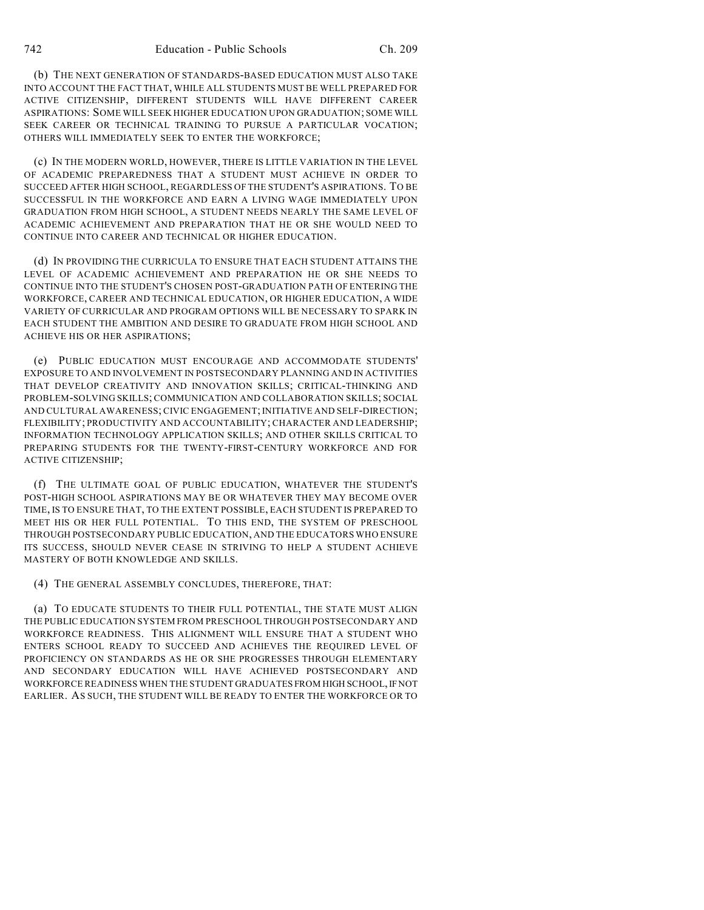(b) THE NEXT GENERATION OF STANDARDS-BASED EDUCATION MUST ALSO TAKE INTO ACCOUNT THE FACT THAT, WHILE ALL STUDENTS MUST BE WELL PREPARED FOR ACTIVE CITIZENSHIP, DIFFERENT STUDENTS WILL HAVE DIFFERENT CAREER ASPIRATIONS: SOME WILL SEEK HIGHER EDUCATION UPON GRADUATION; SOME WILL SEEK CAREER OR TECHNICAL TRAINING TO PURSUE A PARTICULAR VOCATION; OTHERS WILL IMMEDIATELY SEEK TO ENTER THE WORKFORCE;

(c) IN THE MODERN WORLD, HOWEVER, THERE IS LITTLE VARIATION IN THE LEVEL OF ACADEMIC PREPAREDNESS THAT A STUDENT MUST ACHIEVE IN ORDER TO SUCCEED AFTER HIGH SCHOOL, REGARDLESS OF THE STUDENT'S ASPIRATIONS. TO BE SUCCESSFUL IN THE WORKFORCE AND EARN A LIVING WAGE IMMEDIATELY UPON GRADUATION FROM HIGH SCHOOL, A STUDENT NEEDS NEARLY THE SAME LEVEL OF ACADEMIC ACHIEVEMENT AND PREPARATION THAT HE OR SHE WOULD NEED TO CONTINUE INTO CAREER AND TECHNICAL OR HIGHER EDUCATION.

(d) IN PROVIDING THE CURRICULA TO ENSURE THAT EACH STUDENT ATTAINS THE LEVEL OF ACADEMIC ACHIEVEMENT AND PREPARATION HE OR SHE NEEDS TO CONTINUE INTO THE STUDENT'S CHOSEN POST-GRADUATION PATH OF ENTERING THE WORKFORCE, CAREER AND TECHNICAL EDUCATION, OR HIGHER EDUCATION, A WIDE VARIETY OF CURRICULAR AND PROGRAM OPTIONS WILL BE NECESSARY TO SPARK IN EACH STUDENT THE AMBITION AND DESIRE TO GRADUATE FROM HIGH SCHOOL AND ACHIEVE HIS OR HER ASPIRATIONS;

(e) PUBLIC EDUCATION MUST ENCOURAGE AND ACCOMMODATE STUDENTS' EXPOSURE TO AND INVOLVEMENT IN POSTSECONDARY PLANNING AND IN ACTIVITIES THAT DEVELOP CREATIVITY AND INNOVATION SKILLS; CRITICAL-THINKING AND PROBLEM-SOLVING SKILLS; COMMUNICATION AND COLLABORATION SKILLS; SOCIAL AND CULTURAL AWARENESS; CIVIC ENGAGEMENT; INITIATIVE AND SELF-DIRECTION; FLEXIBILITY; PRODUCTIVITY AND ACCOUNTABILITY; CHARACTER AND LEADERSHIP; INFORMATION TECHNOLOGY APPLICATION SKILLS; AND OTHER SKILLS CRITICAL TO PREPARING STUDENTS FOR THE TWENTY-FIRST-CENTURY WORKFORCE AND FOR ACTIVE CITIZENSHIP;

(f) THE ULTIMATE GOAL OF PUBLIC EDUCATION, WHATEVER THE STUDENT'S POST-HIGH SCHOOL ASPIRATIONS MAY BE OR WHATEVER THEY MAY BECOME OVER TIME, IS TO ENSURE THAT, TO THE EXTENT POSSIBLE, EACH STUDENT IS PREPARED TO MEET HIS OR HER FULL POTENTIAL. TO THIS END, THE SYSTEM OF PRESCHOOL THROUGH POSTSECONDARY PUBLIC EDUCATION, AND THE EDUCATORS WHO ENSURE ITS SUCCESS, SHOULD NEVER CEASE IN STRIVING TO HELP A STUDENT ACHIEVE MASTERY OF BOTH KNOWLEDGE AND SKILLS.

(4) THE GENERAL ASSEMBLY CONCLUDES, THEREFORE, THAT:

(a) TO EDUCATE STUDENTS TO THEIR FULL POTENTIAL, THE STATE MUST ALIGN THE PUBLIC EDUCATION SYSTEM FROM PRESCHOOL THROUGH POSTSECONDARY AND WORKFORCE READINESS. THIS ALIGNMENT WILL ENSURE THAT A STUDENT WHO ENTERS SCHOOL READY TO SUCCEED AND ACHIEVES THE REQUIRED LEVEL OF PROFICIENCY ON STANDARDS AS HE OR SHE PROGRESSES THROUGH ELEMENTARY AND SECONDARY EDUCATION WILL HAVE ACHIEVED POSTSECONDARY AND WORKFORCE READINESS WHEN THE STUDENT GRADUATES FROM HIGH SCHOOL, IF NOT EARLIER. AS SUCH, THE STUDENT WILL BE READY TO ENTER THE WORKFORCE OR TO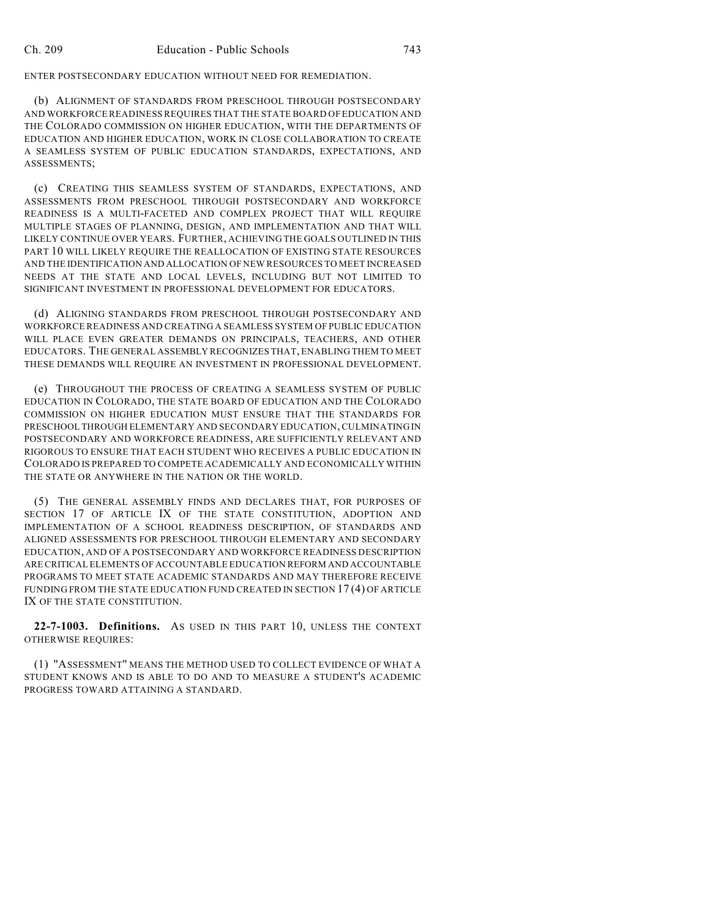ENTER POSTSECONDARY EDUCATION WITHOUT NEED FOR REMEDIATION.

(b) ALIGNMENT OF STANDARDS FROM PRESCHOOL THROUGH POSTSECONDARY AND WORKFORCE READINESS REQUIRES THAT THE STATE BOARD OF EDUCATION AND THE COLORADO COMMISSION ON HIGHER EDUCATION, WITH THE DEPARTMENTS OF EDUCATION AND HIGHER EDUCATION, WORK IN CLOSE COLLABORATION TO CREATE A SEAMLESS SYSTEM OF PUBLIC EDUCATION STANDARDS, EXPECTATIONS, AND ASSESSMENTS;

(c) CREATING THIS SEAMLESS SYSTEM OF STANDARDS, EXPECTATIONS, AND ASSESSMENTS FROM PRESCHOOL THROUGH POSTSECONDARY AND WORKFORCE READINESS IS A MULTI-FACETED AND COMPLEX PROJECT THAT WILL REQUIRE MULTIPLE STAGES OF PLANNING, DESIGN, AND IMPLEMENTATION AND THAT WILL LIKELY CONTINUE OVER YEARS. FURTHER, ACHIEVING THE GOALS OUTLINED IN THIS PART 10 WILL LIKELY REQUIRE THE REALLOCATION OF EXISTING STATE RESOURCES AND THE IDENTIFICATION AND ALLOCATION OF NEW RESOURCES TO MEET INCREASED NEEDS AT THE STATE AND LOCAL LEVELS, INCLUDING BUT NOT LIMITED TO SIGNIFICANT INVESTMENT IN PROFESSIONAL DEVELOPMENT FOR EDUCATORS.

(d) ALIGNING STANDARDS FROM PRESCHOOL THROUGH POSTSECONDARY AND WORKFORCE READINESS AND CREATING A SEAMLESS SYSTEM OF PUBLIC EDUCATION WILL PLACE EVEN GREATER DEMANDS ON PRINCIPALS, TEACHERS, AND OTHER EDUCATORS. THE GENERAL ASSEMBLY RECOGNIZES THAT, ENABLING THEM TO MEET THESE DEMANDS WILL REQUIRE AN INVESTMENT IN PROFESSIONAL DEVELOPMENT.

(e) THROUGHOUT THE PROCESS OF CREATING A SEAMLESS SYSTEM OF PUBLIC EDUCATION IN COLORADO, THE STATE BOARD OF EDUCATION AND THE COLORADO COMMISSION ON HIGHER EDUCATION MUST ENSURE THAT THE STANDARDS FOR PRESCHOOL THROUGH ELEMENTARY AND SECONDARY EDUCATION, CULMINATING IN POSTSECONDARY AND WORKFORCE READINESS, ARE SUFFICIENTLY RELEVANT AND RIGOROUS TO ENSURE THAT EACH STUDENT WHO RECEIVES A PUBLIC EDUCATION IN COLORADO IS PREPARED TO COMPETE ACADEMICALLY AND ECONOMICALLY WITHIN THE STATE OR ANYWHERE IN THE NATION OR THE WORLD.

(5) THE GENERAL ASSEMBLY FINDS AND DECLARES THAT, FOR PURPOSES OF SECTION 17 OF ARTICLE IX OF THE STATE CONSTITUTION, ADOPTION AND IMPLEMENTATION OF A SCHOOL READINESS DESCRIPTION, OF STANDARDS AND ALIGNED ASSESSMENTS FOR PRESCHOOL THROUGH ELEMENTARY AND SECONDARY EDUCATION, AND OF A POSTSECONDARY AND WORKFORCE READINESS DESCRIPTION ARE CRITICAL ELEMENTS OF ACCOUNTABLE EDUCATION REFORM AND ACCOUNTABLE PROGRAMS TO MEET STATE ACADEMIC STANDARDS AND MAY THEREFORE RECEIVE FUNDING FROM THE STATE EDUCATION FUND CREATED IN SECTION 17 (4) OF ARTICLE IX OF THE STATE CONSTITUTION.

**22-7-1003. Definitions.** AS USED IN THIS PART 10, UNLESS THE CONTEXT OTHERWISE REQUIRES:

(1) "ASSESSMENT" MEANS THE METHOD USED TO COLLECT EVIDENCE OF WHAT A STUDENT KNOWS AND IS ABLE TO DO AND TO MEASURE A STUDENT'S ACADEMIC PROGRESS TOWARD ATTAINING A STANDARD.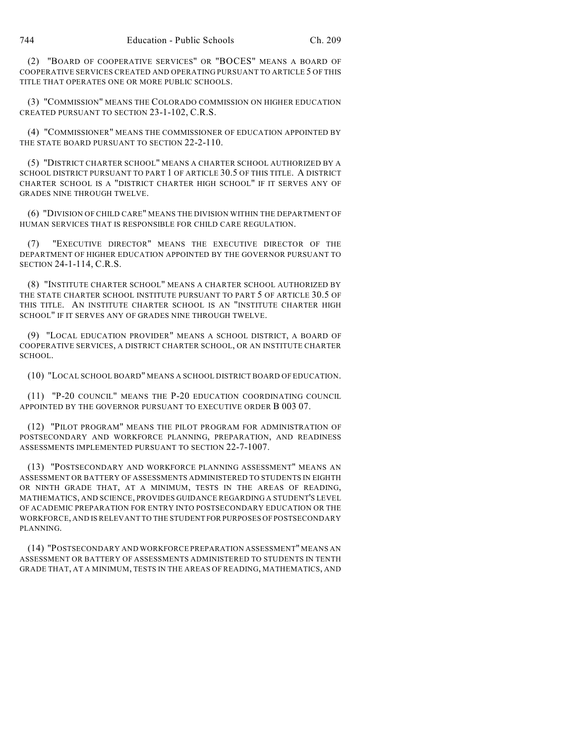(2) "BOARD OF COOPERATIVE SERVICES" OR "BOCES" MEANS A BOARD OF COOPERATIVE SERVICES CREATED AND OPERATING PURSUANT TO ARTICLE 5 OF THIS TITLE THAT OPERATES ONE OR MORE PUBLIC SCHOOLS.

(3) "COMMISSION" MEANS THE COLORADO COMMISSION ON HIGHER EDUCATION CREATED PURSUANT TO SECTION 23-1-102, C.R.S.

(4) "COMMISSIONER" MEANS THE COMMISSIONER OF EDUCATION APPOINTED BY THE STATE BOARD PURSUANT TO SECTION 22-2-110.

(5) "DISTRICT CHARTER SCHOOL" MEANS A CHARTER SCHOOL AUTHORIZED BY A SCHOOL DISTRICT PURSUANT TO PART 1 OF ARTICLE 30.5 OF THIS TITLE. A DISTRICT CHARTER SCHOOL IS A "DISTRICT CHARTER HIGH SCHOOL" IF IT SERVES ANY OF GRADES NINE THROUGH TWELVE.

(6) "DIVISION OF CHILD CARE" MEANS THE DIVISION WITHIN THE DEPARTMENT OF HUMAN SERVICES THAT IS RESPONSIBLE FOR CHILD CARE REGULATION.

(7) "EXECUTIVE DIRECTOR" MEANS THE EXECUTIVE DIRECTOR OF THE DEPARTMENT OF HIGHER EDUCATION APPOINTED BY THE GOVERNOR PURSUANT TO SECTION 24-1-114, C.R.S.

(8) "INSTITUTE CHARTER SCHOOL" MEANS A CHARTER SCHOOL AUTHORIZED BY THE STATE CHARTER SCHOOL INSTITUTE PURSUANT TO PART 5 OF ARTICLE 30.5 OF THIS TITLE. AN INSTITUTE CHARTER SCHOOL IS AN "INSTITUTE CHARTER HIGH SCHOOL" IF IT SERVES ANY OF GRADES NINE THROUGH TWELVE.

(9) "LOCAL EDUCATION PROVIDER" MEANS A SCHOOL DISTRICT, A BOARD OF COOPERATIVE SERVICES, A DISTRICT CHARTER SCHOOL, OR AN INSTITUTE CHARTER SCHOOL.

(10) "LOCAL SCHOOL BOARD" MEANS A SCHOOL DISTRICT BOARD OF EDUCATION.

(11) "P-20 COUNCIL" MEANS THE P-20 EDUCATION COORDINATING COUNCIL APPOINTED BY THE GOVERNOR PURSUANT TO EXECUTIVE ORDER B 003 07.

(12) "PILOT PROGRAM" MEANS THE PILOT PROGRAM FOR ADMINISTRATION OF POSTSECONDARY AND WORKFORCE PLANNING, PREPARATION, AND READINESS ASSESSMENTS IMPLEMENTED PURSUANT TO SECTION 22-7-1007.

(13) "POSTSECONDARY AND WORKFORCE PLANNING ASSESSMENT" MEANS AN ASSESSMENT OR BATTERY OF ASSESSMENTS ADMINISTERED TO STUDENTS IN EIGHTH OR NINTH GRADE THAT, AT A MINIMUM, TESTS IN THE AREAS OF READING, MATHEMATICS, AND SCIENCE, PROVIDES GUIDANCE REGARDING A STUDENT'S LEVEL OF ACADEMIC PREPARATION FOR ENTRY INTO POSTSECONDARY EDUCATION OR THE WORKFORCE, AND IS RELEVANT TO THE STUDENT FOR PURPOSES OF POSTSECONDARY PLANNING.

(14) "POSTSECONDARY AND WORKFORCE PREPARATION ASSESSMENT" MEANS AN ASSESSMENT OR BATTERY OF ASSESSMENTS ADMINISTERED TO STUDENTS IN TENTH GRADE THAT, AT A MINIMUM, TESTS IN THE AREAS OF READING, MATHEMATICS, AND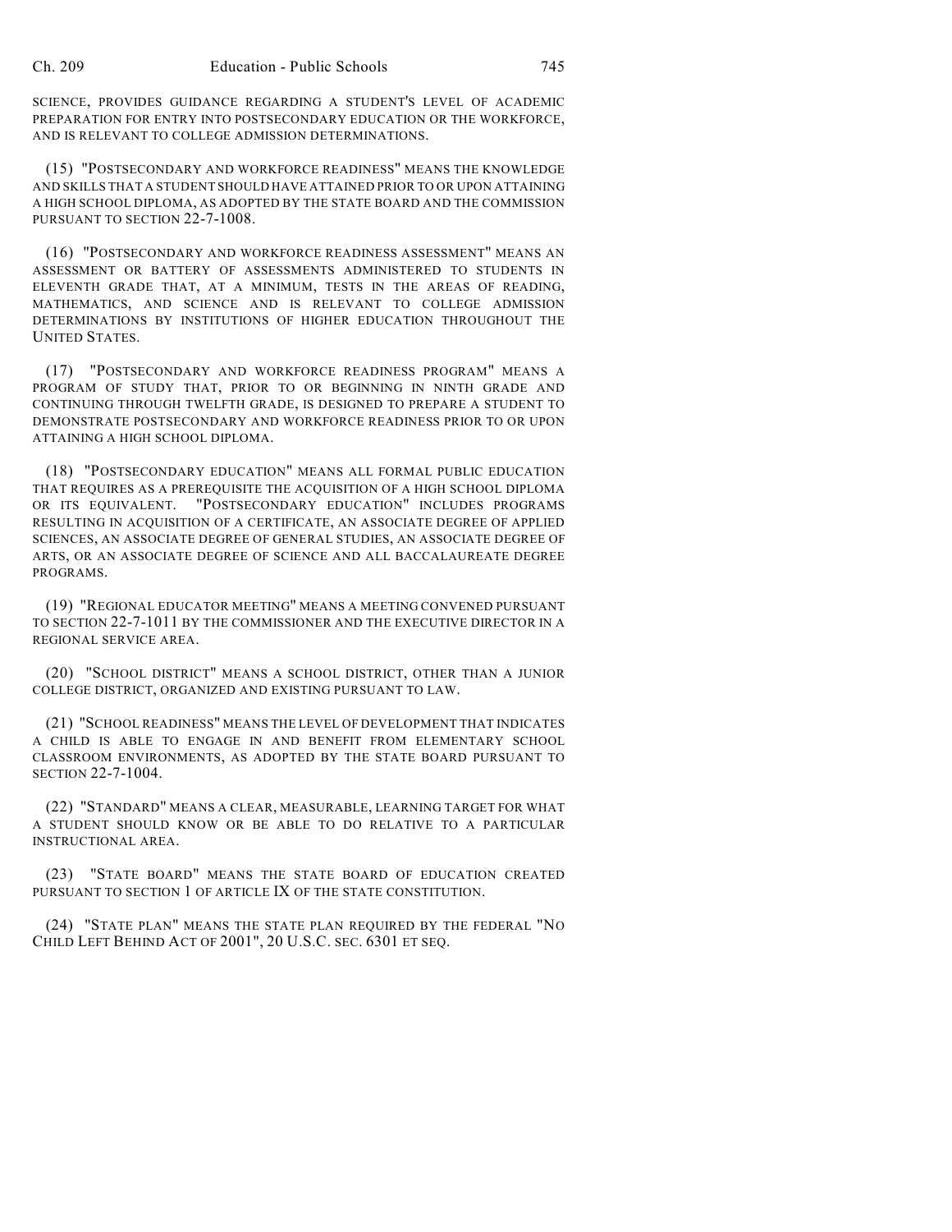SCIENCE, PROVIDES GUIDANCE REGARDING A STUDENT'S LEVEL OF ACADEMIC PREPARATION FOR ENTRY INTO POSTSECONDARY EDUCATION OR THE WORKFORCE, AND IS RELEVANT TO COLLEGE ADMISSION DETERMINATIONS.

(15) "POSTSECONDARY AND WORKFORCE READINESS" MEANS THE KNOWLEDGE AND SKILLS THAT A STUDENT SHOULD HAVE ATTAINED PRIOR TO OR UPON ATTAINING A HIGH SCHOOL DIPLOMA, AS ADOPTED BY THE STATE BOARD AND THE COMMISSION PURSUANT TO SECTION 22-7-1008.

(16) "POSTSECONDARY AND WORKFORCE READINESS ASSESSMENT" MEANS AN ASSESSMENT OR BATTERY OF ASSESSMENTS ADMINISTERED TO STUDENTS IN ELEVENTH GRADE THAT, AT A MINIMUM, TESTS IN THE AREAS OF READING, MATHEMATICS, AND SCIENCE AND IS RELEVANT TO COLLEGE ADMISSION DETERMINATIONS BY INSTITUTIONS OF HIGHER EDUCATION THROUGHOUT THE UNITED STATES.

(17) "POSTSECONDARY AND WORKFORCE READINESS PROGRAM" MEANS A PROGRAM OF STUDY THAT, PRIOR TO OR BEGINNING IN NINTH GRADE AND CONTINUING THROUGH TWELFTH GRADE, IS DESIGNED TO PREPARE A STUDENT TO DEMONSTRATE POSTSECONDARY AND WORKFORCE READINESS PRIOR TO OR UPON ATTAINING A HIGH SCHOOL DIPLOMA.

(18) "POSTSECONDARY EDUCATION" MEANS ALL FORMAL PUBLIC EDUCATION THAT REQUIRES AS A PREREQUISITE THE ACQUISITION OF A HIGH SCHOOL DIPLOMA OR ITS EQUIVALENT. "POSTSECONDARY EDUCATION" INCLUDES PROGRAMS RESULTING IN ACQUISITION OF A CERTIFICATE, AN ASSOCIATE DEGREE OF APPLIED SCIENCES, AN ASSOCIATE DEGREE OF GENERAL STUDIES, AN ASSOCIATE DEGREE OF ARTS, OR AN ASSOCIATE DEGREE OF SCIENCE AND ALL BACCALAUREATE DEGREE PROGRAMS.

(19) "REGIONAL EDUCATOR MEETING" MEANS A MEETING CONVENED PURSUANT TO SECTION 22-7-1011 BY THE COMMISSIONER AND THE EXECUTIVE DIRECTOR IN A REGIONAL SERVICE AREA.

(20) "SCHOOL DISTRICT" MEANS A SCHOOL DISTRICT, OTHER THAN A JUNIOR COLLEGE DISTRICT, ORGANIZED AND EXISTING PURSUANT TO LAW.

(21) "SCHOOL READINESS" MEANS THE LEVEL OF DEVELOPMENT THAT INDICATES A CHILD IS ABLE TO ENGAGE IN AND BENEFIT FROM ELEMENTARY SCHOOL CLASSROOM ENVIRONMENTS, AS ADOPTED BY THE STATE BOARD PURSUANT TO SECTION 22-7-1004.

(22) "STANDARD" MEANS A CLEAR, MEASURABLE, LEARNING TARGET FOR WHAT A STUDENT SHOULD KNOW OR BE ABLE TO DO RELATIVE TO A PARTICULAR INSTRUCTIONAL AREA.

(23) "STATE BOARD" MEANS THE STATE BOARD OF EDUCATION CREATED PURSUANT TO SECTION 1 OF ARTICLE IX OF THE STATE CONSTITUTION.

(24) "STATE PLAN" MEANS THE STATE PLAN REQUIRED BY THE FEDERAL "NO CHILD LEFT BEHIND ACT OF 2001", 20 U.S.C. SEC. 6301 ET SEQ.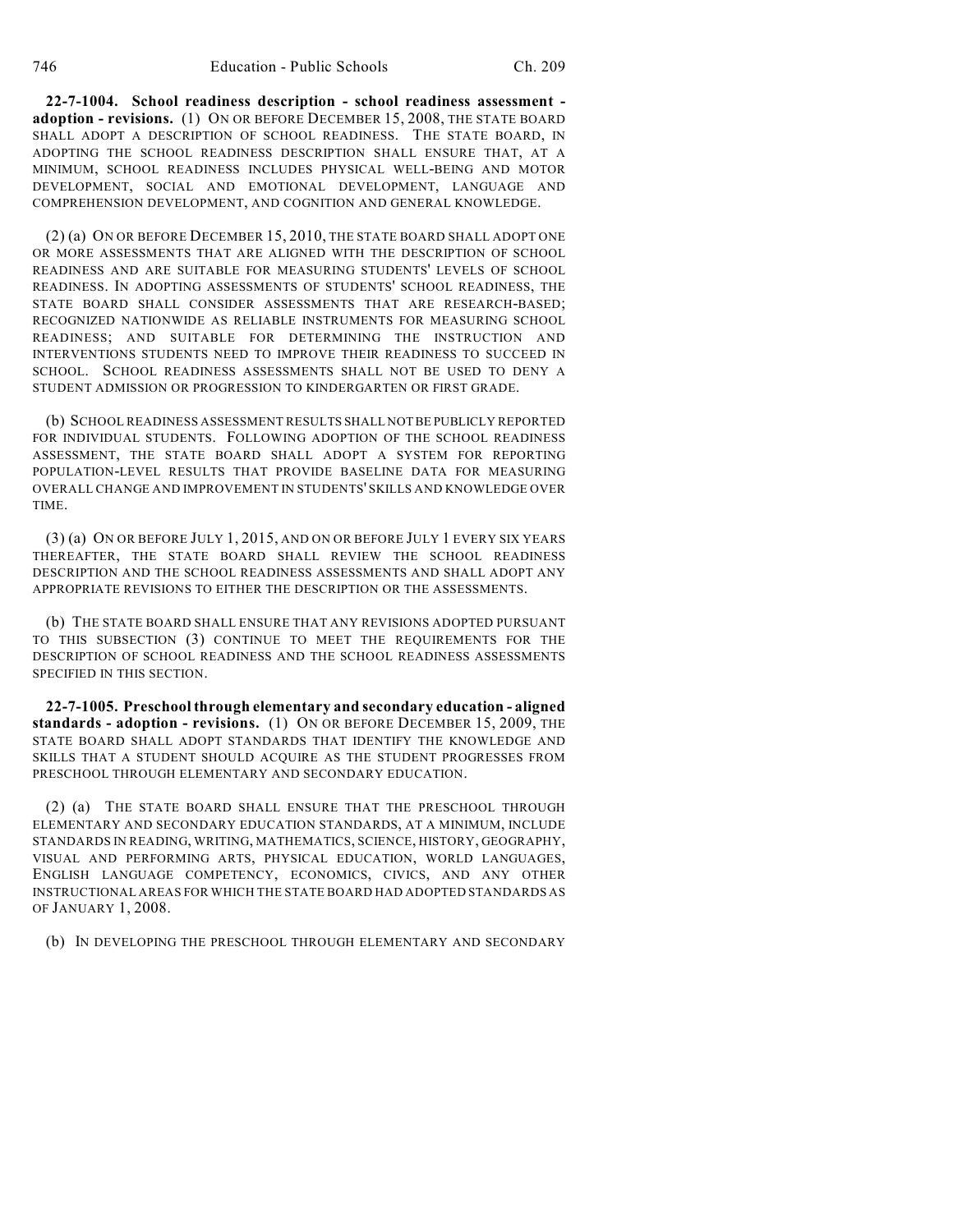**22-7-1004. School readiness description - school readiness assessment - adoption - revisions.** (1) ON OR BEFORE DECEMBER 15, 2008, THE STATE BOARD SHALL ADOPT A DESCRIPTION OF SCHOOL READINESS. THE STATE BOARD, IN ADOPTING THE SCHOOL READINESS DESCRIPTION SHALL ENSURE THAT, AT A MINIMUM, SCHOOL READINESS INCLUDES PHYSICAL WELL-BEING AND MOTOR DEVELOPMENT, SOCIAL AND EMOTIONAL DEVELOPMENT, LANGUAGE AND COMPREHENSION DEVELOPMENT, AND COGNITION AND GENERAL KNOWLEDGE.

(2) (a) ON OR BEFORE DECEMBER 15, 2010, THE STATE BOARD SHALL ADOPT ONE OR MORE ASSESSMENTS THAT ARE ALIGNED WITH THE DESCRIPTION OF SCHOOL READINESS AND ARE SUITABLE FOR MEASURING STUDENTS' LEVELS OF SCHOOL READINESS. IN ADOPTING ASSESSMENTS OF STUDENTS' SCHOOL READINESS, THE STATE BOARD SHALL CONSIDER ASSESSMENTS THAT ARE RESEARCH-BASED; RECOGNIZED NATIONWIDE AS RELIABLE INSTRUMENTS FOR MEASURING SCHOOL READINESS; AND SUITABLE FOR DETERMINING THE INSTRUCTION AND INTERVENTIONS STUDENTS NEED TO IMPROVE THEIR READINESS TO SUCCEED IN SCHOOL. SCHOOL READINESS ASSESSMENTS SHALL NOT BE USED TO DENY A STUDENT ADMISSION OR PROGRESSION TO KINDERGARTEN OR FIRST GRADE.

(b) SCHOOL READINESS ASSESSMENT RESULTS SHALL NOT BE PUBLICLY REPORTED FOR INDIVIDUAL STUDENTS. FOLLOWING ADOPTION OF THE SCHOOL READINESS ASSESSMENT, THE STATE BOARD SHALL ADOPT A SYSTEM FOR REPORTING POPULATION-LEVEL RESULTS THAT PROVIDE BASELINE DATA FOR MEASURING OVERALL CHANGE AND IMPROVEMENT IN STUDENTS' SKILLS AND KNOWLEDGE OVER TIME.

(3) (a) ON OR BEFORE JULY 1, 2015, AND ON OR BEFORE JULY 1 EVERY SIX YEARS THEREAFTER, THE STATE BOARD SHALL REVIEW THE SCHOOL READINESS DESCRIPTION AND THE SCHOOL READINESS ASSESSMENTS AND SHALL ADOPT ANY APPROPRIATE REVISIONS TO EITHER THE DESCRIPTION OR THE ASSESSMENTS.

(b) THE STATE BOARD SHALL ENSURE THAT ANY REVISIONS ADOPTED PURSUANT TO THIS SUBSECTION (3) CONTINUE TO MEET THE REQUIREMENTS FOR THE DESCRIPTION OF SCHOOL READINESS AND THE SCHOOL READINESS ASSESSMENTS SPECIFIED IN THIS SECTION.

**22-7-1005. Preschool through elementary and secondary education - aligned standards - adoption - revisions.** (1) ON OR BEFORE DECEMBER 15, 2009, THE STATE BOARD SHALL ADOPT STANDARDS THAT IDENTIFY THE KNOWLEDGE AND SKILLS THAT A STUDENT SHOULD ACQUIRE AS THE STUDENT PROGRESSES FROM PRESCHOOL THROUGH ELEMENTARY AND SECONDARY EDUCATION.

(2) (a) THE STATE BOARD SHALL ENSURE THAT THE PRESCHOOL THROUGH ELEMENTARY AND SECONDARY EDUCATION STANDARDS, AT A MINIMUM, INCLUDE STANDARDS IN READING, WRITING, MATHEMATICS, SCIENCE, HISTORY, GEOGRAPHY, VISUAL AND PERFORMING ARTS, PHYSICAL EDUCATION, WORLD LANGUAGES, ENGLISH LANGUAGE COMPETENCY, ECONOMICS, CIVICS, AND ANY OTHER INSTRUCTIONAL AREAS FOR WHICH THE STATE BOARD HAD ADOPTED STANDARDS AS OF JANUARY 1, 2008.

(b) IN DEVELOPING THE PRESCHOOL THROUGH ELEMENTARY AND SECONDARY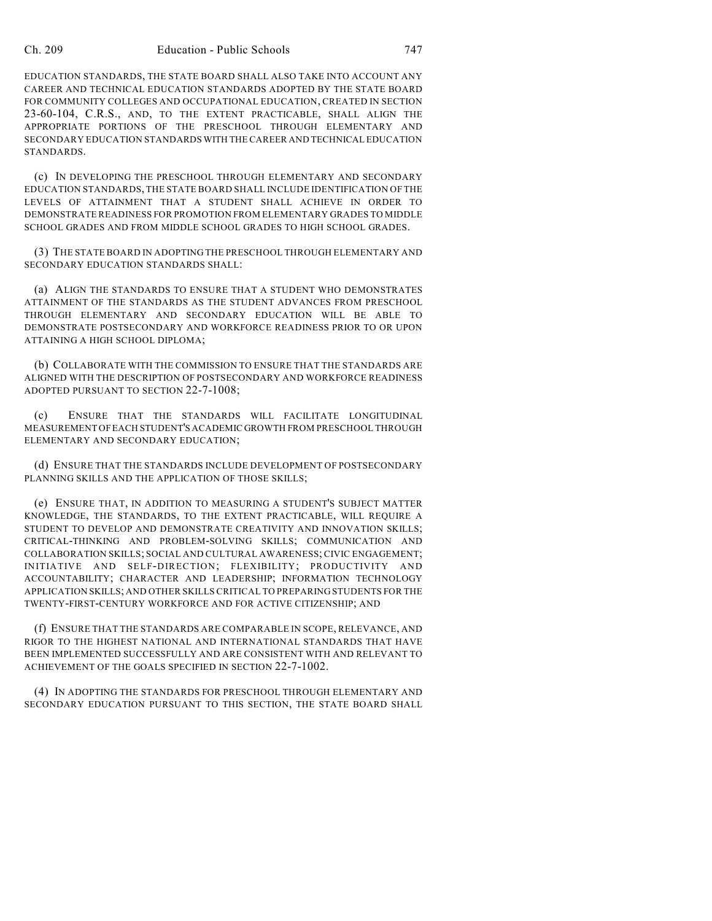EDUCATION STANDARDS, THE STATE BOARD SHALL ALSO TAKE INTO ACCOUNT ANY CAREER AND TECHNICAL EDUCATION STANDARDS ADOPTED BY THE STATE BOARD FOR COMMUNITY COLLEGES AND OCCUPATIONAL EDUCATION, CREATED IN SECTION 23-60-104, C.R.S., AND, TO THE EXTENT PRACTICABLE, SHALL ALIGN THE APPROPRIATE PORTIONS OF THE PRESCHOOL THROUGH ELEMENTARY AND SECONDARY EDUCATION STANDARDS WITH THE CAREER AND TECHNICAL EDUCATION STANDARDS.

(c) IN DEVELOPING THE PRESCHOOL THROUGH ELEMENTARY AND SECONDARY EDUCATION STANDARDS, THE STATE BOARD SHALL INCLUDE IDENTIFICATION OF THE LEVELS OF ATTAINMENT THAT A STUDENT SHALL ACHIEVE IN ORDER TO DEMONSTRATE READINESS FOR PROMOTION FROM ELEMENTARY GRADES TO MIDDLE SCHOOL GRADES AND FROM MIDDLE SCHOOL GRADES TO HIGH SCHOOL GRADES.

(3) THE STATE BOARD IN ADOPTING THE PRESCHOOL THROUGH ELEMENTARY AND SECONDARY EDUCATION STANDARDS SHALL:

(a) ALIGN THE STANDARDS TO ENSURE THAT A STUDENT WHO DEMONSTRATES ATTAINMENT OF THE STANDARDS AS THE STUDENT ADVANCES FROM PRESCHOOL THROUGH ELEMENTARY AND SECONDARY EDUCATION WILL BE ABLE TO DEMONSTRATE POSTSECONDARY AND WORKFORCE READINESS PRIOR TO OR UPON ATTAINING A HIGH SCHOOL DIPLOMA;

(b) COLLABORATE WITH THE COMMISSION TO ENSURE THAT THE STANDARDS ARE ALIGNED WITH THE DESCRIPTION OF POSTSECONDARY AND WORKFORCE READINESS ADOPTED PURSUANT TO SECTION 22-7-1008;

(c) ENSURE THAT THE STANDARDS WILL FACILITATE LONGITUDINAL MEASUREMENT OF EACH STUDENT'S ACADEMIC GROWTH FROM PRESCHOOL THROUGH ELEMENTARY AND SECONDARY EDUCATION;

(d) ENSURE THAT THE STANDARDS INCLUDE DEVELOPMENT OF POSTSECONDARY PLANNING SKILLS AND THE APPLICATION OF THOSE SKILLS;

(e) ENSURE THAT, IN ADDITION TO MEASURING A STUDENT'S SUBJECT MATTER KNOWLEDGE, THE STANDARDS, TO THE EXTENT PRACTICABLE, WILL REQUIRE A STUDENT TO DEVELOP AND DEMONSTRATE CREATIVITY AND INNOVATION SKILLS; CRITICAL-THINKING AND PROBLEM-SOLVING SKILLS; COMMUNICATION AND COLLABORATION SKILLS; SOCIAL AND CULTURAL AWARENESS; CIVIC ENGAGEMENT; INITIATIVE AND SELF-DIRECTION; FLEXIBILITY; PRODUCTIVITY AND ACCOUNTABILITY; CHARACTER AND LEADERSHIP; INFORMATION TECHNOLOGY APPLICATION SKILLS; AND OTHER SKILLS CRITICAL TO PREPARING STUDENTS FOR THE TWENTY-FIRST-CENTURY WORKFORCE AND FOR ACTIVE CITIZENSHIP; AND

(f) ENSURE THAT THE STANDARDS ARE COMPARABLE IN SCOPE, RELEVANCE, AND RIGOR TO THE HIGHEST NATIONAL AND INTERNATIONAL STANDARDS THAT HAVE BEEN IMPLEMENTED SUCCESSFULLY AND ARE CONSISTENT WITH AND RELEVANT TO ACHIEVEMENT OF THE GOALS SPECIFIED IN SECTION 22-7-1002.

(4) IN ADOPTING THE STANDARDS FOR PRESCHOOL THROUGH ELEMENTARY AND SECONDARY EDUCATION PURSUANT TO THIS SECTION, THE STATE BOARD SHALL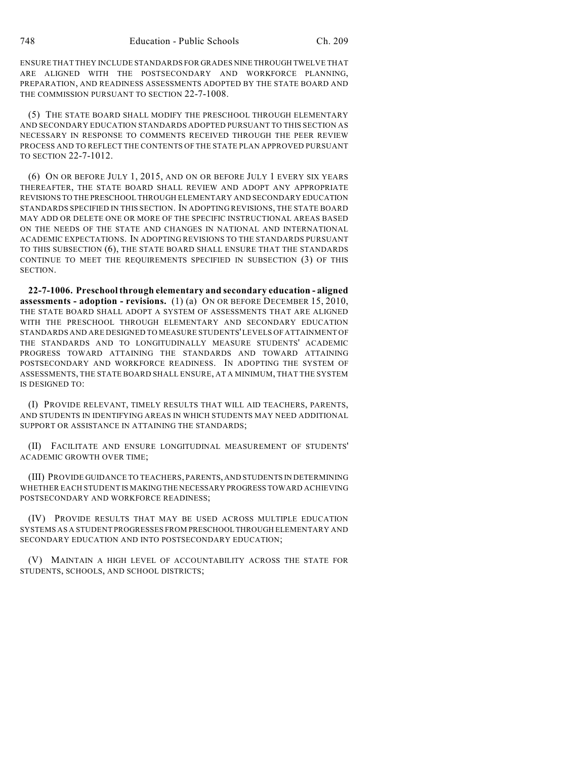ENSURE THAT THEY INCLUDE STANDARDS FOR GRADES NINE THROUGH TWELVE THAT ARE ALIGNED WITH THE POSTSECONDARY AND WORKFORCE PLANNING, PREPARATION, AND READINESS ASSESSMENTS ADOPTED BY THE STATE BOARD AND THE COMMISSION PURSUANT TO SECTION 22-7-1008.

(5) THE STATE BOARD SHALL MODIFY THE PRESCHOOL THROUGH ELEMENTARY AND SECONDARY EDUCATION STANDARDS ADOPTED PURSUANT TO THIS SECTION AS NECESSARY IN RESPONSE TO COMMENTS RECEIVED THROUGH THE PEER REVIEW PROCESS AND TO REFLECT THE CONTENTS OF THE STATE PLAN APPROVED PURSUANT TO SECTION 22-7-1012.

(6) ON OR BEFORE JULY 1, 2015, AND ON OR BEFORE JULY 1 EVERY SIX YEARS THEREAFTER, THE STATE BOARD SHALL REVIEW AND ADOPT ANY APPROPRIATE REVISIONS TO THE PRESCHOOL THROUGH ELEMENTARY AND SECONDARY EDUCATION STANDARDS SPECIFIED IN THIS SECTION. IN ADOPTING REVISIONS, THE STATE BOARD MAY ADD OR DELETE ONE OR MORE OF THE SPECIFIC INSTRUCTIONAL AREAS BASED ON THE NEEDS OF THE STATE AND CHANGES IN NATIONAL AND INTERNATIONAL ACADEMIC EXPECTATIONS. IN ADOPTING REVISIONS TO THE STANDARDS PURSUANT TO THIS SUBSECTION (6), THE STATE BOARD SHALL ENSURE THAT THE STANDARDS CONTINUE TO MEET THE REQUIREMENTS SPECIFIED IN SUBSECTION (3) OF THIS SECTION.

**22-7-1006. Preschool through elementary and secondary education - aligned assessments - adoption - revisions.** (1) (a) ON OR BEFORE DECEMBER 15, 2010, THE STATE BOARD SHALL ADOPT A SYSTEM OF ASSESSMENTS THAT ARE ALIGNED WITH THE PRESCHOOL THROUGH ELEMENTARY AND SECONDARY EDUCATION STANDARDS AND ARE DESIGNED TO MEASURE STUDENTS' LEVELS OF ATTAINMENT OF THE STANDARDS AND TO LONGITUDINALLY MEASURE STUDENTS' ACADEMIC PROGRESS TOWARD ATTAINING THE STANDARDS AND TOWARD ATTAINING POSTSECONDARY AND WORKFORCE READINESS. IN ADOPTING THE SYSTEM OF ASSESSMENTS, THE STATE BOARD SHALL ENSURE, AT A MINIMUM, THAT THE SYSTEM IS DESIGNED TO:

(I) PROVIDE RELEVANT, TIMELY RESULTS THAT WILL AID TEACHERS, PARENTS, AND STUDENTS IN IDENTIFYING AREAS IN WHICH STUDENTS MAY NEED ADDITIONAL SUPPORT OR ASSISTANCE IN ATTAINING THE STANDARDS;

(II) FACILITATE AND ENSURE LONGITUDINAL MEASUREMENT OF STUDENTS' ACADEMIC GROWTH OVER TIME;

(III) PROVIDE GUIDANCE TO TEACHERS, PARENTS, AND STUDENTS IN DETERMINING WHETHER EACH STUDENT IS MAKING THE NECESSARY PROGRESS TOWARD ACHIEVING POSTSECONDARY AND WORKFORCE READINESS;

(IV) PROVIDE RESULTS THAT MAY BE USED ACROSS MULTIPLE EDUCATION SYSTEMS AS A STUDENT PROGRESSES FROM PRESCHOOL THROUGH ELEMENTARY AND SECONDARY EDUCATION AND INTO POSTSECONDARY EDUCATION;

(V) MAINTAIN A HIGH LEVEL OF ACCOUNTABILITY ACROSS THE STATE FOR STUDENTS, SCHOOLS, AND SCHOOL DISTRICTS;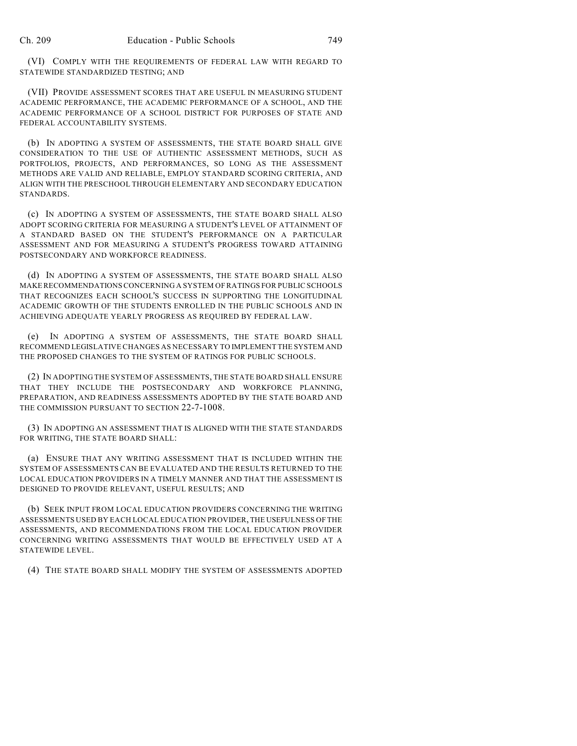(VI) COMPLY WITH THE REQUIREMENTS OF FEDERAL LAW WITH REGARD TO STATEWIDE STANDARDIZED TESTING; AND

(VII) PROVIDE ASSESSMENT SCORES THAT ARE USEFUL IN MEASURING STUDENT ACADEMIC PERFORMANCE, THE ACADEMIC PERFORMANCE OF A SCHOOL, AND THE ACADEMIC PERFORMANCE OF A SCHOOL DISTRICT FOR PURPOSES OF STATE AND FEDERAL ACCOUNTABILITY SYSTEMS.

(b) IN ADOPTING A SYSTEM OF ASSESSMENTS, THE STATE BOARD SHALL GIVE CONSIDERATION TO THE USE OF AUTHENTIC ASSESSMENT METHODS, SUCH AS PORTFOLIOS, PROJECTS, AND PERFORMANCES, SO LONG AS THE ASSESSMENT METHODS ARE VALID AND RELIABLE, EMPLOY STANDARD SCORING CRITERIA, AND ALIGN WITH THE PRESCHOOL THROUGH ELEMENTARY AND SECONDARY EDUCATION STANDARDS.

(c) IN ADOPTING A SYSTEM OF ASSESSMENTS, THE STATE BOARD SHALL ALSO ADOPT SCORING CRITERIA FOR MEASURING A STUDENT'S LEVEL OF ATTAINMENT OF A STANDARD BASED ON THE STUDENT'S PERFORMANCE ON A PARTICULAR ASSESSMENT AND FOR MEASURING A STUDENT'S PROGRESS TOWARD ATTAINING POSTSECONDARY AND WORKFORCE READINESS.

(d) IN ADOPTING A SYSTEM OF ASSESSMENTS, THE STATE BOARD SHALL ALSO MAKE RECOMMENDATIONS CONCERNING A SYSTEM OF RATINGS FOR PUBLIC SCHOOLS THAT RECOGNIZES EACH SCHOOL'S SUCCESS IN SUPPORTING THE LONGITUDINAL ACADEMIC GROWTH OF THE STUDENTS ENROLLED IN THE PUBLIC SCHOOLS AND IN ACHIEVING ADEQUATE YEARLY PROGRESS AS REQUIRED BY FEDERAL LAW.

(e) IN ADOPTING A SYSTEM OF ASSESSMENTS, THE STATE BOARD SHALL RECOMMEND LEGISLATIVE CHANGES AS NECESSARY TO IMPLEMENT THE SYSTEM AND THE PROPOSED CHANGES TO THE SYSTEM OF RATINGS FOR PUBLIC SCHOOLS.

(2) IN ADOPTING THE SYSTEM OF ASSESSMENTS, THE STATE BOARD SHALL ENSURE THAT THEY INCLUDE THE POSTSECONDARY AND WORKFORCE PLANNING, PREPARATION, AND READINESS ASSESSMENTS ADOPTED BY THE STATE BOARD AND THE COMMISSION PURSUANT TO SECTION 22-7-1008.

(3) IN ADOPTING AN ASSESSMENT THAT IS ALIGNED WITH THE STATE STANDARDS FOR WRITING, THE STATE BOARD SHALL:

(a) ENSURE THAT ANY WRITING ASSESSMENT THAT IS INCLUDED WITHIN THE SYSTEM OF ASSESSMENTS CAN BE EVALUATED AND THE RESULTS RETURNED TO THE LOCAL EDUCATION PROVIDERS IN A TIMELY MANNER AND THAT THE ASSESSMENT IS DESIGNED TO PROVIDE RELEVANT, USEFUL RESULTS; AND

(b) SEEK INPUT FROM LOCAL EDUCATION PROVIDERS CONCERNING THE WRITING ASSESSMENTS USED BY EACH LOCAL EDUCATION PROVIDER, THE USEFULNESS OF THE ASSESSMENTS, AND RECOMMENDATIONS FROM THE LOCAL EDUCATION PROVIDER CONCERNING WRITING ASSESSMENTS THAT WOULD BE EFFECTIVELY USED AT A STATEWIDE LEVEL.

(4) THE STATE BOARD SHALL MODIFY THE SYSTEM OF ASSESSMENTS ADOPTED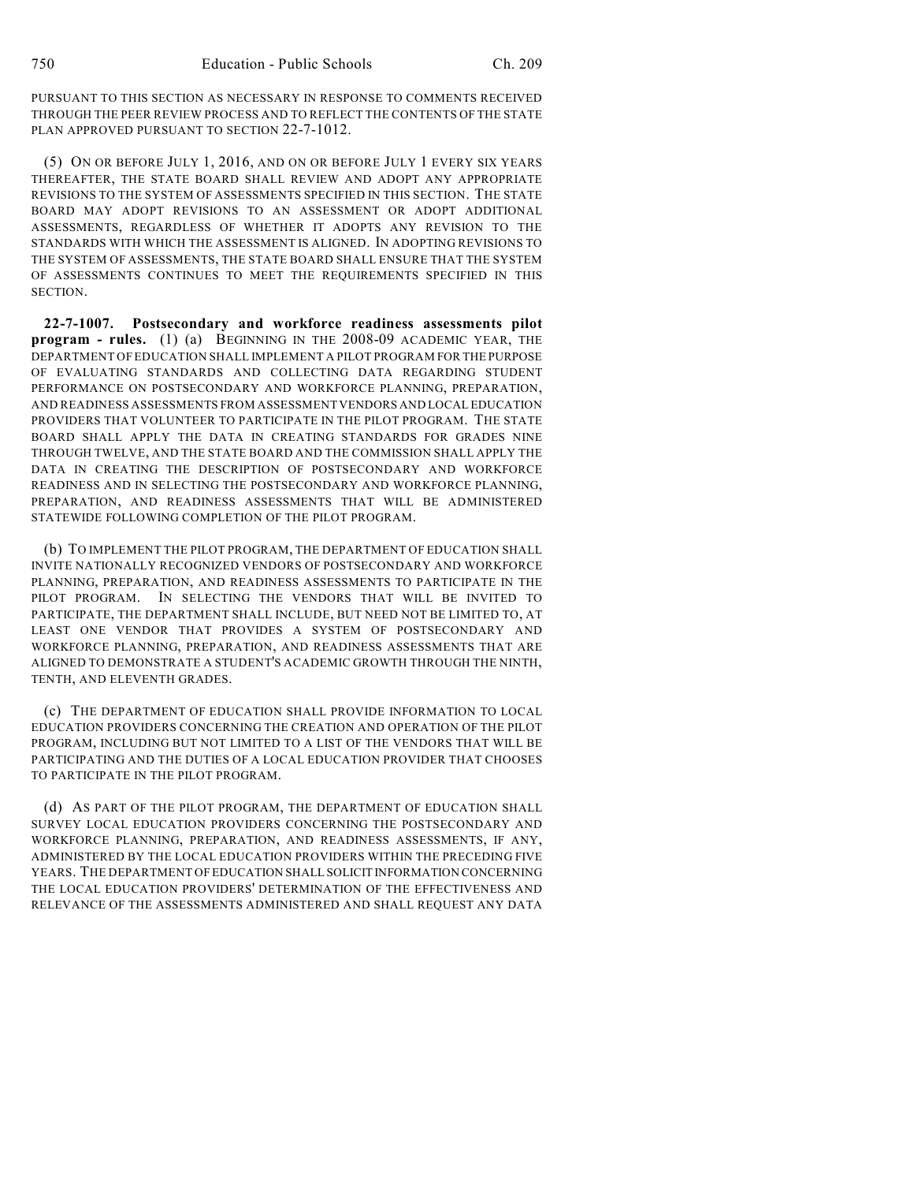PURSUANT TO THIS SECTION AS NECESSARY IN RESPONSE TO COMMENTS RECEIVED THROUGH THE PEER REVIEW PROCESS AND TO REFLECT THE CONTENTS OF THE STATE PLAN APPROVED PURSUANT TO SECTION 22-7-1012.

(5) ON OR BEFORE JULY 1, 2016, AND ON OR BEFORE JULY 1 EVERY SIX YEARS THEREAFTER, THE STATE BOARD SHALL REVIEW AND ADOPT ANY APPROPRIATE REVISIONS TO THE SYSTEM OF ASSESSMENTS SPECIFIED IN THIS SECTION. THE STATE BOARD MAY ADOPT REVISIONS TO AN ASSESSMENT OR ADOPT ADDITIONAL ASSESSMENTS, REGARDLESS OF WHETHER IT ADOPTS ANY REVISION TO THE STANDARDS WITH WHICH THE ASSESSMENT IS ALIGNED. IN ADOPTING REVISIONS TO THE SYSTEM OF ASSESSMENTS, THE STATE BOARD SHALL ENSURE THAT THE SYSTEM OF ASSESSMENTS CONTINUES TO MEET THE REQUIREMENTS SPECIFIED IN THIS SECTION.

**22-7-1007. Postsecondary and workforce readiness assessments pilot program - rules.** (1) (a) BEGINNING IN THE 2008-09 ACADEMIC YEAR, THE DEPARTMENT OF EDUCATION SHALL IMPLEMENT A PILOT PROGRAM FOR THE PURPOSE OF EVALUATING STANDARDS AND COLLECTING DATA REGARDING STUDENT PERFORMANCE ON POSTSECONDARY AND WORKFORCE PLANNING, PREPARATION, AND READINESS ASSESSMENTS FROM ASSESSMENT VENDORS AND LOCAL EDUCATION PROVIDERS THAT VOLUNTEER TO PARTICIPATE IN THE PILOT PROGRAM. THE STATE BOARD SHALL APPLY THE DATA IN CREATING STANDARDS FOR GRADES NINE THROUGH TWELVE, AND THE STATE BOARD AND THE COMMISSION SHALL APPLY THE DATA IN CREATING THE DESCRIPTION OF POSTSECONDARY AND WORKFORCE READINESS AND IN SELECTING THE POSTSECONDARY AND WORKFORCE PLANNING, PREPARATION, AND READINESS ASSESSMENTS THAT WILL BE ADMINISTERED STATEWIDE FOLLOWING COMPLETION OF THE PILOT PROGRAM.

(b) TO IMPLEMENT THE PILOT PROGRAM, THE DEPARTMENT OF EDUCATION SHALL INVITE NATIONALLY RECOGNIZED VENDORS OF POSTSECONDARY AND WORKFORCE PLANNING, PREPARATION, AND READINESS ASSESSMENTS TO PARTICIPATE IN THE PILOT PROGRAM. IN SELECTING THE VENDORS THAT WILL BE INVITED TO PARTICIPATE, THE DEPARTMENT SHALL INCLUDE, BUT NEED NOT BE LIMITED TO, AT LEAST ONE VENDOR THAT PROVIDES A SYSTEM OF POSTSECONDARY AND WORKFORCE PLANNING, PREPARATION, AND READINESS ASSESSMENTS THAT ARE ALIGNED TO DEMONSTRATE A STUDENT'S ACADEMIC GROWTH THROUGH THE NINTH, TENTH, AND ELEVENTH GRADES.

(c) THE DEPARTMENT OF EDUCATION SHALL PROVIDE INFORMATION TO LOCAL EDUCATION PROVIDERS CONCERNING THE CREATION AND OPERATION OF THE PILOT PROGRAM, INCLUDING BUT NOT LIMITED TO A LIST OF THE VENDORS THAT WILL BE PARTICIPATING AND THE DUTIES OF A LOCAL EDUCATION PROVIDER THAT CHOOSES TO PARTICIPATE IN THE PILOT PROGRAM.

(d) AS PART OF THE PILOT PROGRAM, THE DEPARTMENT OF EDUCATION SHALL SURVEY LOCAL EDUCATION PROVIDERS CONCERNING THE POSTSECONDARY AND WORKFORCE PLANNING, PREPARATION, AND READINESS ASSESSMENTS, IF ANY, ADMINISTERED BY THE LOCAL EDUCATION PROVIDERS WITHIN THE PRECEDING FIVE YEARS. THE DEPARTMENT OF EDUCATION SHALL SOLICIT INFORMATION CONCERNING THE LOCAL EDUCATION PROVIDERS' DETERMINATION OF THE EFFECTIVENESS AND RELEVANCE OF THE ASSESSMENTS ADMINISTERED AND SHALL REQUEST ANY DATA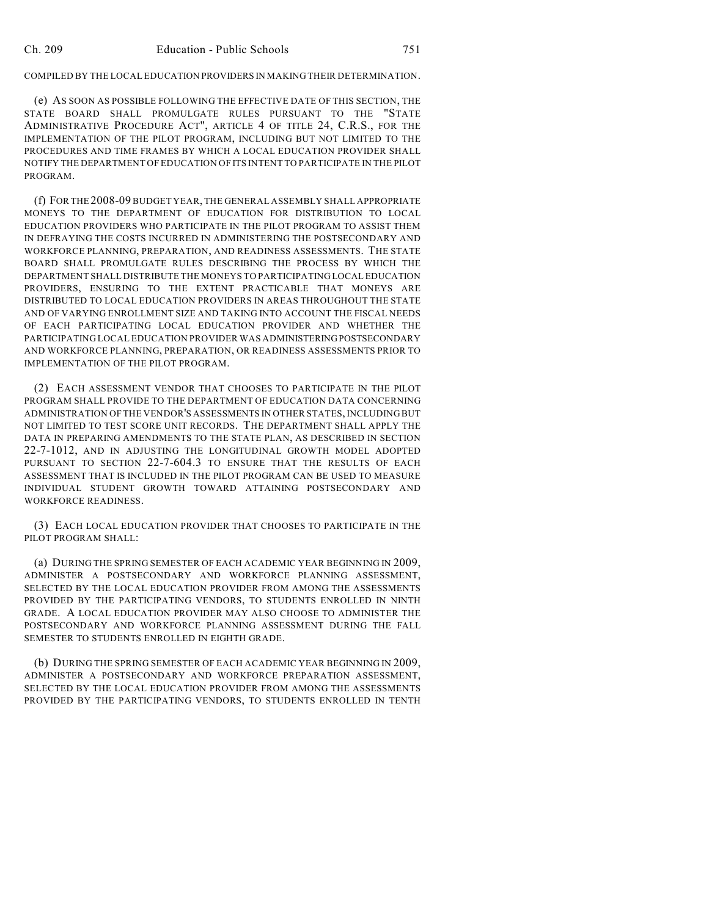COMPILED BY THE LOCAL EDUCATION PROVIDERS IN MAKING THEIR DETERMINATION.

(e) AS SOON AS POSSIBLE FOLLOWING THE EFFECTIVE DATE OF THIS SECTION, THE STATE BOARD SHALL PROMULGATE RULES PURSUANT TO THE "STATE ADMINISTRATIVE PROCEDURE ACT", ARTICLE 4 OF TITLE 24, C.R.S., FOR THE IMPLEMENTATION OF THE PILOT PROGRAM, INCLUDING BUT NOT LIMITED TO THE PROCEDURES AND TIME FRAMES BY WHICH A LOCAL EDUCATION PROVIDER SHALL NOTIFY THE DEPARTMENT OF EDUCATION OF ITS INTENT TO PARTICIPATE IN THE PILOT PROGRAM.

(f) FOR THE 2008-09 BUDGET YEAR, THE GENERAL ASSEMBLY SHALL APPROPRIATE MONEYS TO THE DEPARTMENT OF EDUCATION FOR DISTRIBUTION TO LOCAL EDUCATION PROVIDERS WHO PARTICIPATE IN THE PILOT PROGRAM TO ASSIST THEM IN DEFRAYING THE COSTS INCURRED IN ADMINISTERING THE POSTSECONDARY AND WORKFORCE PLANNING, PREPARATION, AND READINESS ASSESSMENTS. THE STATE BOARD SHALL PROMULGATE RULES DESCRIBING THE PROCESS BY WHICH THE DEPARTMENT SHALL DISTRIBUTE THE MONEYS TO PARTICIPATING LOCAL EDUCATION PROVIDERS, ENSURING TO THE EXTENT PRACTICABLE THAT MONEYS ARE DISTRIBUTED TO LOCAL EDUCATION PROVIDERS IN AREAS THROUGHOUT THE STATE AND OF VARYING ENROLLMENT SIZE AND TAKING INTO ACCOUNT THE FISCAL NEEDS OF EACH PARTICIPATING LOCAL EDUCATION PROVIDER AND WHETHER THE PARTICIPATING LOCAL EDUCATION PROVIDER WAS ADMINISTERING POSTSECONDARY AND WORKFORCE PLANNING, PREPARATION, OR READINESS ASSESSMENTS PRIOR TO IMPLEMENTATION OF THE PILOT PROGRAM.

(2) EACH ASSESSMENT VENDOR THAT CHOOSES TO PARTICIPATE IN THE PILOT PROGRAM SHALL PROVIDE TO THE DEPARTMENT OF EDUCATION DATA CONCERNING ADMINISTRATION OF THE VENDOR'S ASSESSMENTS IN OTHER STATES, INCLUDING BUT NOT LIMITED TO TEST SCORE UNIT RECORDS. THE DEPARTMENT SHALL APPLY THE DATA IN PREPARING AMENDMENTS TO THE STATE PLAN, AS DESCRIBED IN SECTION 22-7-1012, AND IN ADJUSTING THE LONGITUDINAL GROWTH MODEL ADOPTED PURSUANT TO SECTION 22-7-604.3 TO ENSURE THAT THE RESULTS OF EACH ASSESSMENT THAT IS INCLUDED IN THE PILOT PROGRAM CAN BE USED TO MEASURE INDIVIDUAL STUDENT GROWTH TOWARD ATTAINING POSTSECONDARY AND WORKFORCE READINESS.

(3) EACH LOCAL EDUCATION PROVIDER THAT CHOOSES TO PARTICIPATE IN THE PILOT PROGRAM SHALL:

(a) DURING THE SPRING SEMESTER OF EACH ACADEMIC YEAR BEGINNING IN 2009, ADMINISTER A POSTSECONDARY AND WORKFORCE PLANNING ASSESSMENT, SELECTED BY THE LOCAL EDUCATION PROVIDER FROM AMONG THE ASSESSMENTS PROVIDED BY THE PARTICIPATING VENDORS, TO STUDENTS ENROLLED IN NINTH GRADE. A LOCAL EDUCATION PROVIDER MAY ALSO CHOOSE TO ADMINISTER THE POSTSECONDARY AND WORKFORCE PLANNING ASSESSMENT DURING THE FALL SEMESTER TO STUDENTS ENROLLED IN EIGHTH GRADE.

(b) DURING THE SPRING SEMESTER OF EACH ACADEMIC YEAR BEGINNING IN 2009, ADMINISTER A POSTSECONDARY AND WORKFORCE PREPARATION ASSESSMENT, SELECTED BY THE LOCAL EDUCATION PROVIDER FROM AMONG THE ASSESSMENTS PROVIDED BY THE PARTICIPATING VENDORS, TO STUDENTS ENROLLED IN TENTH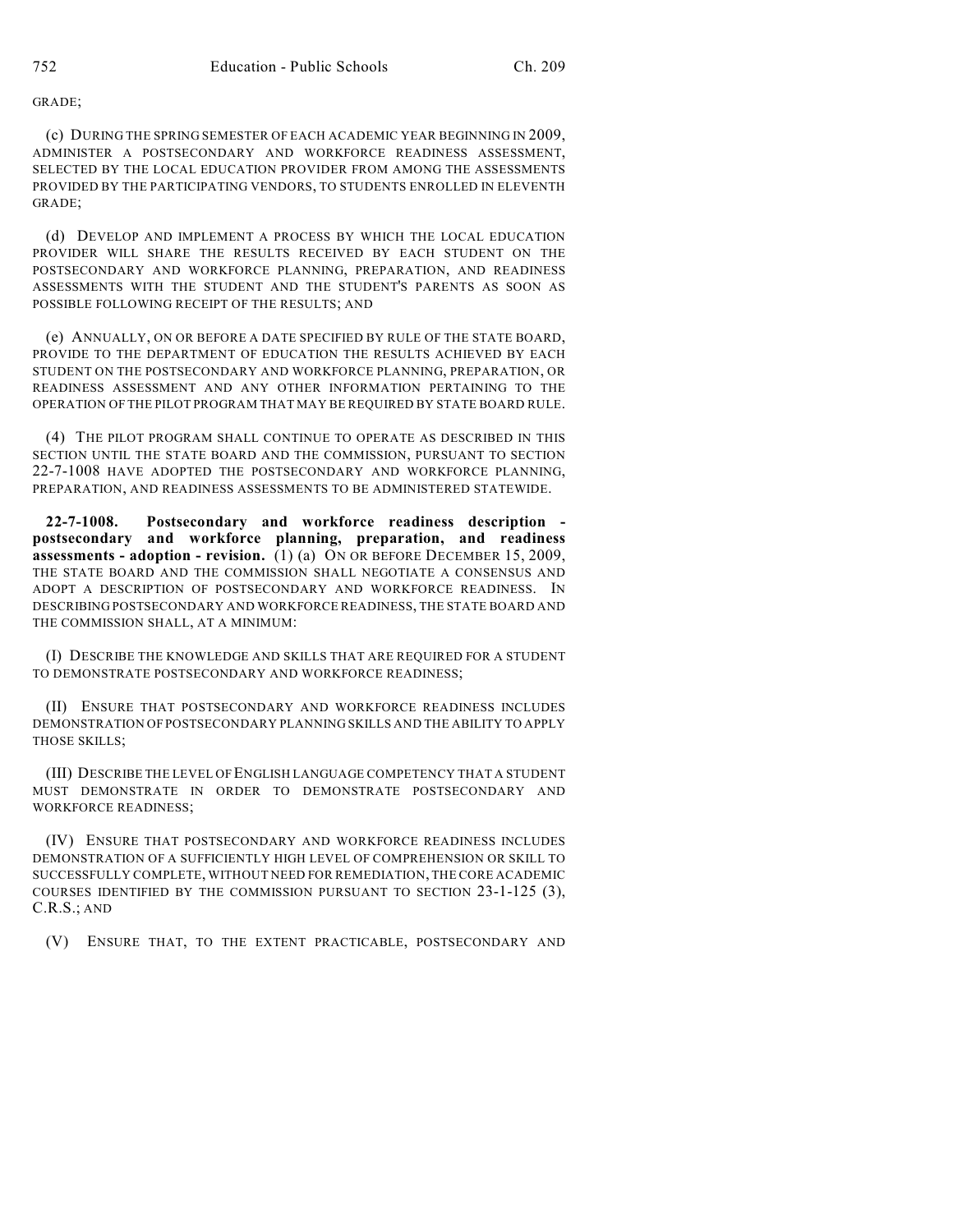GRADE;

(c) DURING THE SPRING SEMESTER OF EACH ACADEMIC YEAR BEGINNING IN 2009, ADMINISTER A POSTSECONDARY AND WORKFORCE READINESS ASSESSMENT, SELECTED BY THE LOCAL EDUCATION PROVIDER FROM AMONG THE ASSESSMENTS PROVIDED BY THE PARTICIPATING VENDORS, TO STUDENTS ENROLLED IN ELEVENTH GRADE;

(d) DEVELOP AND IMPLEMENT A PROCESS BY WHICH THE LOCAL EDUCATION PROVIDER WILL SHARE THE RESULTS RECEIVED BY EACH STUDENT ON THE POSTSECONDARY AND WORKFORCE PLANNING, PREPARATION, AND READINESS ASSESSMENTS WITH THE STUDENT AND THE STUDENT'S PARENTS AS SOON AS POSSIBLE FOLLOWING RECEIPT OF THE RESULTS; AND

(e) ANNUALLY, ON OR BEFORE A DATE SPECIFIED BY RULE OF THE STATE BOARD, PROVIDE TO THE DEPARTMENT OF EDUCATION THE RESULTS ACHIEVED BY EACH STUDENT ON THE POSTSECONDARY AND WORKFORCE PLANNING, PREPARATION, OR READINESS ASSESSMENT AND ANY OTHER INFORMATION PERTAINING TO THE OPERATION OF THE PILOT PROGRAM THAT MAY BE REQUIRED BY STATE BOARD RULE.

(4) THE PILOT PROGRAM SHALL CONTINUE TO OPERATE AS DESCRIBED IN THIS SECTION UNTIL THE STATE BOARD AND THE COMMISSION, PURSUANT TO SECTION 22-7-1008 HAVE ADOPTED THE POSTSECONDARY AND WORKFORCE PLANNING, PREPARATION, AND READINESS ASSESSMENTS TO BE ADMINISTERED STATEWIDE.

**22-7-1008. Postsecondary and workforce readiness description - postsecondary and workforce planning, preparation, and readiness assessments - adoption - revision.** (1) (a) ON OR BEFORE DECEMBER 15, 2009, THE STATE BOARD AND THE COMMISSION SHALL NEGOTIATE A CONSENSUS AND ADOPT A DESCRIPTION OF POSTSECONDARY AND WORKFORCE READINESS. IN DESCRIBING POSTSECONDARY AND WORKFORCE READINESS, THE STATE BOARD AND THE COMMISSION SHALL, AT A MINIMUM:

(I) DESCRIBE THE KNOWLEDGE AND SKILLS THAT ARE REQUIRED FOR A STUDENT TO DEMONSTRATE POSTSECONDARY AND WORKFORCE READINESS;

(II) ENSURE THAT POSTSECONDARY AND WORKFORCE READINESS INCLUDES DEMONSTRATION OF POSTSECONDARY PLANNING SKILLS AND THE ABILITY TO APPLY THOSE SKILLS;

(III) DESCRIBE THE LEVEL OF ENGLISH LANGUAGE COMPETENCY THAT A STUDENT MUST DEMONSTRATE IN ORDER TO DEMONSTRATE POSTSECONDARY AND WORKFORCE READINESS;

(IV) ENSURE THAT POSTSECONDARY AND WORKFORCE READINESS INCLUDES DEMONSTRATION OF A SUFFICIENTLY HIGH LEVEL OF COMPREHENSION OR SKILL TO SUCCESSFULLY COMPLETE, WITHOUT NEED FOR REMEDIATION, THE CORE ACADEMIC COURSES IDENTIFIED BY THE COMMISSION PURSUANT TO SECTION 23-1-125 (3), C.R.S.; AND

(V) ENSURE THAT, TO THE EXTENT PRACTICABLE, POSTSECONDARY AND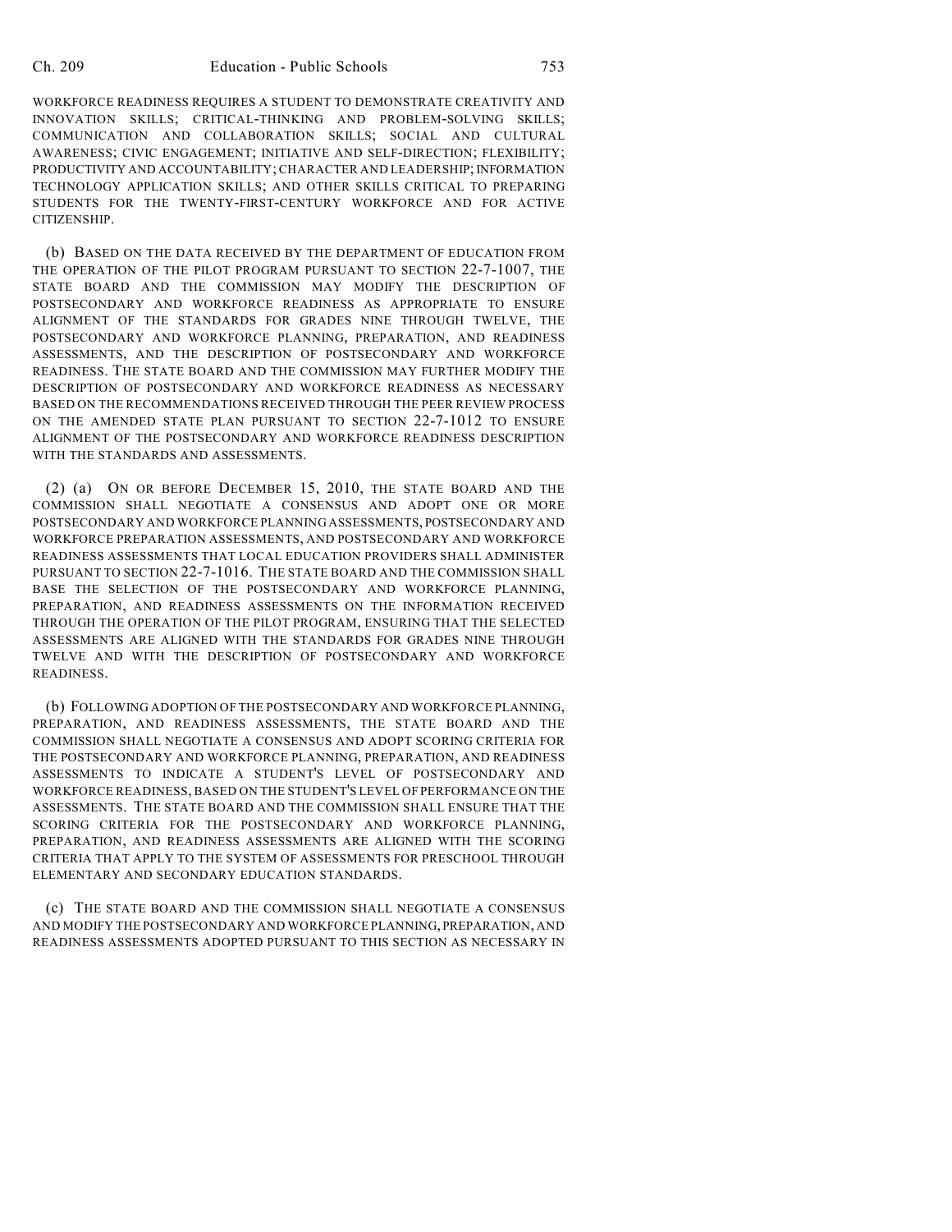WORKFORCE READINESS REQUIRES A STUDENT TO DEMONSTRATE CREATIVITY AND INNOVATION SKILLS; CRITICAL-THINKING AND PROBLEM-SOLVING SKILLS; COMMUNICATION AND COLLABORATION SKILLS; SOCIAL AND CULTURAL AWARENESS; CIVIC ENGAGEMENT; INITIATIVE AND SELF-DIRECTION; FLEXIBILITY; PRODUCTIVITY AND ACCOUNTABILITY; CHARACTER AND LEADERSHIP; INFORMATION TECHNOLOGY APPLICATION SKILLS; AND OTHER SKILLS CRITICAL TO PREPARING STUDENTS FOR THE TWENTY-FIRST-CENTURY WORKFORCE AND FOR ACTIVE CITIZENSHIP.

(b) BASED ON THE DATA RECEIVED BY THE DEPARTMENT OF EDUCATION FROM THE OPERATION OF THE PILOT PROGRAM PURSUANT TO SECTION 22-7-1007, THE STATE BOARD AND THE COMMISSION MAY MODIFY THE DESCRIPTION OF POSTSECONDARY AND WORKFORCE READINESS AS APPROPRIATE TO ENSURE ALIGNMENT OF THE STANDARDS FOR GRADES NINE THROUGH TWELVE, THE POSTSECONDARY AND WORKFORCE PLANNING, PREPARATION, AND READINESS ASSESSMENTS, AND THE DESCRIPTION OF POSTSECONDARY AND WORKFORCE READINESS. THE STATE BOARD AND THE COMMISSION MAY FURTHER MODIFY THE DESCRIPTION OF POSTSECONDARY AND WORKFORCE READINESS AS NECESSARY BASED ON THE RECOMMENDATIONS RECEIVED THROUGH THE PEER REVIEW PROCESS ON THE AMENDED STATE PLAN PURSUANT TO SECTION 22-7-1012 TO ENSURE ALIGNMENT OF THE POSTSECONDARY AND WORKFORCE READINESS DESCRIPTION WITH THE STANDARDS AND ASSESSMENTS.

(2) (a) ON OR BEFORE DECEMBER 15, 2010, THE STATE BOARD AND THE COMMISSION SHALL NEGOTIATE A CONSENSUS AND ADOPT ONE OR MORE POSTSECONDARY AND WORKFORCE PLANNING ASSESSMENTS, POSTSECONDARY AND WORKFORCE PREPARATION ASSESSMENTS, AND POSTSECONDARY AND WORKFORCE READINESS ASSESSMENTS THAT LOCAL EDUCATION PROVIDERS SHALL ADMINISTER PURSUANT TO SECTION 22-7-1016. THE STATE BOARD AND THE COMMISSION SHALL BASE THE SELECTION OF THE POSTSECONDARY AND WORKFORCE PLANNING, PREPARATION, AND READINESS ASSESSMENTS ON THE INFORMATION RECEIVED THROUGH THE OPERATION OF THE PILOT PROGRAM, ENSURING THAT THE SELECTED ASSESSMENTS ARE ALIGNED WITH THE STANDARDS FOR GRADES NINE THROUGH TWELVE AND WITH THE DESCRIPTION OF POSTSECONDARY AND WORKFORCE READINESS.

(b) FOLLOWING ADOPTION OF THE POSTSECONDARY AND WORKFORCE PLANNING, PREPARATION, AND READINESS ASSESSMENTS, THE STATE BOARD AND THE COMMISSION SHALL NEGOTIATE A CONSENSUS AND ADOPT SCORING CRITERIA FOR THE POSTSECONDARY AND WORKFORCE PLANNING, PREPARATION, AND READINESS ASSESSMENTS TO INDICATE A STUDENT'S LEVEL OF POSTSECONDARY AND WORKFORCE READINESS, BASED ON THE STUDENT'S LEVEL OF PERFORMANCE ON THE ASSESSMENTS. THE STATE BOARD AND THE COMMISSION SHALL ENSURE THAT THE SCORING CRITERIA FOR THE POSTSECONDARY AND WORKFORCE PLANNING, PREPARATION, AND READINESS ASSESSMENTS ARE ALIGNED WITH THE SCORING CRITERIA THAT APPLY TO THE SYSTEM OF ASSESSMENTS FOR PRESCHOOL THROUGH ELEMENTARY AND SECONDARY EDUCATION STANDARDS.

(c) THE STATE BOARD AND THE COMMISSION SHALL NEGOTIATE A CONSENSUS AND MODIFY THE POSTSECONDARY AND WORKFORCE PLANNING, PREPARATION, AND READINESS ASSESSMENTS ADOPTED PURSUANT TO THIS SECTION AS NECESSARY IN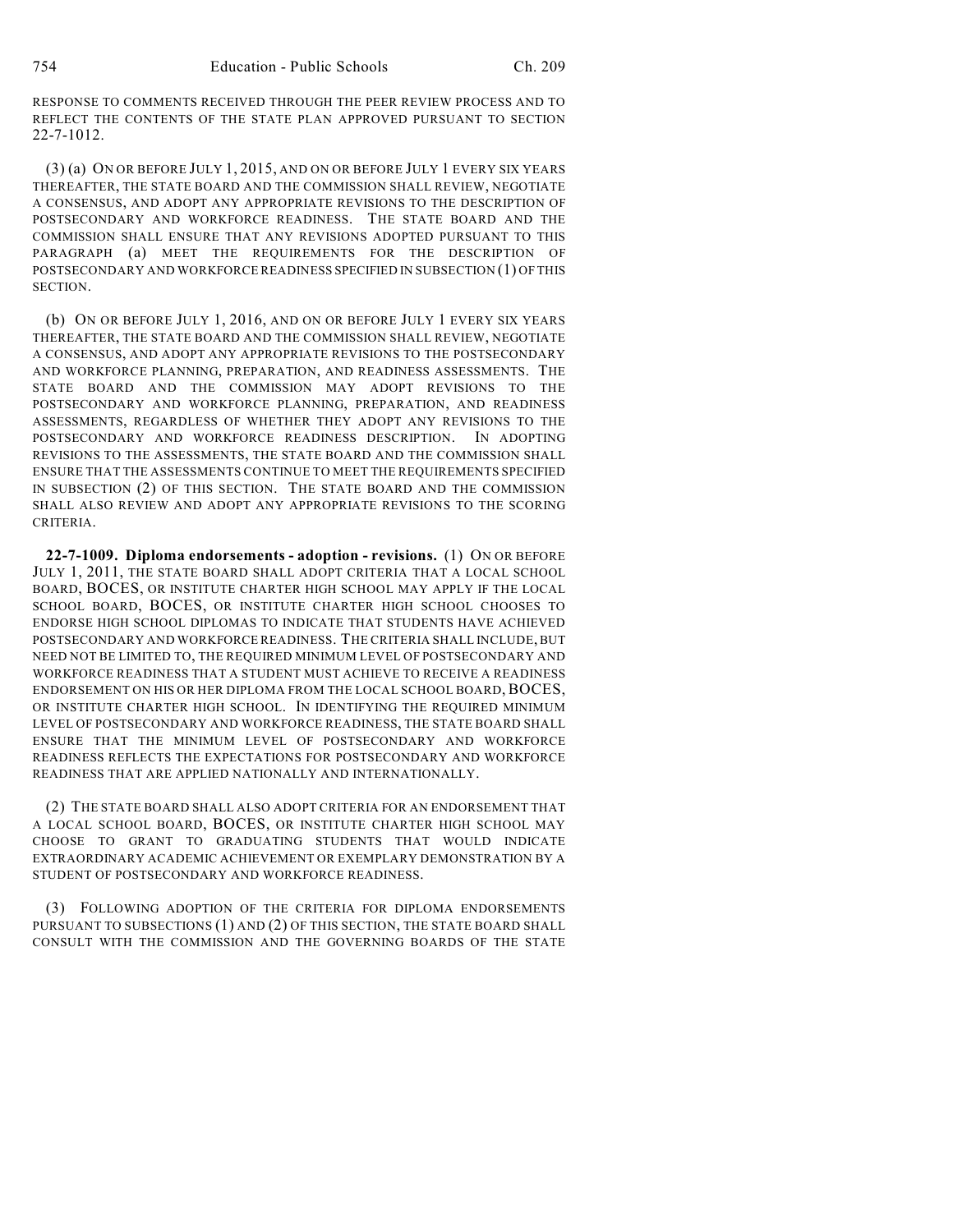RESPONSE TO COMMENTS RECEIVED THROUGH THE PEER REVIEW PROCESS AND TO REFLECT THE CONTENTS OF THE STATE PLAN APPROVED PURSUANT TO SECTION 22-7-1012.

(3) (a) ON OR BEFORE JULY 1, 2015, AND ON OR BEFORE JULY 1 EVERY SIX YEARS THEREAFTER, THE STATE BOARD AND THE COMMISSION SHALL REVIEW, NEGOTIATE A CONSENSUS, AND ADOPT ANY APPROPRIATE REVISIONS TO THE DESCRIPTION OF POSTSECONDARY AND WORKFORCE READINESS. THE STATE BOARD AND THE COMMISSION SHALL ENSURE THAT ANY REVISIONS ADOPTED PURSUANT TO THIS PARAGRAPH (a) MEET THE REQUIREMENTS FOR THE DESCRIPTION OF POSTSECONDARY AND WORKFORCE READINESS SPECIFIED IN SUBSECTION (1) OF THIS SECTION.

(b) ON OR BEFORE JULY 1, 2016, AND ON OR BEFORE JULY 1 EVERY SIX YEARS THEREAFTER, THE STATE BOARD AND THE COMMISSION SHALL REVIEW, NEGOTIATE A CONSENSUS, AND ADOPT ANY APPROPRIATE REVISIONS TO THE POSTSECONDARY AND WORKFORCE PLANNING, PREPARATION, AND READINESS ASSESSMENTS. THE STATE BOARD AND THE COMMISSION MAY ADOPT REVISIONS TO THE POSTSECONDARY AND WORKFORCE PLANNING, PREPARATION, AND READINESS ASSESSMENTS, REGARDLESS OF WHETHER THEY ADOPT ANY REVISIONS TO THE POSTSECONDARY AND WORKFORCE READINESS DESCRIPTION. IN ADOPTING REVISIONS TO THE ASSESSMENTS, THE STATE BOARD AND THE COMMISSION SHALL ENSURE THAT THE ASSESSMENTS CONTINUE TO MEET THE REQUIREMENTS SPECIFIED IN SUBSECTION (2) OF THIS SECTION. THE STATE BOARD AND THE COMMISSION SHALL ALSO REVIEW AND ADOPT ANY APPROPRIATE REVISIONS TO THE SCORING CRITERIA.

**22-7-1009. Diploma endorsements - adoption - revisions.** (1) ON OR BEFORE JULY 1, 2011, THE STATE BOARD SHALL ADOPT CRITERIA THAT A LOCAL SCHOOL BOARD, BOCES, OR INSTITUTE CHARTER HIGH SCHOOL MAY APPLY IF THE LOCAL SCHOOL BOARD, BOCES, OR INSTITUTE CHARTER HIGH SCHOOL CHOOSES TO ENDORSE HIGH SCHOOL DIPLOMAS TO INDICATE THAT STUDENTS HAVE ACHIEVED POSTSECONDARY AND WORKFORCE READINESS. THE CRITERIA SHALL INCLUDE, BUT NEED NOT BE LIMITED TO, THE REQUIRED MINIMUM LEVEL OF POSTSECONDARY AND WORKFORCE READINESS THAT A STUDENT MUST ACHIEVE TO RECEIVE A READINESS ENDORSEMENT ON HIS OR HER DIPLOMA FROM THE LOCAL SCHOOL BOARD, BOCES, OR INSTITUTE CHARTER HIGH SCHOOL. IN IDENTIFYING THE REQUIRED MINIMUM LEVEL OF POSTSECONDARY AND WORKFORCE READINESS, THE STATE BOARD SHALL ENSURE THAT THE MINIMUM LEVEL OF POSTSECONDARY AND WORKFORCE READINESS REFLECTS THE EXPECTATIONS FOR POSTSECONDARY AND WORKFORCE READINESS THAT ARE APPLIED NATIONALLY AND INTERNATIONALLY.

(2) THE STATE BOARD SHALL ALSO ADOPT CRITERIA FOR AN ENDORSEMENT THAT A LOCAL SCHOOL BOARD, BOCES, OR INSTITUTE CHARTER HIGH SCHOOL MAY CHOOSE TO GRANT TO GRADUATING STUDENTS THAT WOULD INDICATE EXTRAORDINARY ACADEMIC ACHIEVEMENT OR EXEMPLARY DEMONSTRATION BY A STUDENT OF POSTSECONDARY AND WORKFORCE READINESS.

(3) FOLLOWING ADOPTION OF THE CRITERIA FOR DIPLOMA ENDORSEMENTS PURSUANT TO SUBSECTIONS (1) AND (2) OF THIS SECTION, THE STATE BOARD SHALL CONSULT WITH THE COMMISSION AND THE GOVERNING BOARDS OF THE STATE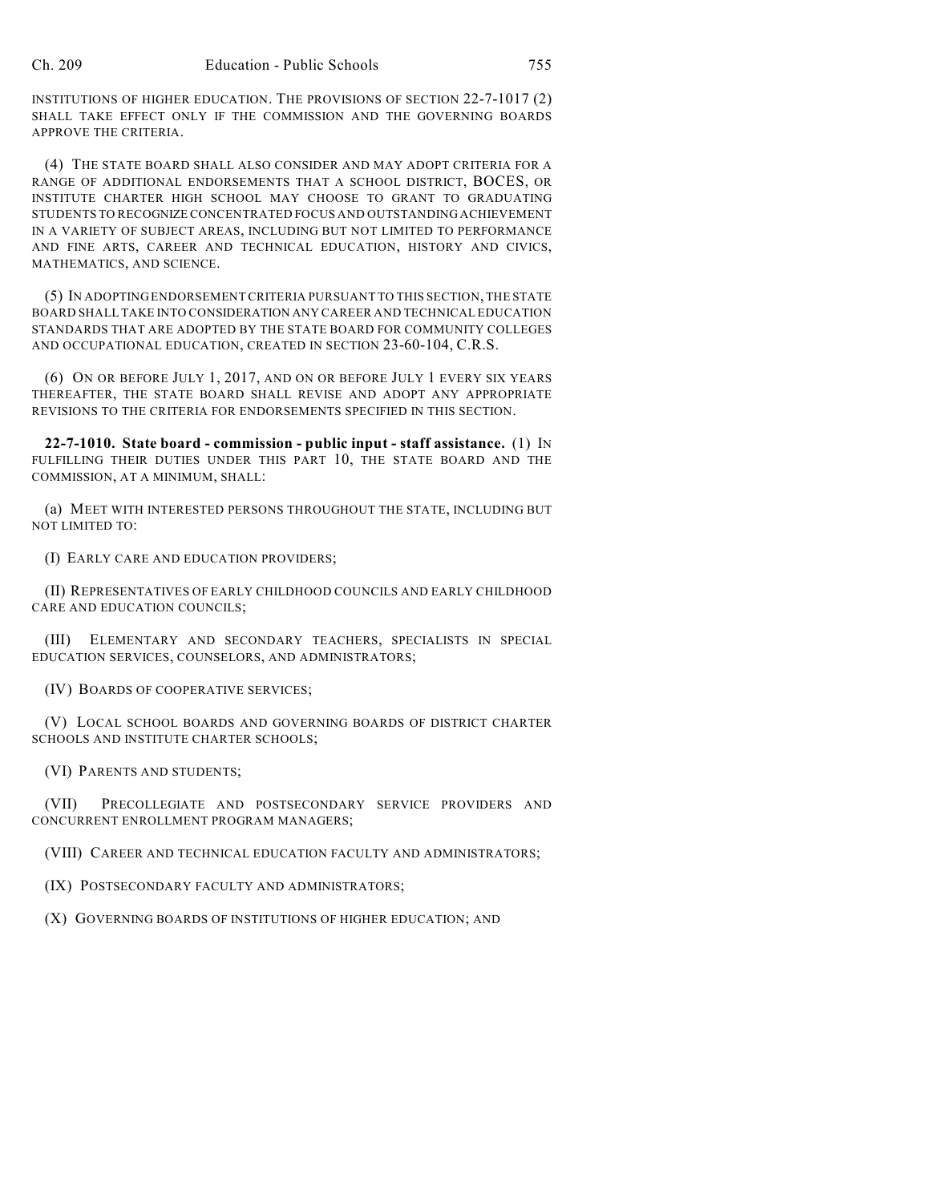INSTITUTIONS OF HIGHER EDUCATION. THE PROVISIONS OF SECTION 22-7-1017 (2) SHALL TAKE EFFECT ONLY IF THE COMMISSION AND THE GOVERNING BOARDS APPROVE THE CRITERIA.

(4) THE STATE BOARD SHALL ALSO CONSIDER AND MAY ADOPT CRITERIA FOR A RANGE OF ADDITIONAL ENDORSEMENTS THAT A SCHOOL DISTRICT, BOCES, OR INSTITUTE CHARTER HIGH SCHOOL MAY CHOOSE TO GRANT TO GRADUATING STUDENTS TO RECOGNIZE CONCENTRATED FOCUS AND OUTSTANDING ACHIEVEMENT IN A VARIETY OF SUBJECT AREAS, INCLUDING BUT NOT LIMITED TO PERFORMANCE AND FINE ARTS, CAREER AND TECHNICAL EDUCATION, HISTORY AND CIVICS, MATHEMATICS, AND SCIENCE.

(5) IN ADOPTING ENDORSEMENT CRITERIA PURSUANT TO THIS SECTION, THE STATE BOARD SHALL TAKE INTO CONSIDERATION ANY CAREER AND TECHNICAL EDUCATION STANDARDS THAT ARE ADOPTED BY THE STATE BOARD FOR COMMUNITY COLLEGES AND OCCUPATIONAL EDUCATION, CREATED IN SECTION 23-60-104, C.R.S.

(6) ON OR BEFORE JULY 1, 2017, AND ON OR BEFORE JULY 1 EVERY SIX YEARS THEREAFTER, THE STATE BOARD SHALL REVISE AND ADOPT ANY APPROPRIATE REVISIONS TO THE CRITERIA FOR ENDORSEMENTS SPECIFIED IN THIS SECTION.

**22-7-1010. State board - commission - public input - staff assistance.** (1) IN FULFILLING THEIR DUTIES UNDER THIS PART 10, THE STATE BOARD AND THE COMMISSION, AT A MINIMUM, SHALL:

(a) MEET WITH INTERESTED PERSONS THROUGHOUT THE STATE, INCLUDING BUT NOT LIMITED TO:

(I) EARLY CARE AND EDUCATION PROVIDERS;

(II) REPRESENTATIVES OF EARLY CHILDHOOD COUNCILS AND EARLY CHILDHOOD CARE AND EDUCATION COUNCILS;

(III) ELEMENTARY AND SECONDARY TEACHERS, SPECIALISTS IN SPECIAL EDUCATION SERVICES, COUNSELORS, AND ADMINISTRATORS;

(IV) BOARDS OF COOPERATIVE SERVICES;

(V) LOCAL SCHOOL BOARDS AND GOVERNING BOARDS OF DISTRICT CHARTER SCHOOLS AND INSTITUTE CHARTER SCHOOLS;

(VI) PARENTS AND STUDENTS;

(VII) PRECOLLEGIATE AND POSTSECONDARY SERVICE PROVIDERS AND CONCURRENT ENROLLMENT PROGRAM MANAGERS;

(VIII) CAREER AND TECHNICAL EDUCATION FACULTY AND ADMINISTRATORS;

(IX) POSTSECONDARY FACULTY AND ADMINISTRATORS;

(X) GOVERNING BOARDS OF INSTITUTIONS OF HIGHER EDUCATION; AND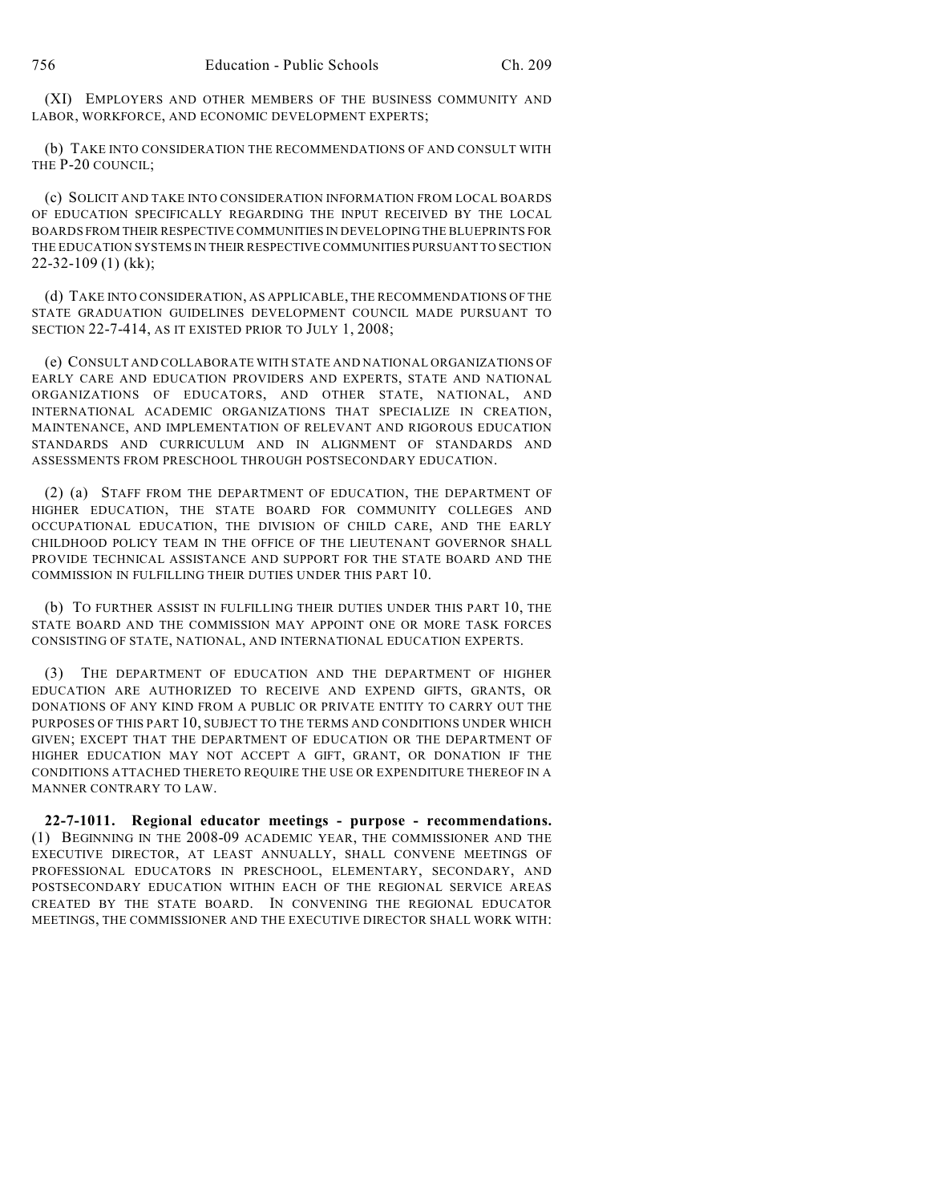(XI) EMPLOYERS AND OTHER MEMBERS OF THE BUSINESS COMMUNITY AND LABOR, WORKFORCE, AND ECONOMIC DEVELOPMENT EXPERTS;

(b) TAKE INTO CONSIDERATION THE RECOMMENDATIONS OF AND CONSULT WITH THE P-20 COUNCIL;

(c) SOLICIT AND TAKE INTO CONSIDERATION INFORMATION FROM LOCAL BOARDS OF EDUCATION SPECIFICALLY REGARDING THE INPUT RECEIVED BY THE LOCAL BOARDS FROM THEIR RESPECTIVE COMMUNITIES IN DEVELOPING THE BLUEPRINTS FOR THE EDUCATION SYSTEMS IN THEIR RESPECTIVE COMMUNITIES PURSUANT TO SECTION 22-32-109 (1) (kk);

(d) TAKE INTO CONSIDERATION, AS APPLICABLE, THE RECOMMENDATIONS OF THE STATE GRADUATION GUIDELINES DEVELOPMENT COUNCIL MADE PURSUANT TO SECTION 22-7-414, AS IT EXISTED PRIOR TO JULY 1, 2008;

(e) CONSULT AND COLLABORATE WITH STATE AND NATIONAL ORGANIZATIONS OF EARLY CARE AND EDUCATION PROVIDERS AND EXPERTS, STATE AND NATIONAL ORGANIZATIONS OF EDUCATORS, AND OTHER STATE, NATIONAL, AND INTERNATIONAL ACADEMIC ORGANIZATIONS THAT SPECIALIZE IN CREATION, MAINTENANCE, AND IMPLEMENTATION OF RELEVANT AND RIGOROUS EDUCATION STANDARDS AND CURRICULUM AND IN ALIGNMENT OF STANDARDS AND ASSESSMENTS FROM PRESCHOOL THROUGH POSTSECONDARY EDUCATION.

(2) (a) STAFF FROM THE DEPARTMENT OF EDUCATION, THE DEPARTMENT OF HIGHER EDUCATION, THE STATE BOARD FOR COMMUNITY COLLEGES AND OCCUPATIONAL EDUCATION, THE DIVISION OF CHILD CARE, AND THE EARLY CHILDHOOD POLICY TEAM IN THE OFFICE OF THE LIEUTENANT GOVERNOR SHALL PROVIDE TECHNICAL ASSISTANCE AND SUPPORT FOR THE STATE BOARD AND THE COMMISSION IN FULFILLING THEIR DUTIES UNDER THIS PART 10.

(b) TO FURTHER ASSIST IN FULFILLING THEIR DUTIES UNDER THIS PART 10, THE STATE BOARD AND THE COMMISSION MAY APPOINT ONE OR MORE TASK FORCES CONSISTING OF STATE, NATIONAL, AND INTERNATIONAL EDUCATION EXPERTS.

(3) THE DEPARTMENT OF EDUCATION AND THE DEPARTMENT OF HIGHER EDUCATION ARE AUTHORIZED TO RECEIVE AND EXPEND GIFTS, GRANTS, OR DONATIONS OF ANY KIND FROM A PUBLIC OR PRIVATE ENTITY TO CARRY OUT THE PURPOSES OF THIS PART 10, SUBJECT TO THE TERMS AND CONDITIONS UNDER WHICH GIVEN; EXCEPT THAT THE DEPARTMENT OF EDUCATION OR THE DEPARTMENT OF HIGHER EDUCATION MAY NOT ACCEPT A GIFT, GRANT, OR DONATION IF THE CONDITIONS ATTACHED THERETO REQUIRE THE USE OR EXPENDITURE THEREOF IN A MANNER CONTRARY TO LAW.

**22-7-1011. Regional educator meetings - purpose - recommendations.** (1) BEGINNING IN THE 2008-09 ACADEMIC YEAR, THE COMMISSIONER AND THE EXECUTIVE DIRECTOR, AT LEAST ANNUALLY, SHALL CONVENE MEETINGS OF PROFESSIONAL EDUCATORS IN PRESCHOOL, ELEMENTARY, SECONDARY, AND POSTSECONDARY EDUCATION WITHIN EACH OF THE REGIONAL SERVICE AREAS CREATED BY THE STATE BOARD. IN CONVENING THE REGIONAL EDUCATOR MEETINGS, THE COMMISSIONER AND THE EXECUTIVE DIRECTOR SHALL WORK WITH: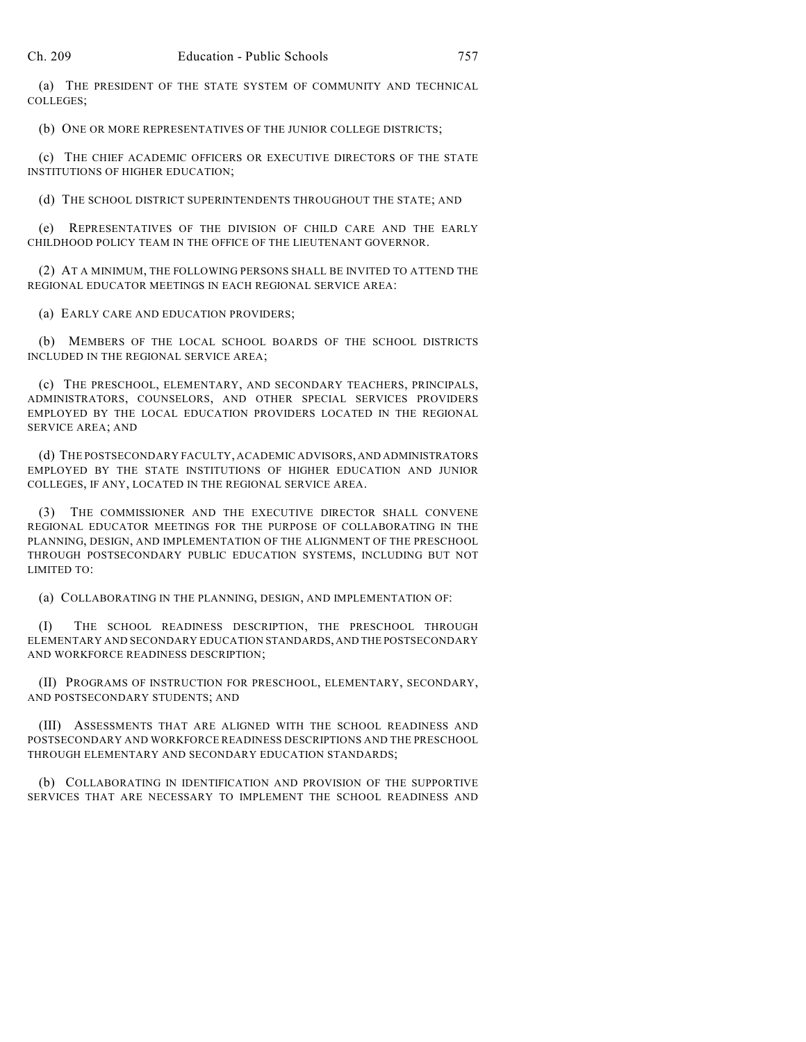(a) THE PRESIDENT OF THE STATE SYSTEM OF COMMUNITY AND TECHNICAL COLLEGES;

(b) ONE OR MORE REPRESENTATIVES OF THE JUNIOR COLLEGE DISTRICTS;

(c) THE CHIEF ACADEMIC OFFICERS OR EXECUTIVE DIRECTORS OF THE STATE INSTITUTIONS OF HIGHER EDUCATION;

(d) THE SCHOOL DISTRICT SUPERINTENDENTS THROUGHOUT THE STATE; AND

(e) REPRESENTATIVES OF THE DIVISION OF CHILD CARE AND THE EARLY CHILDHOOD POLICY TEAM IN THE OFFICE OF THE LIEUTENANT GOVERNOR.

(2) AT A MINIMUM, THE FOLLOWING PERSONS SHALL BE INVITED TO ATTEND THE REGIONAL EDUCATOR MEETINGS IN EACH REGIONAL SERVICE AREA:

(a) EARLY CARE AND EDUCATION PROVIDERS;

(b) MEMBERS OF THE LOCAL SCHOOL BOARDS OF THE SCHOOL DISTRICTS INCLUDED IN THE REGIONAL SERVICE AREA;

(c) THE PRESCHOOL, ELEMENTARY, AND SECONDARY TEACHERS, PRINCIPALS, ADMINISTRATORS, COUNSELORS, AND OTHER SPECIAL SERVICES PROVIDERS EMPLOYED BY THE LOCAL EDUCATION PROVIDERS LOCATED IN THE REGIONAL SERVICE AREA; AND

(d) THE POSTSECONDARY FACULTY, ACADEMIC ADVISORS, AND ADMINISTRATORS EMPLOYED BY THE STATE INSTITUTIONS OF HIGHER EDUCATION AND JUNIOR COLLEGES, IF ANY, LOCATED IN THE REGIONAL SERVICE AREA.

(3) THE COMMISSIONER AND THE EXECUTIVE DIRECTOR SHALL CONVENE REGIONAL EDUCATOR MEETINGS FOR THE PURPOSE OF COLLABORATING IN THE PLANNING, DESIGN, AND IMPLEMENTATION OF THE ALIGNMENT OF THE PRESCHOOL THROUGH POSTSECONDARY PUBLIC EDUCATION SYSTEMS, INCLUDING BUT NOT LIMITED TO:

(a) COLLABORATING IN THE PLANNING, DESIGN, AND IMPLEMENTATION OF:

(I) THE SCHOOL READINESS DESCRIPTION, THE PRESCHOOL THROUGH ELEMENTARY AND SECONDARY EDUCATION STANDARDS, AND THE POSTSECONDARY AND WORKFORCE READINESS DESCRIPTION;

(II) PROGRAMS OF INSTRUCTION FOR PRESCHOOL, ELEMENTARY, SECONDARY, AND POSTSECONDARY STUDENTS; AND

(III) ASSESSMENTS THAT ARE ALIGNED WITH THE SCHOOL READINESS AND POSTSECONDARY AND WORKFORCE READINESS DESCRIPTIONS AND THE PRESCHOOL THROUGH ELEMENTARY AND SECONDARY EDUCATION STANDARDS;

(b) COLLABORATING IN IDENTIFICATION AND PROVISION OF THE SUPPORTIVE SERVICES THAT ARE NECESSARY TO IMPLEMENT THE SCHOOL READINESS AND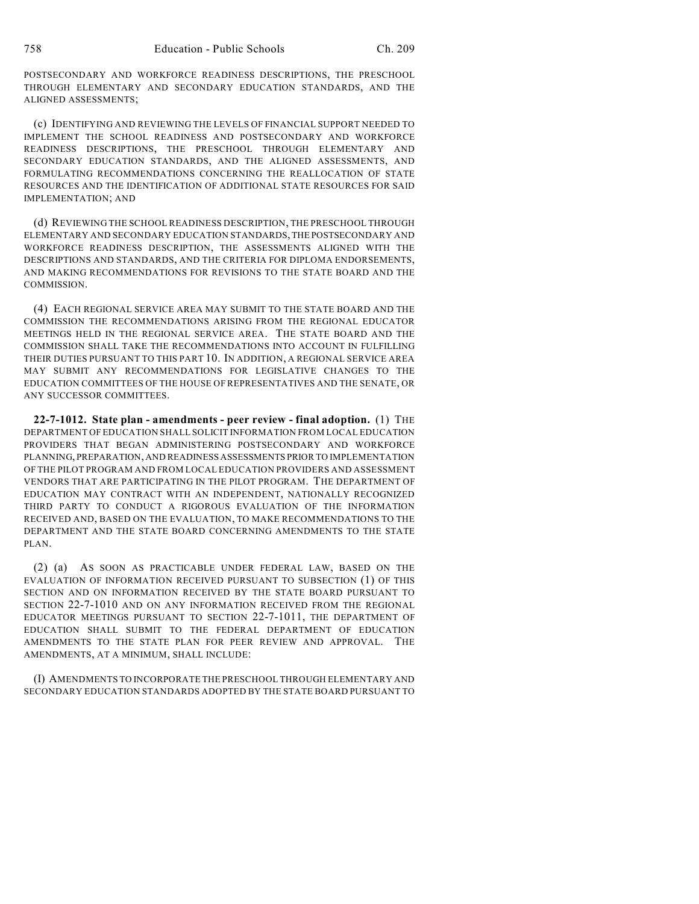POSTSECONDARY AND WORKFORCE READINESS DESCRIPTIONS, THE PRESCHOOL THROUGH ELEMENTARY AND SECONDARY EDUCATION STANDARDS, AND THE ALIGNED ASSESSMENTS;

(c) IDENTIFYING AND REVIEWING THE LEVELS OF FINANCIAL SUPPORT NEEDED TO IMPLEMENT THE SCHOOL READINESS AND POSTSECONDARY AND WORKFORCE READINESS DESCRIPTIONS, THE PRESCHOOL THROUGH ELEMENTARY AND SECONDARY EDUCATION STANDARDS, AND THE ALIGNED ASSESSMENTS, AND FORMULATING RECOMMENDATIONS CONCERNING THE REALLOCATION OF STATE RESOURCES AND THE IDENTIFICATION OF ADDITIONAL STATE RESOURCES FOR SAID IMPLEMENTATION; AND

(d) REVIEWING THE SCHOOL READINESS DESCRIPTION, THE PRESCHOOL THROUGH ELEMENTARY AND SECONDARY EDUCATION STANDARDS, THE POSTSECONDARY AND WORKFORCE READINESS DESCRIPTION, THE ASSESSMENTS ALIGNED WITH THE DESCRIPTIONS AND STANDARDS, AND THE CRITERIA FOR DIPLOMA ENDORSEMENTS, AND MAKING RECOMMENDATIONS FOR REVISIONS TO THE STATE BOARD AND THE COMMISSION.

(4) EACH REGIONAL SERVICE AREA MAY SUBMIT TO THE STATE BOARD AND THE COMMISSION THE RECOMMENDATIONS ARISING FROM THE REGIONAL EDUCATOR MEETINGS HELD IN THE REGIONAL SERVICE AREA. THE STATE BOARD AND THE COMMISSION SHALL TAKE THE RECOMMENDATIONS INTO ACCOUNT IN FULFILLING THEIR DUTIES PURSUANT TO THIS PART 10. IN ADDITION, A REGIONAL SERVICE AREA MAY SUBMIT ANY RECOMMENDATIONS FOR LEGISLATIVE CHANGES TO THE EDUCATION COMMITTEES OF THE HOUSE OF REPRESENTATIVES AND THE SENATE, OR ANY SUCCESSOR COMMITTEES.

**22-7-1012. State plan - amendments - peer review - final adoption.** (1) THE DEPARTMENT OF EDUCATION SHALL SOLICIT INFORMATION FROM LOCAL EDUCATION PROVIDERS THAT BEGAN ADMINISTERING POSTSECONDARY AND WORKFORCE PLANNING, PREPARATION, AND READINESS ASSESSMENTS PRIOR TO IMPLEMENTATION OF THE PILOT PROGRAM AND FROM LOCAL EDUCATION PROVIDERS AND ASSESSMENT VENDORS THAT ARE PARTICIPATING IN THE PILOT PROGRAM. THE DEPARTMENT OF EDUCATION MAY CONTRACT WITH AN INDEPENDENT, NATIONALLY RECOGNIZED THIRD PARTY TO CONDUCT A RIGOROUS EVALUATION OF THE INFORMATION RECEIVED AND, BASED ON THE EVALUATION, TO MAKE RECOMMENDATIONS TO THE DEPARTMENT AND THE STATE BOARD CONCERNING AMENDMENTS TO THE STATE PLAN.

(2) (a) AS SOON AS PRACTICABLE UNDER FEDERAL LAW, BASED ON THE EVALUATION OF INFORMATION RECEIVED PURSUANT TO SUBSECTION (1) OF THIS SECTION AND ON INFORMATION RECEIVED BY THE STATE BOARD PURSUANT TO SECTION 22-7-1010 AND ON ANY INFORMATION RECEIVED FROM THE REGIONAL EDUCATOR MEETINGS PURSUANT TO SECTION 22-7-1011, THE DEPARTMENT OF EDUCATION SHALL SUBMIT TO THE FEDERAL DEPARTMENT OF EDUCATION AMENDMENTS TO THE STATE PLAN FOR PEER REVIEW AND APPROVAL. THE AMENDMENTS, AT A MINIMUM, SHALL INCLUDE:

(I) AMENDMENTS TO INCORPORATE THE PRESCHOOL THROUGH ELEMENTARY AND SECONDARY EDUCATION STANDARDS ADOPTED BY THE STATE BOARD PURSUANT TO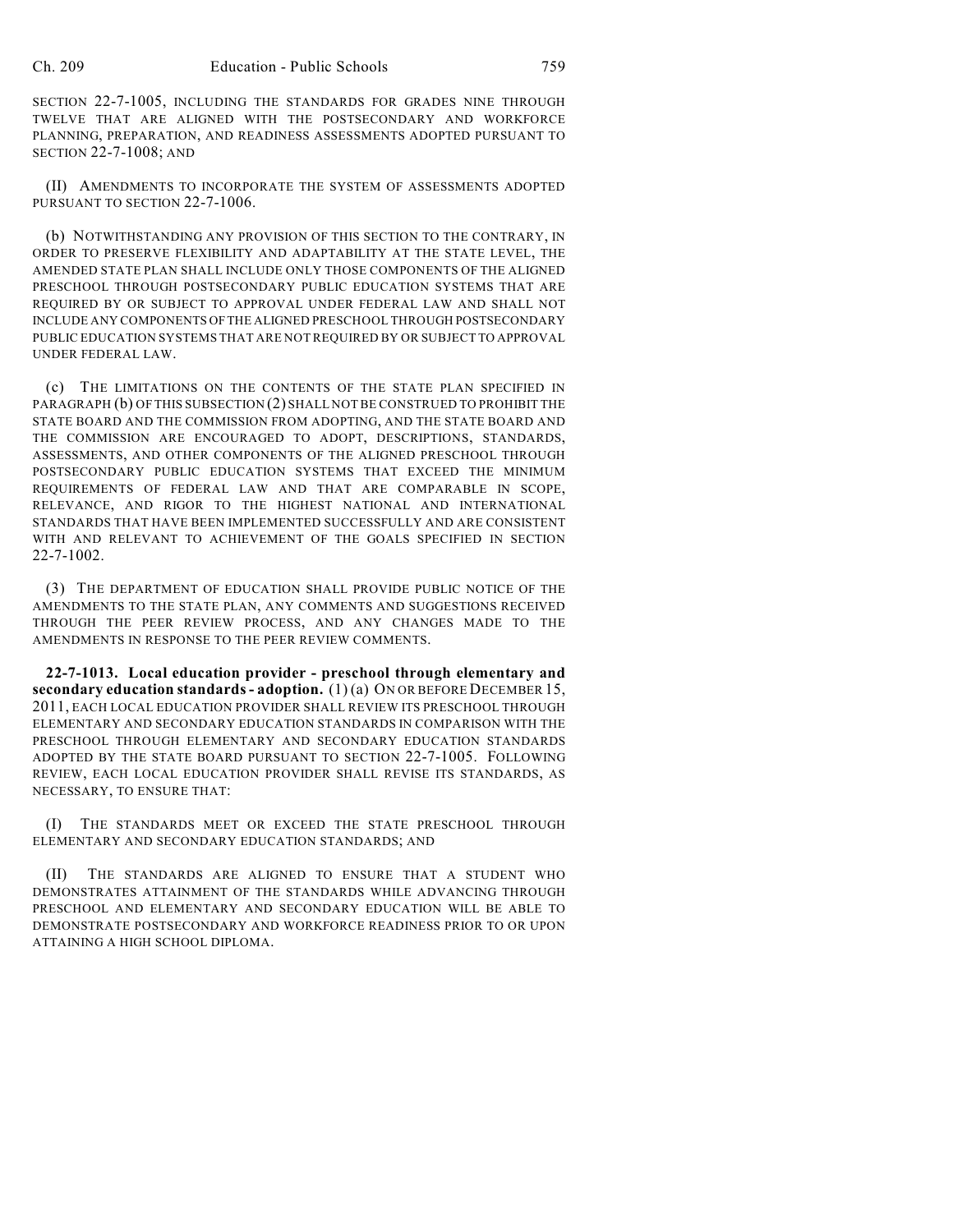SECTION 22-7-1005, INCLUDING THE STANDARDS FOR GRADES NINE THROUGH TWELVE THAT ARE ALIGNED WITH THE POSTSECONDARY AND WORKFORCE PLANNING, PREPARATION, AND READINESS ASSESSMENTS ADOPTED PURSUANT TO SECTION 22-7-1008; AND

(II) AMENDMENTS TO INCORPORATE THE SYSTEM OF ASSESSMENTS ADOPTED PURSUANT TO SECTION 22-7-1006.

(b) NOTWITHSTANDING ANY PROVISION OF THIS SECTION TO THE CONTRARY, IN ORDER TO PRESERVE FLEXIBILITY AND ADAPTABILITY AT THE STATE LEVEL, THE AMENDED STATE PLAN SHALL INCLUDE ONLY THOSE COMPONENTS OF THE ALIGNED PRESCHOOL THROUGH POSTSECONDARY PUBLIC EDUCATION SYSTEMS THAT ARE REQUIRED BY OR SUBJECT TO APPROVAL UNDER FEDERAL LAW AND SHALL NOT INCLUDE ANY COMPONENTS OF THE ALIGNED PRESCHOOL THROUGH POSTSECONDARY PUBLIC EDUCATION SYSTEMS THAT ARE NOT REQUIRED BY OR SUBJECT TO APPROVAL UNDER FEDERAL LAW.

(c) THE LIMITATIONS ON THE CONTENTS OF THE STATE PLAN SPECIFIED IN PARAGRAPH (b) OF THIS SUBSECTION (2) SHALL NOT BE CONSTRUED TO PROHIBIT THE STATE BOARD AND THE COMMISSION FROM ADOPTING, AND THE STATE BOARD AND THE COMMISSION ARE ENCOURAGED TO ADOPT, DESCRIPTIONS, STANDARDS, ASSESSMENTS, AND OTHER COMPONENTS OF THE ALIGNED PRESCHOOL THROUGH POSTSECONDARY PUBLIC EDUCATION SYSTEMS THAT EXCEED THE MINIMUM REQUIREMENTS OF FEDERAL LAW AND THAT ARE COMPARABLE IN SCOPE, RELEVANCE, AND RIGOR TO THE HIGHEST NATIONAL AND INTERNATIONAL STANDARDS THAT HAVE BEEN IMPLEMENTED SUCCESSFULLY AND ARE CONSISTENT WITH AND RELEVANT TO ACHIEVEMENT OF THE GOALS SPECIFIED IN SECTION 22-7-1002.

(3) THE DEPARTMENT OF EDUCATION SHALL PROVIDE PUBLIC NOTICE OF THE AMENDMENTS TO THE STATE PLAN, ANY COMMENTS AND SUGGESTIONS RECEIVED THROUGH THE PEER REVIEW PROCESS, AND ANY CHANGES MADE TO THE AMENDMENTS IN RESPONSE TO THE PEER REVIEW COMMENTS.

**22-7-1013. Local education provider - preschool through elementary and secondary education standards - adoption.** (1) (a) ON OR BEFORE DECEMBER 15, 2011, EACH LOCAL EDUCATION PROVIDER SHALL REVIEW ITS PRESCHOOL THROUGH ELEMENTARY AND SECONDARY EDUCATION STANDARDS IN COMPARISON WITH THE PRESCHOOL THROUGH ELEMENTARY AND SECONDARY EDUCATION STANDARDS ADOPTED BY THE STATE BOARD PURSUANT TO SECTION 22-7-1005. FOLLOWING REVIEW, EACH LOCAL EDUCATION PROVIDER SHALL REVISE ITS STANDARDS, AS NECESSARY, TO ENSURE THAT:

(I) THE STANDARDS MEET OR EXCEED THE STATE PRESCHOOL THROUGH ELEMENTARY AND SECONDARY EDUCATION STANDARDS; AND

(II) THE STANDARDS ARE ALIGNED TO ENSURE THAT A STUDENT WHO DEMONSTRATES ATTAINMENT OF THE STANDARDS WHILE ADVANCING THROUGH PRESCHOOL AND ELEMENTARY AND SECONDARY EDUCATION WILL BE ABLE TO DEMONSTRATE POSTSECONDARY AND WORKFORCE READINESS PRIOR TO OR UPON ATTAINING A HIGH SCHOOL DIPLOMA.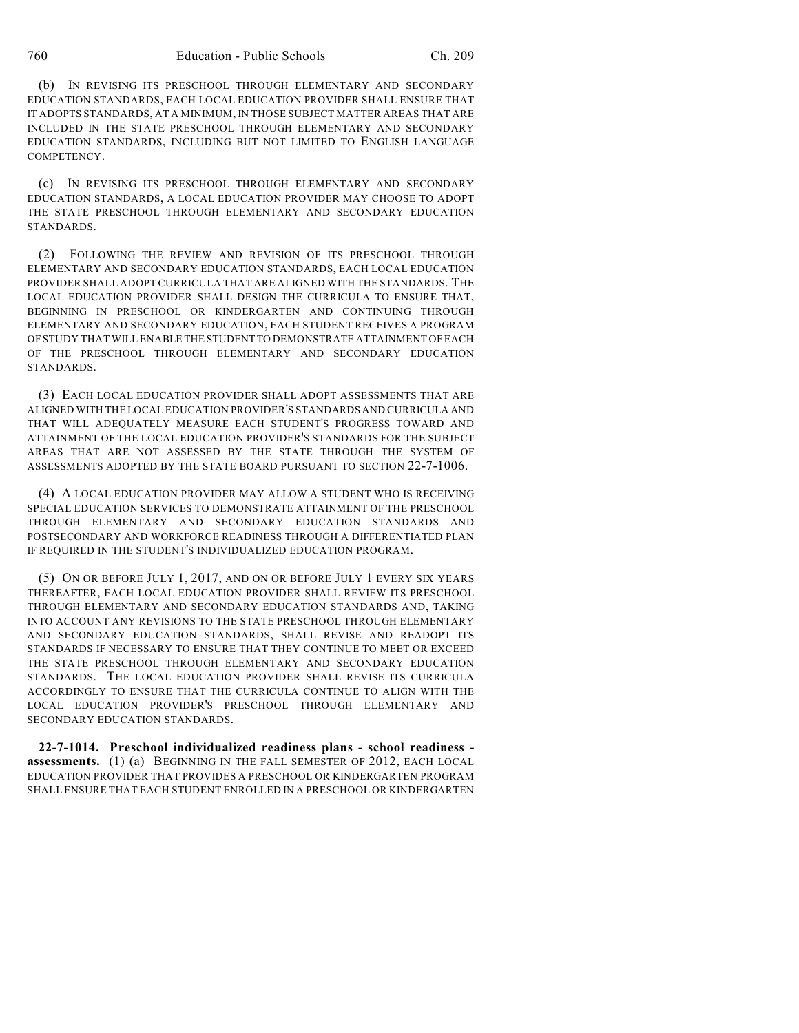(b) IN REVISING ITS PRESCHOOL THROUGH ELEMENTARY AND SECONDARY EDUCATION STANDARDS, EACH LOCAL EDUCATION PROVIDER SHALL ENSURE THAT IT ADOPTS STANDARDS, AT A MINIMUM, IN THOSE SUBJECT MATTER AREAS THAT ARE INCLUDED IN THE STATE PRESCHOOL THROUGH ELEMENTARY AND SECONDARY EDUCATION STANDARDS, INCLUDING BUT NOT LIMITED TO ENGLISH LANGUAGE COMPETENCY.

(c) IN REVISING ITS PRESCHOOL THROUGH ELEMENTARY AND SECONDARY EDUCATION STANDARDS, A LOCAL EDUCATION PROVIDER MAY CHOOSE TO ADOPT THE STATE PRESCHOOL THROUGH ELEMENTARY AND SECONDARY EDUCATION STANDARDS.

(2) FOLLOWING THE REVIEW AND REVISION OF ITS PRESCHOOL THROUGH ELEMENTARY AND SECONDARY EDUCATION STANDARDS, EACH LOCAL EDUCATION PROVIDER SHALL ADOPT CURRICULA THAT ARE ALIGNED WITH THE STANDARDS. THE LOCAL EDUCATION PROVIDER SHALL DESIGN THE CURRICULA TO ENSURE THAT, BEGINNING IN PRESCHOOL OR KINDERGARTEN AND CONTINUING THROUGH ELEMENTARY AND SECONDARY EDUCATION, EACH STUDENT RECEIVES A PROGRAM OF STUDY THAT WILL ENABLE THE STUDENT TO DEMONSTRATE ATTAINMENT OF EACH OF THE PRESCHOOL THROUGH ELEMENTARY AND SECONDARY EDUCATION STANDARDS.

(3) EACH LOCAL EDUCATION PROVIDER SHALL ADOPT ASSESSMENTS THAT ARE ALIGNED WITH THE LOCAL EDUCATION PROVIDER'S STANDARDS AND CURRICULA AND THAT WILL ADEQUATELY MEASURE EACH STUDENT'S PROGRESS TOWARD AND ATTAINMENT OF THE LOCAL EDUCATION PROVIDER'S STANDARDS FOR THE SUBJECT AREAS THAT ARE NOT ASSESSED BY THE STATE THROUGH THE SYSTEM OF ASSESSMENTS ADOPTED BY THE STATE BOARD PURSUANT TO SECTION 22-7-1006.

(4) A LOCAL EDUCATION PROVIDER MAY ALLOW A STUDENT WHO IS RECEIVING SPECIAL EDUCATION SERVICES TO DEMONSTRATE ATTAINMENT OF THE PRESCHOOL THROUGH ELEMENTARY AND SECONDARY EDUCATION STANDARDS AND POSTSECONDARY AND WORKFORCE READINESS THROUGH A DIFFERENTIATED PLAN IF REQUIRED IN THE STUDENT'S INDIVIDUALIZED EDUCATION PROGRAM.

(5) ON OR BEFORE JULY 1, 2017, AND ON OR BEFORE JULY 1 EVERY SIX YEARS THEREAFTER, EACH LOCAL EDUCATION PROVIDER SHALL REVIEW ITS PRESCHOOL THROUGH ELEMENTARY AND SECONDARY EDUCATION STANDARDS AND, TAKING INTO ACCOUNT ANY REVISIONS TO THE STATE PRESCHOOL THROUGH ELEMENTARY AND SECONDARY EDUCATION STANDARDS, SHALL REVISE AND READOPT ITS STANDARDS IF NECESSARY TO ENSURE THAT THEY CONTINUE TO MEET OR EXCEED THE STATE PRESCHOOL THROUGH ELEMENTARY AND SECONDARY EDUCATION STANDARDS. THE LOCAL EDUCATION PROVIDER SHALL REVISE ITS CURRICULA ACCORDINGLY TO ENSURE THAT THE CURRICULA CONTINUE TO ALIGN WITH THE LOCAL EDUCATION PROVIDER'S PRESCHOOL THROUGH ELEMENTARY AND SECONDARY EDUCATION STANDARDS.

**22-7-1014. Preschool individualized readiness plans - school readiness - assessments.** (1) (a) BEGINNING IN THE FALL SEMESTER OF 2012, EACH LOCAL EDUCATION PROVIDER THAT PROVIDES A PRESCHOOL OR KINDERGARTEN PROGRAM SHALL ENSURE THAT EACH STUDENT ENROLLED IN A PRESCHOOL OR KINDERGARTEN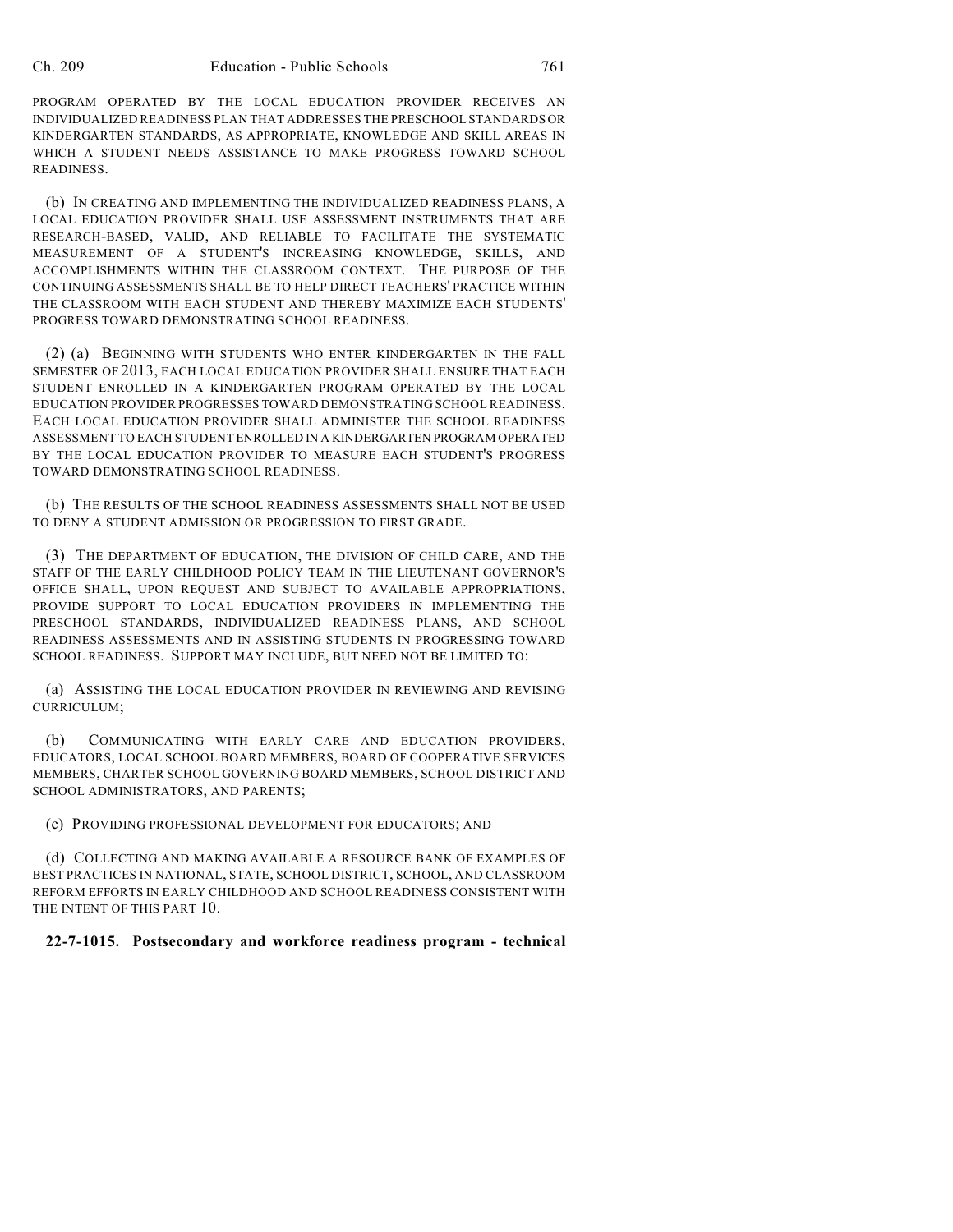PROGRAM OPERATED BY THE LOCAL EDUCATION PROVIDER RECEIVES AN INDIVIDUALIZED READINESS PLAN THAT ADDRESSES THE PRESCHOOL STANDARDS OR KINDERGARTEN STANDARDS, AS APPROPRIATE, KNOWLEDGE AND SKILL AREAS IN WHICH A STUDENT NEEDS ASSISTANCE TO MAKE PROGRESS TOWARD SCHOOL READINESS.

(b) IN CREATING AND IMPLEMENTING THE INDIVIDUALIZED READINESS PLANS, A LOCAL EDUCATION PROVIDER SHALL USE ASSESSMENT INSTRUMENTS THAT ARE RESEARCH-BASED, VALID, AND RELIABLE TO FACILITATE THE SYSTEMATIC MEASUREMENT OF A STUDENT'S INCREASING KNOWLEDGE, SKILLS, AND ACCOMPLISHMENTS WITHIN THE CLASSROOM CONTEXT. THE PURPOSE OF THE CONTINUING ASSESSMENTS SHALL BE TO HELP DIRECT TEACHERS' PRACTICE WITHIN THE CLASSROOM WITH EACH STUDENT AND THEREBY MAXIMIZE EACH STUDENTS' PROGRESS TOWARD DEMONSTRATING SCHOOL READINESS.

(2) (a) BEGINNING WITH STUDENTS WHO ENTER KINDERGARTEN IN THE FALL SEMESTER OF 2013, EACH LOCAL EDUCATION PROVIDER SHALL ENSURE THAT EACH STUDENT ENROLLED IN A KINDERGARTEN PROGRAM OPERATED BY THE LOCAL EDUCATION PROVIDER PROGRESSES TOWARD DEMONSTRATING SCHOOL READINESS. EACH LOCAL EDUCATION PROVIDER SHALL ADMINISTER THE SCHOOL READINESS ASSESSMENT TO EACH STUDENT ENROLLED IN A KINDERGARTEN PROGRAM OPERATED BY THE LOCAL EDUCATION PROVIDER TO MEASURE EACH STUDENT'S PROGRESS TOWARD DEMONSTRATING SCHOOL READINESS.

(b) THE RESULTS OF THE SCHOOL READINESS ASSESSMENTS SHALL NOT BE USED TO DENY A STUDENT ADMISSION OR PROGRESSION TO FIRST GRADE.

(3) THE DEPARTMENT OF EDUCATION, THE DIVISION OF CHILD CARE, AND THE STAFF OF THE EARLY CHILDHOOD POLICY TEAM IN THE LIEUTENANT GOVERNOR'S OFFICE SHALL, UPON REQUEST AND SUBJECT TO AVAILABLE APPROPRIATIONS, PROVIDE SUPPORT TO LOCAL EDUCATION PROVIDERS IN IMPLEMENTING THE PRESCHOOL STANDARDS, INDIVIDUALIZED READINESS PLANS, AND SCHOOL READINESS ASSESSMENTS AND IN ASSISTING STUDENTS IN PROGRESSING TOWARD SCHOOL READINESS. SUPPORT MAY INCLUDE, BUT NEED NOT BE LIMITED TO:

(a) ASSISTING THE LOCAL EDUCATION PROVIDER IN REVIEWING AND REVISING CURRICULUM;

(b) COMMUNICATING WITH EARLY CARE AND EDUCATION PROVIDERS, EDUCATORS, LOCAL SCHOOL BOARD MEMBERS, BOARD OF COOPERATIVE SERVICES MEMBERS, CHARTER SCHOOL GOVERNING BOARD MEMBERS, SCHOOL DISTRICT AND SCHOOL ADMINISTRATORS, AND PARENTS;

(c) PROVIDING PROFESSIONAL DEVELOPMENT FOR EDUCATORS; AND

(d) COLLECTING AND MAKING AVAILABLE A RESOURCE BANK OF EXAMPLES OF BEST PRACTICES IN NATIONAL, STATE, SCHOOL DISTRICT, SCHOOL, AND CLASSROOM REFORM EFFORTS IN EARLY CHILDHOOD AND SCHOOL READINESS CONSISTENT WITH THE INTENT OF THIS PART 10.

**22-7-1015. Postsecondary and workforce readiness program - technical**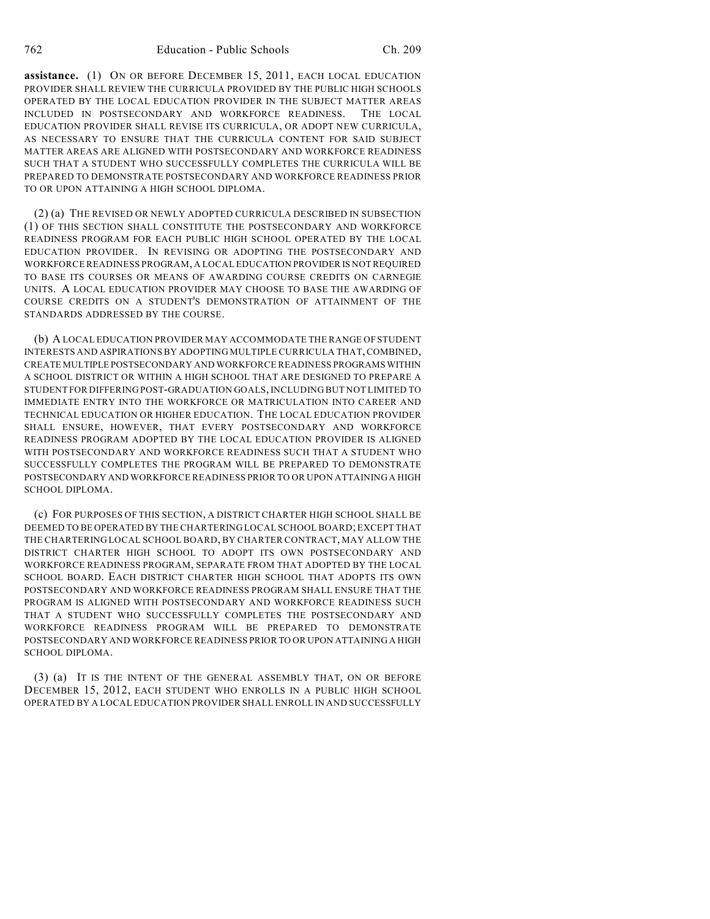**assistance.** (1) ON OR BEFORE DECEMBER 15, 2011, EACH LOCAL EDUCATION PROVIDER SHALL REVIEW THE CURRICULA PROVIDED BY THE PUBLIC HIGH SCHOOLS OPERATED BY THE LOCAL EDUCATION PROVIDER IN THE SUBJECT MATTER AREAS INCLUDED IN POSTSECONDARY AND WORKFORCE READINESS. THE LOCAL EDUCATION PROVIDER SHALL REVISE ITS CURRICULA, OR ADOPT NEW CURRICULA, AS NECESSARY TO ENSURE THAT THE CURRICULA CONTENT FOR SAID SUBJECT MATTER AREAS ARE ALIGNED WITH POSTSECONDARY AND WORKFORCE READINESS SUCH THAT A STUDENT WHO SUCCESSFULLY COMPLETES THE CURRICULA WILL BE PREPARED TO DEMONSTRATE POSTSECONDARY AND WORKFORCE READINESS PRIOR TO OR UPON ATTAINING A HIGH SCHOOL DIPLOMA.

(2) (a) THE REVISED OR NEWLY ADOPTED CURRICULA DESCRIBED IN SUBSECTION (1) OF THIS SECTION SHALL CONSTITUTE THE POSTSECONDARY AND WORKFORCE READINESS PROGRAM FOR EACH PUBLIC HIGH SCHOOL OPERATED BY THE LOCAL EDUCATION PROVIDER. IN REVISING OR ADOPTING THE POSTSECONDARY AND WORKFORCE READINESS PROGRAM, A LOCAL EDUCATION PROVIDER IS NOT REQUIRED TO BASE ITS COURSES OR MEANS OF AWARDING COURSE CREDITS ON CARNEGIE UNITS. A LOCAL EDUCATION PROVIDER MAY CHOOSE TO BASE THE AWARDING OF COURSE CREDITS ON A STUDENT'S DEMONSTRATION OF ATTAINMENT OF THE STANDARDS ADDRESSED BY THE COURSE.

(b) A LOCAL EDUCATION PROVIDER MAY ACCOMMODATE THE RANGE OF STUDENT INTERESTS AND ASPIRATIONS BY ADOPTING MULTIPLE CURRICULA THAT, COMBINED, CREATE MULTIPLE POSTSECONDARY AND WORKFORCE READINESS PROGRAMS WITHIN A SCHOOL DISTRICT OR WITHIN A HIGH SCHOOL THAT ARE DESIGNED TO PREPARE A STUDENT FOR DIFFERING POST-GRADUATION GOALS, INCLUDING BUT NOT LIMITED TO IMMEDIATE ENTRY INTO THE WORKFORCE OR MATRICULATION INTO CAREER AND TECHNICAL EDUCATION OR HIGHER EDUCATION. THE LOCAL EDUCATION PROVIDER SHALL ENSURE, HOWEVER, THAT EVERY POSTSECONDARY AND WORKFORCE READINESS PROGRAM ADOPTED BY THE LOCAL EDUCATION PROVIDER IS ALIGNED WITH POSTSECONDARY AND WORKFORCE READINESS SUCH THAT A STUDENT WHO SUCCESSFULLY COMPLETES THE PROGRAM WILL BE PREPARED TO DEMONSTRATE POSTSECONDARY AND WORKFORCE READINESS PRIOR TO OR UPON ATTAINING A HIGH SCHOOL DIPLOMA.

(c) FOR PURPOSES OF THIS SECTION, A DISTRICT CHARTER HIGH SCHOOL SHALL BE DEEMED TO BE OPERATED BY THE CHARTERING LOCAL SCHOOL BOARD; EXCEPT THAT THE CHARTERING LOCAL SCHOOL BOARD, BY CHARTER CONTRACT, MAY ALLOW THE DISTRICT CHARTER HIGH SCHOOL TO ADOPT ITS OWN POSTSECONDARY AND WORKFORCE READINESS PROGRAM, SEPARATE FROM THAT ADOPTED BY THE LOCAL SCHOOL BOARD. EACH DISTRICT CHARTER HIGH SCHOOL THAT ADOPTS ITS OWN POSTSECONDARY AND WORKFORCE READINESS PROGRAM SHALL ENSURE THAT THE PROGRAM IS ALIGNED WITH POSTSECONDARY AND WORKFORCE READINESS SUCH THAT A STUDENT WHO SUCCESSFULLY COMPLETES THE POSTSECONDARY AND WORKFORCE READINESS PROGRAM WILL BE PREPARED TO DEMONSTRATE POSTSECONDARY AND WORKFORCE READINESS PRIOR TO OR UPON ATTAINING A HIGH SCHOOL DIPLOMA.

(3) (a) IT IS THE INTENT OF THE GENERAL ASSEMBLY THAT, ON OR BEFORE DECEMBER 15, 2012, EACH STUDENT WHO ENROLLS IN A PUBLIC HIGH SCHOOL OPERATED BY A LOCAL EDUCATION PROVIDER SHALL ENROLL IN AND SUCCESSFULLY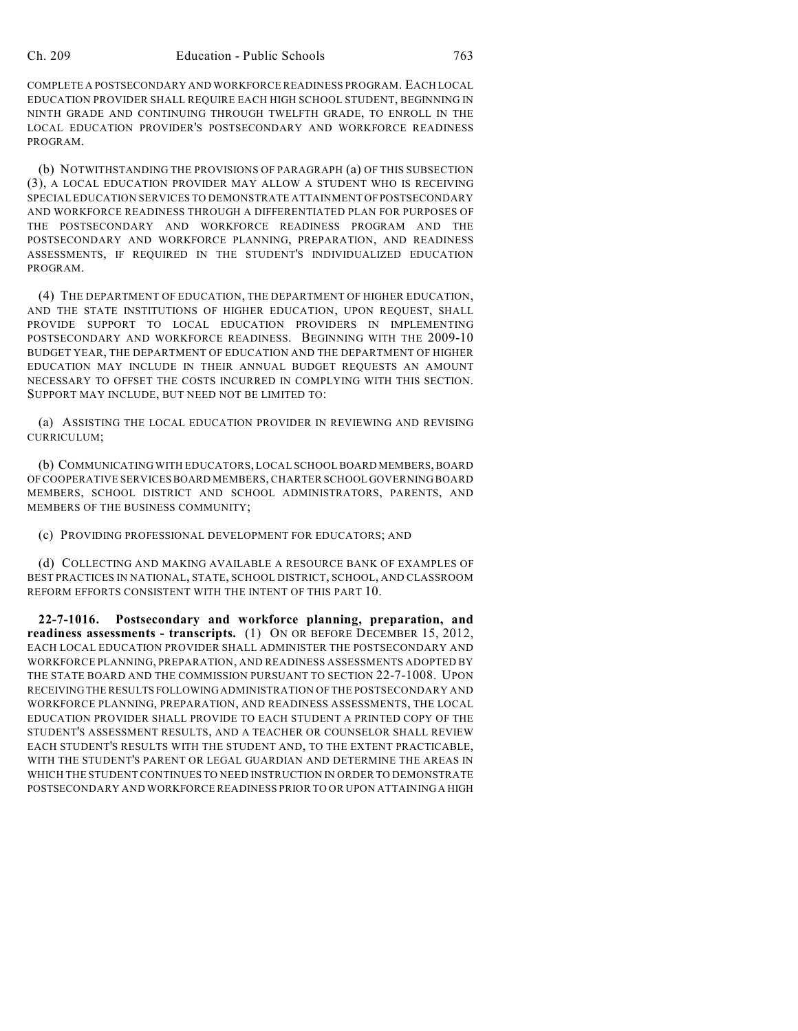COMPLETE A POSTSECONDARY AND WORKFORCE READINESS PROGRAM. EACH LOCAL EDUCATION PROVIDER SHALL REQUIRE EACH HIGH SCHOOL STUDENT, BEGINNING IN NINTH GRADE AND CONTINUING THROUGH TWELFTH GRADE, TO ENROLL IN THE LOCAL EDUCATION PROVIDER'S POSTSECONDARY AND WORKFORCE READINESS PROGRAM.

(b) NOTWITHSTANDING THE PROVISIONS OF PARAGRAPH (a) OF THIS SUBSECTION (3), A LOCAL EDUCATION PROVIDER MAY ALLOW A STUDENT WHO IS RECEIVING SPECIAL EDUCATION SERVICES TO DEMONSTRATE ATTAINMENT OF POSTSECONDARY AND WORKFORCE READINESS THROUGH A DIFFERENTIATED PLAN FOR PURPOSES OF THE POSTSECONDARY AND WORKFORCE READINESS PROGRAM AND THE POSTSECONDARY AND WORKFORCE PLANNING, PREPARATION, AND READINESS ASSESSMENTS, IF REQUIRED IN THE STUDENT'S INDIVIDUALIZED EDUCATION PROGRAM.

(4) THE DEPARTMENT OF EDUCATION, THE DEPARTMENT OF HIGHER EDUCATION, AND THE STATE INSTITUTIONS OF HIGHER EDUCATION, UPON REQUEST, SHALL PROVIDE SUPPORT TO LOCAL EDUCATION PROVIDERS IN IMPLEMENTING POSTSECONDARY AND WORKFORCE READINESS. BEGINNING WITH THE 2009-10 BUDGET YEAR, THE DEPARTMENT OF EDUCATION AND THE DEPARTMENT OF HIGHER EDUCATION MAY INCLUDE IN THEIR ANNUAL BUDGET REQUESTS AN AMOUNT NECESSARY TO OFFSET THE COSTS INCURRED IN COMPLYING WITH THIS SECTION. SUPPORT MAY INCLUDE, BUT NEED NOT BE LIMITED TO:

(a) ASSISTING THE LOCAL EDUCATION PROVIDER IN REVIEWING AND REVISING CURRICULUM;

(b) COMMUNICATING WITH EDUCATORS, LOCAL SCHOOL BOARD MEMBERS, BOARD OF COOPERATIVE SERVICES BOARD MEMBERS, CHARTER SCHOOL GOVERNING BOARD MEMBERS, SCHOOL DISTRICT AND SCHOOL ADMINISTRATORS, PARENTS, AND MEMBERS OF THE BUSINESS COMMUNITY;

(c) PROVIDING PROFESSIONAL DEVELOPMENT FOR EDUCATORS; AND

(d) COLLECTING AND MAKING AVAILABLE A RESOURCE BANK OF EXAMPLES OF BEST PRACTICES IN NATIONAL, STATE, SCHOOL DISTRICT, SCHOOL, AND CLASSROOM REFORM EFFORTS CONSISTENT WITH THE INTENT OF THIS PART 10.

**22-7-1016. Postsecondary and workforce planning, preparation, and readiness assessments - transcripts.** (1) ON OR BEFORE DECEMBER 15, 2012, EACH LOCAL EDUCATION PROVIDER SHALL ADMINISTER THE POSTSECONDARY AND WORKFORCE PLANNING, PREPARATION, AND READINESS ASSESSMENTS ADOPTED BY THE STATE BOARD AND THE COMMISSION PURSUANT TO SECTION 22-7-1008. UPON RECEIVING THE RESULTS FOLLOWING ADMINISTRATION OF THE POSTSECONDARY AND WORKFORCE PLANNING, PREPARATION, AND READINESS ASSESSMENTS, THE LOCAL EDUCATION PROVIDER SHALL PROVIDE TO EACH STUDENT A PRINTED COPY OF THE STUDENT'S ASSESSMENT RESULTS, AND A TEACHER OR COUNSELOR SHALL REVIEW EACH STUDENT'S RESULTS WITH THE STUDENT AND, TO THE EXTENT PRACTICABLE, WITH THE STUDENT'S PARENT OR LEGAL GUARDIAN AND DETERMINE THE AREAS IN WHICH THE STUDENT CONTINUES TO NEED INSTRUCTION IN ORDER TO DEMONSTRATE POSTSECONDARY AND WORKFORCE READINESS PRIOR TO OR UPON ATTAINING A HIGH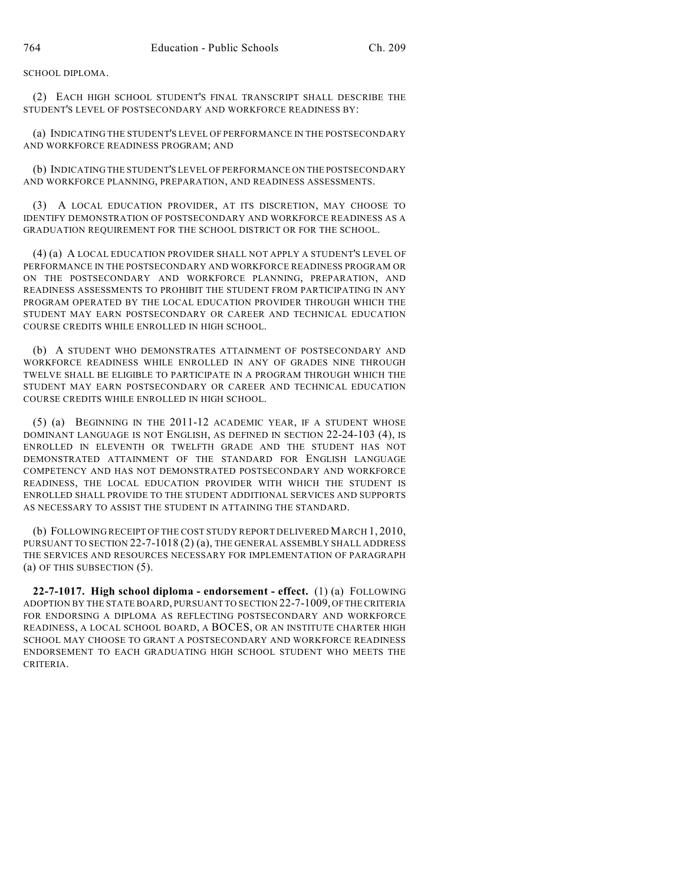SCHOOL DIPLOMA.

(2) EACH HIGH SCHOOL STUDENT'S FINAL TRANSCRIPT SHALL DESCRIBE THE STUDENT'S LEVEL OF POSTSECONDARY AND WORKFORCE READINESS BY:

(a) INDICATING THE STUDENT'S LEVEL OF PERFORMANCE IN THE POSTSECONDARY AND WORKFORCE READINESS PROGRAM; AND

(b) INDICATING THE STUDENT'S LEVEL OF PERFORMANCE ON THE POSTSECONDARY AND WORKFORCE PLANNING, PREPARATION, AND READINESS ASSESSMENTS.

(3) A LOCAL EDUCATION PROVIDER, AT ITS DISCRETION, MAY CHOOSE TO IDENTIFY DEMONSTRATION OF POSTSECONDARY AND WORKFORCE READINESS AS A GRADUATION REQUIREMENT FOR THE SCHOOL DISTRICT OR FOR THE SCHOOL.

(4) (a) A LOCAL EDUCATION PROVIDER SHALL NOT APPLY A STUDENT'S LEVEL OF PERFORMANCE IN THE POSTSECONDARY AND WORKFORCE READINESS PROGRAM OR ON THE POSTSECONDARY AND WORKFORCE PLANNING, PREPARATION, AND READINESS ASSESSMENTS TO PROHIBIT THE STUDENT FROM PARTICIPATING IN ANY PROGRAM OPERATED BY THE LOCAL EDUCATION PROVIDER THROUGH WHICH THE STUDENT MAY EARN POSTSECONDARY OR CAREER AND TECHNICAL EDUCATION COURSE CREDITS WHILE ENROLLED IN HIGH SCHOOL.

(b) A STUDENT WHO DEMONSTRATES ATTAINMENT OF POSTSECONDARY AND WORKFORCE READINESS WHILE ENROLLED IN ANY OF GRADES NINE THROUGH TWELVE SHALL BE ELIGIBLE TO PARTICIPATE IN A PROGRAM THROUGH WHICH THE STUDENT MAY EARN POSTSECONDARY OR CAREER AND TECHNICAL EDUCATION COURSE CREDITS WHILE ENROLLED IN HIGH SCHOOL.

(5) (a) BEGINNING IN THE 2011-12 ACADEMIC YEAR, IF A STUDENT WHOSE DOMINANT LANGUAGE IS NOT ENGLISH, AS DEFINED IN SECTION 22-24-103 (4), IS ENROLLED IN ELEVENTH OR TWELFTH GRADE AND THE STUDENT HAS NOT DEMONSTRATED ATTAINMENT OF THE STANDARD FOR ENGLISH LANGUAGE COMPETENCY AND HAS NOT DEMONSTRATED POSTSECONDARY AND WORKFORCE READINESS, THE LOCAL EDUCATION PROVIDER WITH WHICH THE STUDENT IS ENROLLED SHALL PROVIDE TO THE STUDENT ADDITIONAL SERVICES AND SUPPORTS AS NECESSARY TO ASSIST THE STUDENT IN ATTAINING THE STANDARD.

(b) FOLLOWING RECEIPT OF THE COST STUDY REPORT DELIVERED MARCH 1, 2010, PURSUANT TO SECTION 22-7-1018 (2) (a), THE GENERAL ASSEMBLY SHALL ADDRESS THE SERVICES AND RESOURCES NECESSARY FOR IMPLEMENTATION OF PARAGRAPH (a) OF THIS SUBSECTION (5).

**22-7-1017. High school diploma - endorsement - effect.** (1) (a) FOLLOWING ADOPTION BY THE STATE BOARD, PURSUANT TO SECTION 22-7-1009, OF THE CRITERIA FOR ENDORSING A DIPLOMA AS REFLECTING POSTSECONDARY AND WORKFORCE READINESS, A LOCAL SCHOOL BOARD, A BOCES, OR AN INSTITUTE CHARTER HIGH SCHOOL MAY CHOOSE TO GRANT A POSTSECONDARY AND WORKFORCE READINESS ENDORSEMENT TO EACH GRADUATING HIGH SCHOOL STUDENT WHO MEETS THE CRITERIA.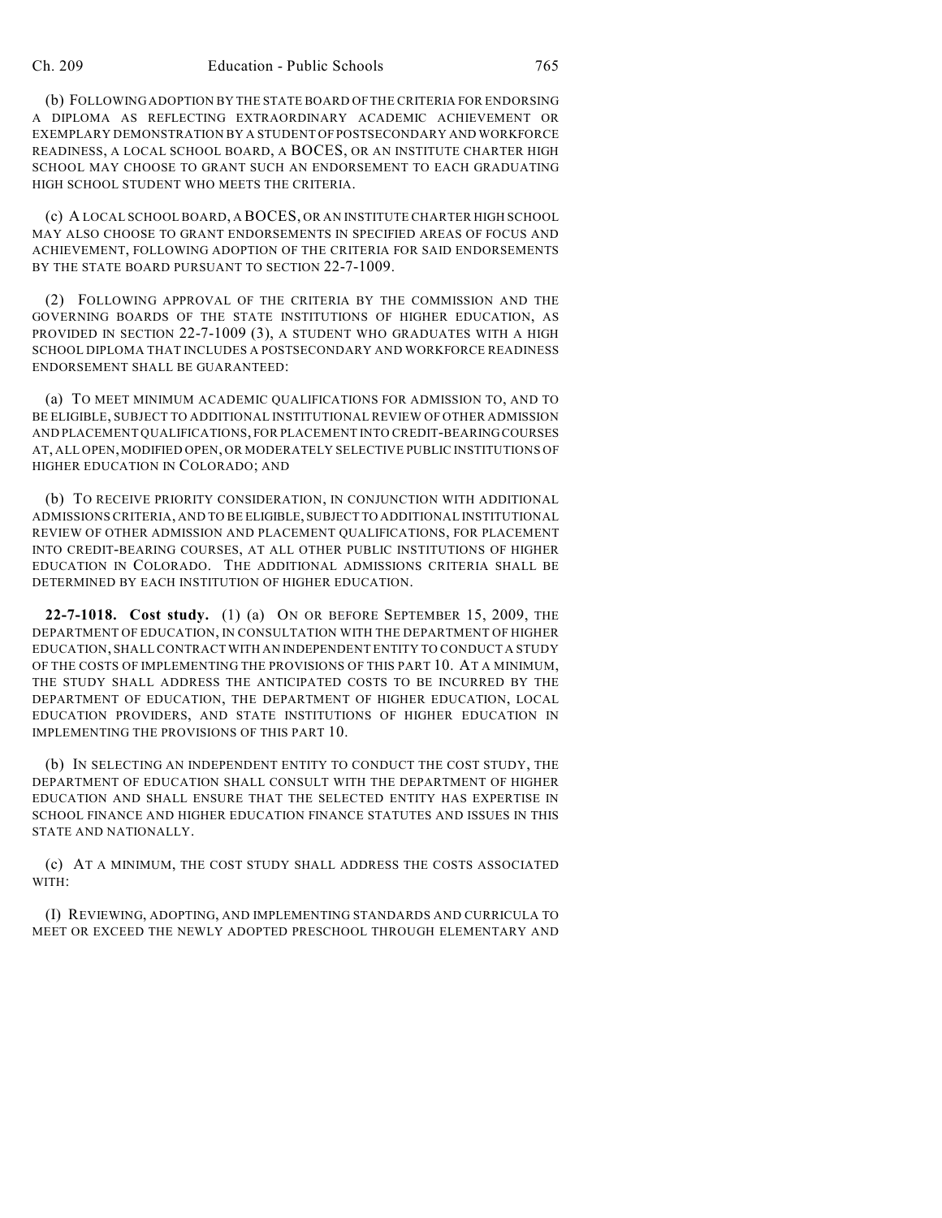(b) FOLLOWING ADOPTION BY THE STATE BOARD OF THE CRITERIA FOR ENDORSING A DIPLOMA AS REFLECTING EXTRAORDINARY ACADEMIC ACHIEVEMENT OR EXEMPLARY DEMONSTRATION BY A STUDENT OF POSTSECONDARY AND WORKFORCE READINESS, A LOCAL SCHOOL BOARD, A BOCES, OR AN INSTITUTE CHARTER HIGH SCHOOL MAY CHOOSE TO GRANT SUCH AN ENDORSEMENT TO EACH GRADUATING HIGH SCHOOL STUDENT WHO MEETS THE CRITERIA.

(c) A LOCAL SCHOOL BOARD, A BOCES, OR AN INSTITUTE CHARTER HIGH SCHOOL MAY ALSO CHOOSE TO GRANT ENDORSEMENTS IN SPECIFIED AREAS OF FOCUS AND ACHIEVEMENT, FOLLOWING ADOPTION OF THE CRITERIA FOR SAID ENDORSEMENTS BY THE STATE BOARD PURSUANT TO SECTION 22-7-1009.

(2) FOLLOWING APPROVAL OF THE CRITERIA BY THE COMMISSION AND THE GOVERNING BOARDS OF THE STATE INSTITUTIONS OF HIGHER EDUCATION, AS PROVIDED IN SECTION 22-7-1009 (3), A STUDENT WHO GRADUATES WITH A HIGH SCHOOL DIPLOMA THAT INCLUDES A POSTSECONDARY AND WORKFORCE READINESS ENDORSEMENT SHALL BE GUARANTEED:

(a) TO MEET MINIMUM ACADEMIC QUALIFICATIONS FOR ADMISSION TO, AND TO BE ELIGIBLE, SUBJECT TO ADDITIONAL INSTITUTIONAL REVIEW OF OTHER ADMISSION AND PLACEMENT QUALIFICATIONS, FOR PLACEMENT INTO CREDIT-BEARING COURSES AT, ALL OPEN, MODIFIED OPEN, OR MODERATELY SELECTIVE PUBLIC INSTITUTIONS OF HIGHER EDUCATION IN COLORADO; AND

(b) TO RECEIVE PRIORITY CONSIDERATION, IN CONJUNCTION WITH ADDITIONAL ADMISSIONS CRITERIA, AND TO BE ELIGIBLE, SUBJECT TO ADDITIONAL INSTITUTIONAL REVIEW OF OTHER ADMISSION AND PLACEMENT QUALIFICATIONS, FOR PLACEMENT INTO CREDIT-BEARING COURSES, AT ALL OTHER PUBLIC INSTITUTIONS OF HIGHER EDUCATION IN COLORADO. THE ADDITIONAL ADMISSIONS CRITERIA SHALL BE DETERMINED BY EACH INSTITUTION OF HIGHER EDUCATION.

**22-7-1018. Cost study.** (1) (a) ON OR BEFORE SEPTEMBER 15, 2009, THE DEPARTMENT OF EDUCATION, IN CONSULTATION WITH THE DEPARTMENT OF HIGHER EDUCATION, SHALL CONTRACT WITH AN INDEPENDENT ENTITY TO CONDUCT A STUDY OF THE COSTS OF IMPLEMENTING THE PROVISIONS OF THIS PART 10. AT A MINIMUM, THE STUDY SHALL ADDRESS THE ANTICIPATED COSTS TO BE INCURRED BY THE DEPARTMENT OF EDUCATION, THE DEPARTMENT OF HIGHER EDUCATION, LOCAL EDUCATION PROVIDERS, AND STATE INSTITUTIONS OF HIGHER EDUCATION IN IMPLEMENTING THE PROVISIONS OF THIS PART 10.

(b) IN SELECTING AN INDEPENDENT ENTITY TO CONDUCT THE COST STUDY, THE DEPARTMENT OF EDUCATION SHALL CONSULT WITH THE DEPARTMENT OF HIGHER EDUCATION AND SHALL ENSURE THAT THE SELECTED ENTITY HAS EXPERTISE IN SCHOOL FINANCE AND HIGHER EDUCATION FINANCE STATUTES AND ISSUES IN THIS STATE AND NATIONALLY.

(c) AT A MINIMUM, THE COST STUDY SHALL ADDRESS THE COSTS ASSOCIATED WITH:

(I) REVIEWING, ADOPTING, AND IMPLEMENTING STANDARDS AND CURRICULA TO MEET OR EXCEED THE NEWLY ADOPTED PRESCHOOL THROUGH ELEMENTARY AND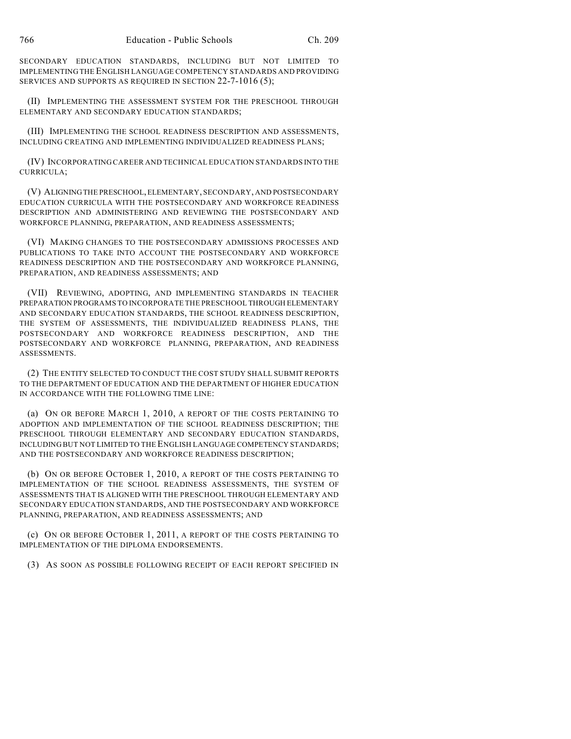SECONDARY EDUCATION STANDARDS, INCLUDING BUT NOT LIMITED TO IMPLEMENTING THE ENGLISH LANGUAGE COMPETENCY STANDARDS AND PROVIDING SERVICES AND SUPPORTS AS REQUIRED IN SECTION 22-7-1016 (5);

(II) IMPLEMENTING THE ASSESSMENT SYSTEM FOR THE PRESCHOOL THROUGH ELEMENTARY AND SECONDARY EDUCATION STANDARDS;

(III) IMPLEMENTING THE SCHOOL READINESS DESCRIPTION AND ASSESSMENTS, INCLUDING CREATING AND IMPLEMENTING INDIVIDUALIZED READINESS PLANS;

(IV) INCORPORATING CAREER AND TECHNICAL EDUCATION STANDARDS INTO THE CURRICULA;

(V) ALIGNING THE PRESCHOOL, ELEMENTARY, SECONDARY, AND POSTSECONDARY EDUCATION CURRICULA WITH THE POSTSECONDARY AND WORKFORCE READINESS DESCRIPTION AND ADMINISTERING AND REVIEWING THE POSTSECONDARY AND WORKFORCE PLANNING, PREPARATION, AND READINESS ASSESSMENTS;

(VI) MAKING CHANGES TO THE POSTSECONDARY ADMISSIONS PROCESSES AND PUBLICATIONS TO TAKE INTO ACCOUNT THE POSTSECONDARY AND WORKFORCE READINESS DESCRIPTION AND THE POSTSECONDARY AND WORKFORCE PLANNING, PREPARATION, AND READINESS ASSESSMENTS; AND

(VII) REVIEWING, ADOPTING, AND IMPLEMENTING STANDARDS IN TEACHER PREPARATION PROGRAMS TO INCORPORATE THE PRESCHOOL THROUGH ELEMENTARY AND SECONDARY EDUCATION STANDARDS, THE SCHOOL READINESS DESCRIPTION, THE SYSTEM OF ASSESSMENTS, THE INDIVIDUALIZED READINESS PLANS, THE POSTSECONDARY AND WORKFORCE READINESS DESCRIPTION, AND THE POSTSECONDARY AND WORKFORCE PLANNING, PREPARATION, AND READINESS ASSESSMENTS.

(2) THE ENTITY SELECTED TO CONDUCT THE COST STUDY SHALL SUBMIT REPORTS TO THE DEPARTMENT OF EDUCATION AND THE DEPARTMENT OF HIGHER EDUCATION IN ACCORDANCE WITH THE FOLLOWING TIME LINE:

(a) ON OR BEFORE MARCH 1, 2010, A REPORT OF THE COSTS PERTAINING TO ADOPTION AND IMPLEMENTATION OF THE SCHOOL READINESS DESCRIPTION; THE PRESCHOOL THROUGH ELEMENTARY AND SECONDARY EDUCATION STANDARDS, INCLUDING BUT NOT LIMITED TO THE ENGLISH LANGUAGE COMPETENCY STANDARDS; AND THE POSTSECONDARY AND WORKFORCE READINESS DESCRIPTION;

(b) ON OR BEFORE OCTOBER 1, 2010, A REPORT OF THE COSTS PERTAINING TO IMPLEMENTATION OF THE SCHOOL READINESS ASSESSMENTS, THE SYSTEM OF ASSESSMENTS THAT IS ALIGNED WITH THE PRESCHOOL THROUGH ELEMENTARY AND SECONDARY EDUCATION STANDARDS, AND THE POSTSECONDARY AND WORKFORCE PLANNING, PREPARATION, AND READINESS ASSESSMENTS; AND

(c) ON OR BEFORE OCTOBER 1, 2011, A REPORT OF THE COSTS PERTAINING TO IMPLEMENTATION OF THE DIPLOMA ENDORSEMENTS.

(3) AS SOON AS POSSIBLE FOLLOWING RECEIPT OF EACH REPORT SPECIFIED IN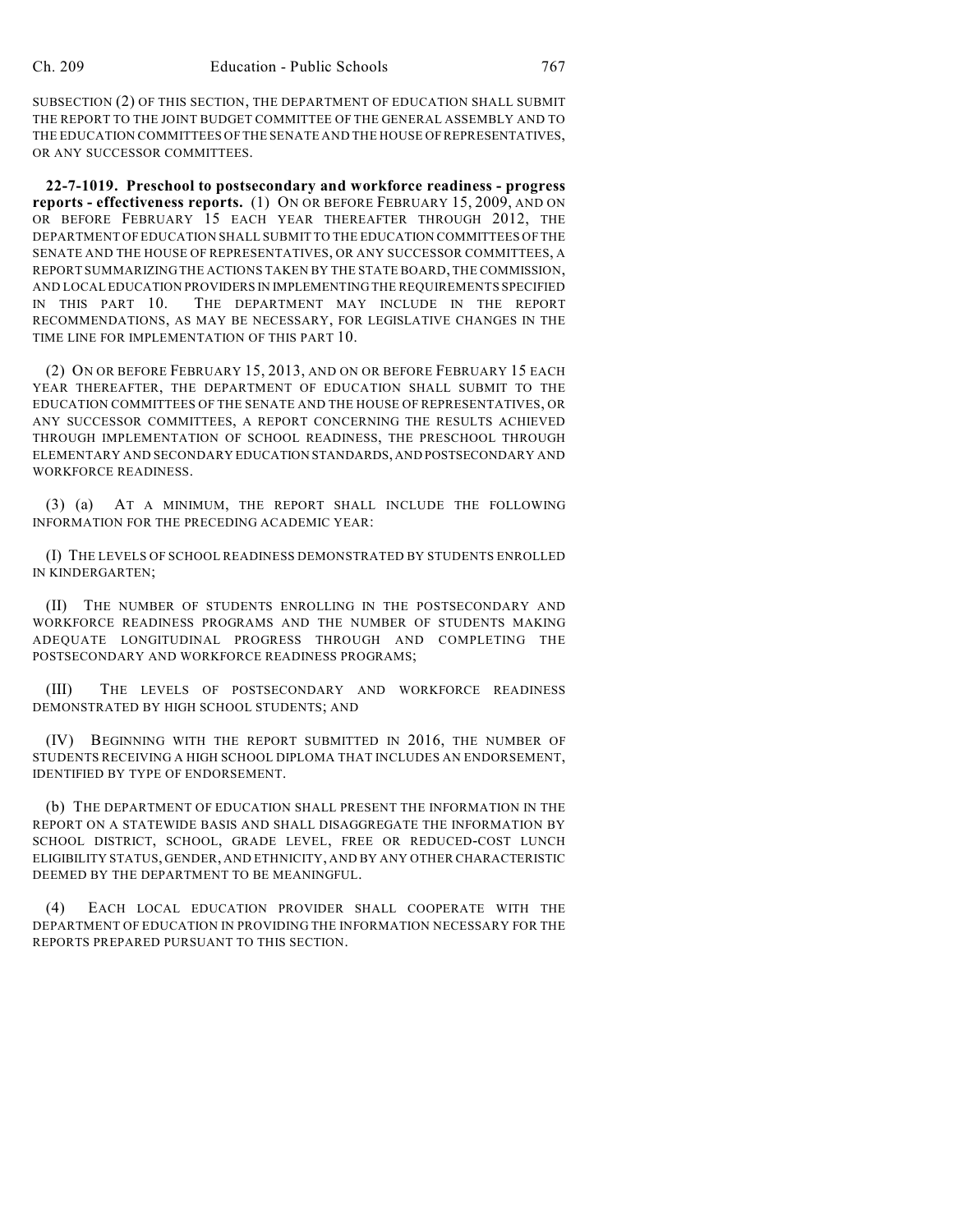SUBSECTION (2) OF THIS SECTION, THE DEPARTMENT OF EDUCATION SHALL SUBMIT THE REPORT TO THE JOINT BUDGET COMMITTEE OF THE GENERAL ASSEMBLY AND TO THE EDUCATION COMMITTEES OF THE SENATE AND THE HOUSE OF REPRESENTATIVES, OR ANY SUCCESSOR COMMITTEES.

**22-7-1019. Preschool to postsecondary and workforce readiness - progress reports - effectiveness reports.** (1) ON OR BEFORE FEBRUARY 15, 2009, AND ON OR BEFORE FEBRUARY 15 EACH YEAR THEREAFTER THROUGH 2012, THE DEPARTMENT OF EDUCATION SHALL SUBMIT TO THE EDUCATION COMMITTEES OF THE SENATE AND THE HOUSE OF REPRESENTATIVES, OR ANY SUCCESSOR COMMITTEES, A REPORT SUMMARIZING THE ACTIONS TAKEN BY THE STATE BOARD, THE COMMISSION, AND LOCAL EDUCATION PROVIDERS IN IMPLEMENTING THE REQUIREMENTS SPECIFIED IN THIS PART 10. THE DEPARTMENT MAY INCLUDE IN THE REPORT RECOMMENDATIONS, AS MAY BE NECESSARY, FOR LEGISLATIVE CHANGES IN THE TIME LINE FOR IMPLEMENTATION OF THIS PART 10.

(2) ON OR BEFORE FEBRUARY 15, 2013, AND ON OR BEFORE FEBRUARY 15 EACH YEAR THEREAFTER, THE DEPARTMENT OF EDUCATION SHALL SUBMIT TO THE EDUCATION COMMITTEES OF THE SENATE AND THE HOUSE OF REPRESENTATIVES, OR ANY SUCCESSOR COMMITTEES, A REPORT CONCERNING THE RESULTS ACHIEVED THROUGH IMPLEMENTATION OF SCHOOL READINESS, THE PRESCHOOL THROUGH ELEMENTARY AND SECONDARY EDUCATION STANDARDS, AND POSTSECONDARY AND WORKFORCE READINESS.

(3) (a) AT A MINIMUM, THE REPORT SHALL INCLUDE THE FOLLOWING INFORMATION FOR THE PRECEDING ACADEMIC YEAR:

(I) THE LEVELS OF SCHOOL READINESS DEMONSTRATED BY STUDENTS ENROLLED IN KINDERGARTEN;

(II) THE NUMBER OF STUDENTS ENROLLING IN THE POSTSECONDARY AND WORKFORCE READINESS PROGRAMS AND THE NUMBER OF STUDENTS MAKING ADEQUATE LONGITUDINAL PROGRESS THROUGH AND COMPLETING THE POSTSECONDARY AND WORKFORCE READINESS PROGRAMS;

(III) THE LEVELS OF POSTSECONDARY AND WORKFORCE READINESS DEMONSTRATED BY HIGH SCHOOL STUDENTS; AND

(IV) BEGINNING WITH THE REPORT SUBMITTED IN 2016, THE NUMBER OF STUDENTS RECEIVING A HIGH SCHOOL DIPLOMA THAT INCLUDES AN ENDORSEMENT, IDENTIFIED BY TYPE OF ENDORSEMENT.

(b) THE DEPARTMENT OF EDUCATION SHALL PRESENT THE INFORMATION IN THE REPORT ON A STATEWIDE BASIS AND SHALL DISAGGREGATE THE INFORMATION BY SCHOOL DISTRICT, SCHOOL, GRADE LEVEL, FREE OR REDUCED-COST LUNCH ELIGIBILITY STATUS, GENDER, AND ETHNICITY, AND BY ANY OTHER CHARACTERISTIC DEEMED BY THE DEPARTMENT TO BE MEANINGFUL.

(4) EACH LOCAL EDUCATION PROVIDER SHALL COOPERATE WITH THE DEPARTMENT OF EDUCATION IN PROVIDING THE INFORMATION NECESSARY FOR THE REPORTS PREPARED PURSUANT TO THIS SECTION.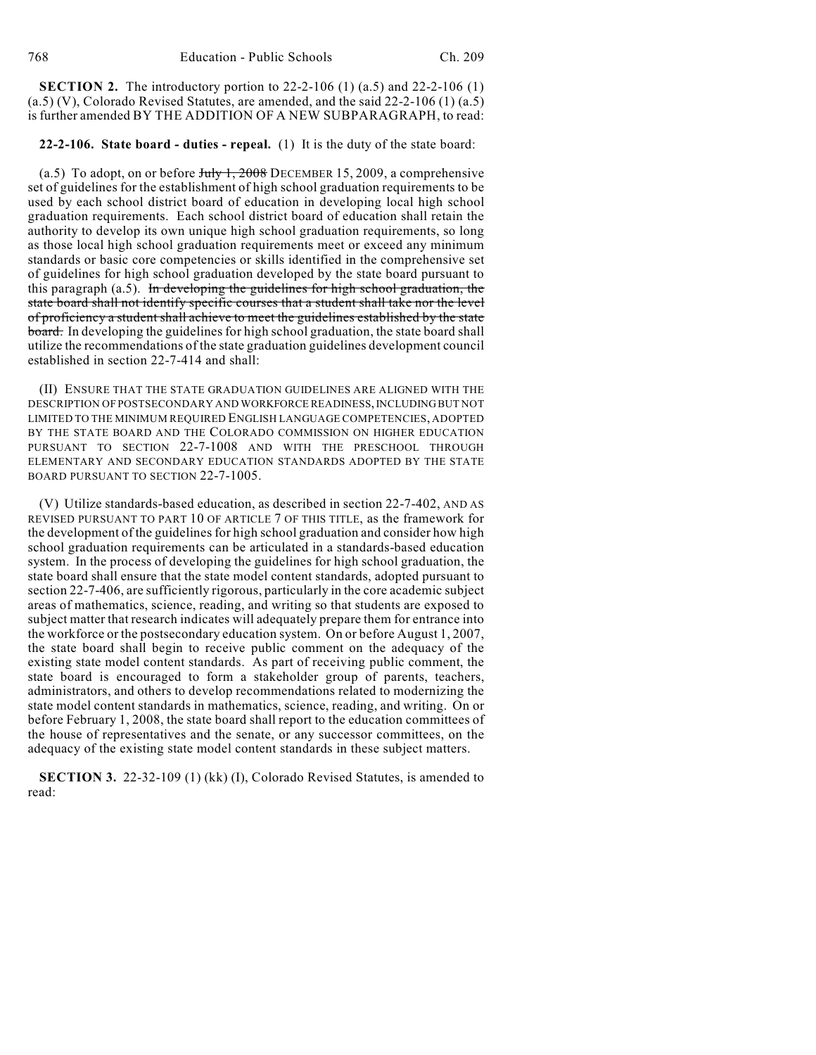**SECTION 2.** The introductory portion to 22-2-106 (1) (a.5) and 22-2-106 (1) (a.5) (V), Colorado Revised Statutes, are amended, and the said 22-2-106 (1) (a.5) is further amended BY THE ADDITION OF A NEW SUBPARAGRAPH, to read:

**22-2-106. State board - duties - repeal.** (1) It is the duty of the state board:

(a.5) To adopt, on or before ~~July 1, 2008~~ DECEMBER 15, 2009, a comprehensive set of guidelines for the establishment of high school graduation requirements to be used by each school district board of education in developing local high school graduation requirements. Each school district board of education shall retain the authority to develop its own unique high school graduation requirements, so long as those local high school graduation requirements meet or exceed any minimum standards or basic core competencies or skills identified in the comprehensive set of guidelines for high school graduation developed by the state board pursuant to this paragraph (a.5). ~~In developing the guidelines for high school graduation, the state board shall not identify specific courses that a student shall take nor the level of proficiency a student shall achieve to meet the guidelines established by the state board.~~ In developing the guidelines for high school graduation, the state board shall utilize the recommendations of the state graduation guidelines development council established in section 22-7-414 and shall:

(II) ENSURE THAT THE STATE GRADUATION GUIDELINES ARE ALIGNED WITH THE DESCRIPTION OF POSTSECONDARY AND WORKFORCE READINESS, INCLUDING BUT NOT LIMITED TO THE MINIMUM REQUIRED ENGLISH LANGUAGE COMPETENCIES, ADOPTED BY THE STATE BOARD AND THE COLORADO COMMISSION ON HIGHER EDUCATION PURSUANT TO SECTION 22-7-1008 AND WITH THE PRESCHOOL THROUGH ELEMENTARY AND SECONDARY EDUCATION STANDARDS ADOPTED BY THE STATE BOARD PURSUANT TO SECTION 22-7-1005.

(V) Utilize standards-based education, as described in section 22-7-402, AND AS REVISED PURSUANT TO PART 10 OF ARTICLE 7 OF THIS TITLE, as the framework for the development of the guidelines for high school graduation and consider how high school graduation requirements can be articulated in a standards-based education system. In the process of developing the guidelines for high school graduation, the state board shall ensure that the state model content standards, adopted pursuant to section 22-7-406, are sufficiently rigorous, particularly in the core academic subject areas of mathematics, science, reading, and writing so that students are exposed to subject matter that research indicates will adequately prepare them for entrance into the workforce or the postsecondary education system. On or before August 1, 2007, the state board shall begin to receive public comment on the adequacy of the existing state model content standards. As part of receiving public comment, the state board is encouraged to form a stakeholder group of parents, teachers, administrators, and others to develop recommendations related to modernizing the state model content standards in mathematics, science, reading, and writing. On or before February 1, 2008, the state board shall report to the education committees of the house of representatives and the senate, or any successor committees, on the adequacy of the existing state model content standards in these subject matters.

**SECTION 3.** 22-32-109 (1) (kk) (I), Colorado Revised Statutes, is amended to read: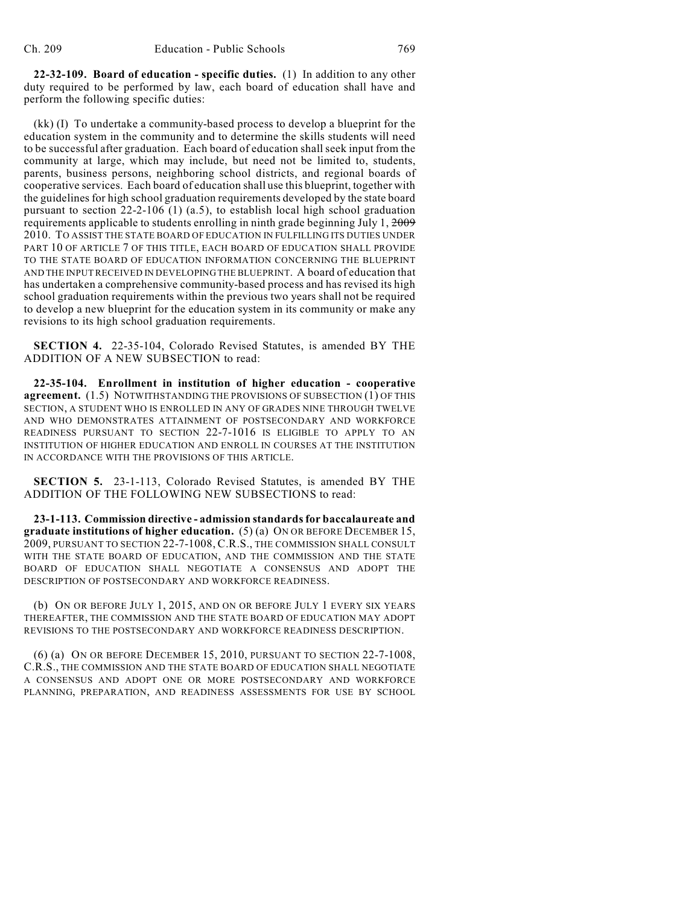**22-32-109. Board of education - specific duties.** (1) In addition to any other duty required to be performed by law, each board of education shall have and perform the following specific duties:

(kk) (I) To undertake a community-based process to develop a blueprint for the education system in the community and to determine the skills students will need to be successful after graduation. Each board of education shall seek input from the community at large, which may include, but need not be limited to, students, parents, business persons, neighboring school districts, and regional boards of cooperative services. Each board of education shall use this blueprint, together with the guidelines for high school graduation requirements developed by the state board pursuant to section 22-2-106 (1) (a.5), to establish local high school graduation requirements applicable to students enrolling in ninth grade beginning July 1, ~~2009~~ 2010. TO ASSIST THE STATE BOARD OF EDUCATION IN FULFILLING ITS DUTIES UNDER PART 10 OF ARTICLE 7 OF THIS TITLE, EACH BOARD OF EDUCATION SHALL PROVIDE TO THE STATE BOARD OF EDUCATION INFORMATION CONCERNING THE BLUEPRINT AND THE INPUT RECEIVED IN DEVELOPING THE BLUEPRINT. A board of education that has undertaken a comprehensive community-based process and has revised its high school graduation requirements within the previous two years shall not be required to develop a new blueprint for the education system in its community or make any revisions to its high school graduation requirements.

**SECTION 4.** 22-35-104, Colorado Revised Statutes, is amended BY THE ADDITION OF A NEW SUBSECTION to read:

**22-35-104. Enrollment in institution of higher education - cooperative agreement.** (1.5) NOTWITHSTANDING THE PROVISIONS OF SUBSECTION (1) OF THIS SECTION, A STUDENT WHO IS ENROLLED IN ANY OF GRADES NINE THROUGH TWELVE AND WHO DEMONSTRATES ATTAINMENT OF POSTSECONDARY AND WORKFORCE READINESS PURSUANT TO SECTION 22-7-1016 IS ELIGIBLE TO APPLY TO AN INSTITUTION OF HIGHER EDUCATION AND ENROLL IN COURSES AT THE INSTITUTION IN ACCORDANCE WITH THE PROVISIONS OF THIS ARTICLE.

**SECTION 5.** 23-1-113, Colorado Revised Statutes, is amended BY THE ADDITION OF THE FOLLOWING NEW SUBSECTIONS to read:

**23-1-113. Commission directive - admission standards for baccalaureate and graduate institutions of higher education.** (5) (a) ON OR BEFORE DECEMBER 15, 2009, PURSUANT TO SECTION 22-7-1008, C.R.S., THE COMMISSION SHALL CONSULT WITH THE STATE BOARD OF EDUCATION, AND THE COMMISSION AND THE STATE BOARD OF EDUCATION SHALL NEGOTIATE A CONSENSUS AND ADOPT THE DESCRIPTION OF POSTSECONDARY AND WORKFORCE READINESS.

(b) ON OR BEFORE JULY 1, 2015, AND ON OR BEFORE JULY 1 EVERY SIX YEARS THEREAFTER, THE COMMISSION AND THE STATE BOARD OF EDUCATION MAY ADOPT REVISIONS TO THE POSTSECONDARY AND WORKFORCE READINESS DESCRIPTION.

(6) (a) ON OR BEFORE DECEMBER 15, 2010, PURSUANT TO SECTION 22-7-1008, C.R.S., THE COMMISSION AND THE STATE BOARD OF EDUCATION SHALL NEGOTIATE A CONSENSUS AND ADOPT ONE OR MORE POSTSECONDARY AND WORKFORCE PLANNING, PREPARATION, AND READINESS ASSESSMENTS FOR USE BY SCHOOL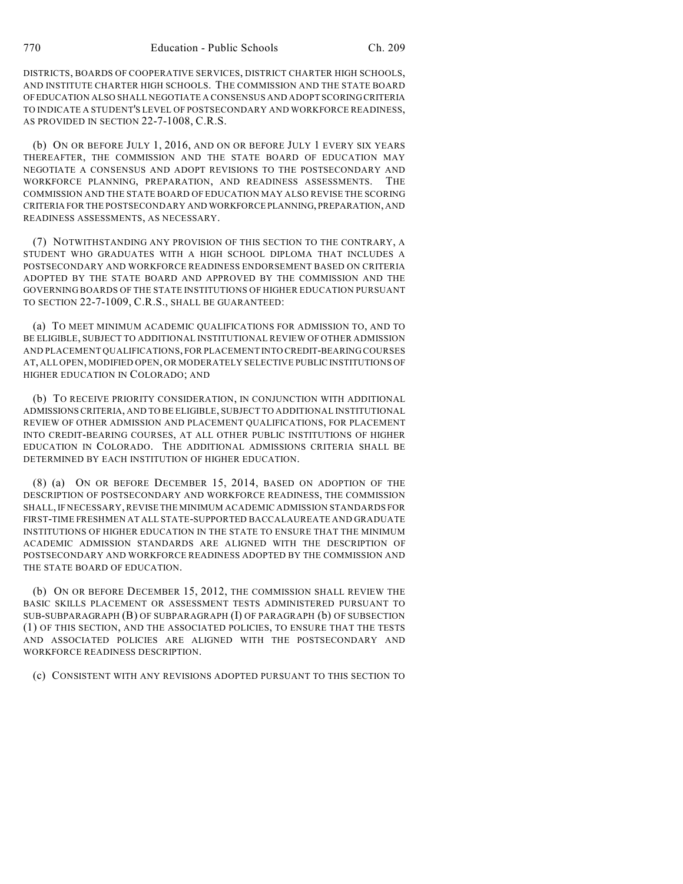DISTRICTS, BOARDS OF COOPERATIVE SERVICES, DISTRICT CHARTER HIGH SCHOOLS, AND INSTITUTE CHARTER HIGH SCHOOLS. THE COMMISSION AND THE STATE BOARD OF EDUCATION ALSO SHALL NEGOTIATE A CONSENSUS AND ADOPT SCORING CRITERIA TO INDICATE A STUDENT'S LEVEL OF POSTSECONDARY AND WORKFORCE READINESS, AS PROVIDED IN SECTION 22-7-1008, C.R.S.

(b) ON OR BEFORE JULY 1, 2016, AND ON OR BEFORE JULY 1 EVERY SIX YEARS THEREAFTER, THE COMMISSION AND THE STATE BOARD OF EDUCATION MAY NEGOTIATE A CONSENSUS AND ADOPT REVISIONS TO THE POSTSECONDARY AND WORKFORCE PLANNING, PREPARATION, AND READINESS ASSESSMENTS. THE COMMISSION AND THE STATE BOARD OF EDUCATION MAY ALSO REVISE THE SCORING CRITERIA FOR THE POSTSECONDARY AND WORKFORCE PLANNING, PREPARATION, AND READINESS ASSESSMENTS, AS NECESSARY.

(7) NOTWITHSTANDING ANY PROVISION OF THIS SECTION TO THE CONTRARY, A STUDENT WHO GRADUATES WITH A HIGH SCHOOL DIPLOMA THAT INCLUDES A POSTSECONDARY AND WORKFORCE READINESS ENDORSEMENT BASED ON CRITERIA ADOPTED BY THE STATE BOARD AND APPROVED BY THE COMMISSION AND THE GOVERNING BOARDS OF THE STATE INSTITUTIONS OF HIGHER EDUCATION PURSUANT TO SECTION 22-7-1009, C.R.S., SHALL BE GUARANTEED:

(a) TO MEET MINIMUM ACADEMIC QUALIFICATIONS FOR ADMISSION TO, AND TO BE ELIGIBLE, SUBJECT TO ADDITIONAL INSTITUTIONAL REVIEW OF OTHER ADMISSION AND PLACEMENT QUALIFICATIONS, FOR PLACEMENT INTO CREDIT-BEARING COURSES AT, ALL OPEN, MODIFIED OPEN, OR MODERATELY SELECTIVE PUBLIC INSTITUTIONS OF HIGHER EDUCATION IN COLORADO; AND

(b) TO RECEIVE PRIORITY CONSIDERATION, IN CONJUNCTION WITH ADDITIONAL ADMISSIONS CRITERIA, AND TO BE ELIGIBLE, SUBJECT TO ADDITIONAL INSTITUTIONAL REVIEW OF OTHER ADMISSION AND PLACEMENT QUALIFICATIONS, FOR PLACEMENT INTO CREDIT-BEARING COURSES, AT ALL OTHER PUBLIC INSTITUTIONS OF HIGHER EDUCATION IN COLORADO. THE ADDITIONAL ADMISSIONS CRITERIA SHALL BE DETERMINED BY EACH INSTITUTION OF HIGHER EDUCATION.

(8) (a) ON OR BEFORE DECEMBER 15, 2014, BASED ON ADOPTION OF THE DESCRIPTION OF POSTSECONDARY AND WORKFORCE READINESS, THE COMMISSION SHALL, IF NECESSARY, REVISE THE MINIMUM ACADEMIC ADMISSION STANDARDS FOR FIRST-TIME FRESHMEN AT ALL STATE-SUPPORTED BACCALAUREATE AND GRADUATE INSTITUTIONS OF HIGHER EDUCATION IN THE STATE TO ENSURE THAT THE MINIMUM ACADEMIC ADMISSION STANDARDS ARE ALIGNED WITH THE DESCRIPTION OF POSTSECONDARY AND WORKFORCE READINESS ADOPTED BY THE COMMISSION AND THE STATE BOARD OF EDUCATION.

(b) ON OR BEFORE DECEMBER 15, 2012, THE COMMISSION SHALL REVIEW THE BASIC SKILLS PLACEMENT OR ASSESSMENT TESTS ADMINISTERED PURSUANT TO SUB-SUBPARAGRAPH (B) OF SUBPARAGRAPH (I) OF PARAGRAPH (b) OF SUBSECTION (1) OF THIS SECTION, AND THE ASSOCIATED POLICIES, TO ENSURE THAT THE TESTS AND ASSOCIATED POLICIES ARE ALIGNED WITH THE POSTSECONDARY AND WORKFORCE READINESS DESCRIPTION.

(c) CONSISTENT WITH ANY REVISIONS ADOPTED PURSUANT TO THIS SECTION TO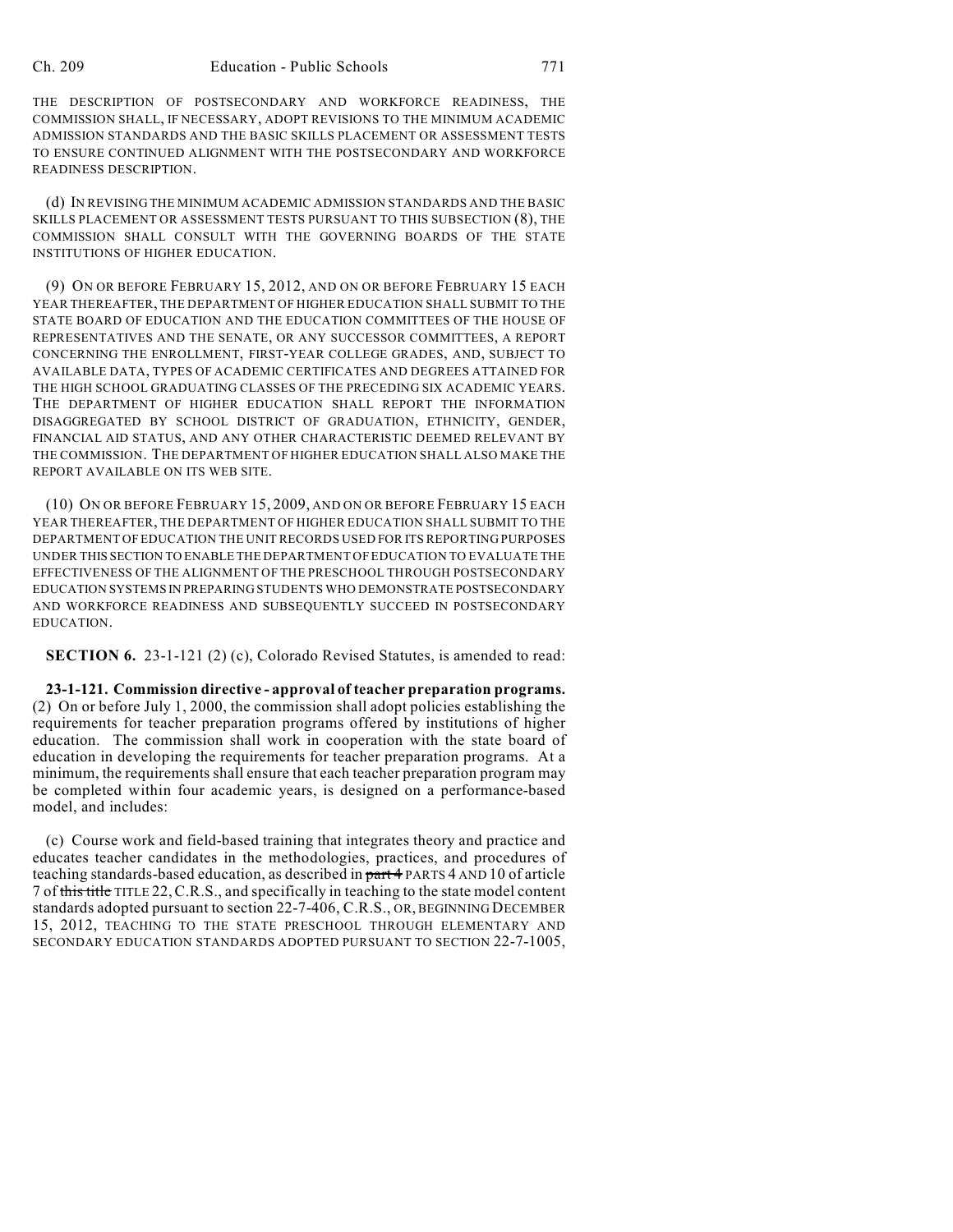THE DESCRIPTION OF POSTSECONDARY AND WORKFORCE READINESS, THE COMMISSION SHALL, IF NECESSARY, ADOPT REVISIONS TO THE MINIMUM ACADEMIC ADMISSION STANDARDS AND THE BASIC SKILLS PLACEMENT OR ASSESSMENT TESTS TO ENSURE CONTINUED ALIGNMENT WITH THE POSTSECONDARY AND WORKFORCE READINESS DESCRIPTION.

(d) IN REVISING THE MINIMUM ACADEMIC ADMISSION STANDARDS AND THE BASIC SKILLS PLACEMENT OR ASSESSMENT TESTS PURSUANT TO THIS SUBSECTION (8), THE COMMISSION SHALL CONSULT WITH THE GOVERNING BOARDS OF THE STATE INSTITUTIONS OF HIGHER EDUCATION.

(9) ON OR BEFORE FEBRUARY 15, 2012, AND ON OR BEFORE FEBRUARY 15 EACH YEAR THEREAFTER, THE DEPARTMENT OF HIGHER EDUCATION SHALL SUBMIT TO THE STATE BOARD OF EDUCATION AND THE EDUCATION COMMITTEES OF THE HOUSE OF REPRESENTATIVES AND THE SENATE, OR ANY SUCCESSOR COMMITTEES, A REPORT CONCERNING THE ENROLLMENT, FIRST-YEAR COLLEGE GRADES, AND, SUBJECT TO AVAILABLE DATA, TYPES OF ACADEMIC CERTIFICATES AND DEGREES ATTAINED FOR THE HIGH SCHOOL GRADUATING CLASSES OF THE PRECEDING SIX ACADEMIC YEARS. THE DEPARTMENT OF HIGHER EDUCATION SHALL REPORT THE INFORMATION DISAGGREGATED BY SCHOOL DISTRICT OF GRADUATION, ETHNICITY, GENDER, FINANCIAL AID STATUS, AND ANY OTHER CHARACTERISTIC DEEMED RELEVANT BY THE COMMISSION. THE DEPARTMENT OF HIGHER EDUCATION SHALL ALSO MAKE THE REPORT AVAILABLE ON ITS WEB SITE.

(10) ON OR BEFORE FEBRUARY 15, 2009, AND ON OR BEFORE FEBRUARY 15 EACH YEAR THEREAFTER, THE DEPARTMENT OF HIGHER EDUCATION SHALL SUBMIT TO THE DEPARTMENT OF EDUCATION THE UNIT RECORDS USED FOR ITS REPORTING PURPOSES UNDER THIS SECTION TO ENABLE THE DEPARTMENT OF EDUCATION TO EVALUATE THE EFFECTIVENESS OF THE ALIGNMENT OF THE PRESCHOOL THROUGH POSTSECONDARY EDUCATION SYSTEMS IN PREPARING STUDENTS WHO DEMONSTRATE POSTSECONDARY AND WORKFORCE READINESS AND SUBSEQUENTLY SUCCEED IN POSTSECONDARY EDUCATION.

**SECTION 6.** 23-1-121 (2) (c), Colorado Revised Statutes, is amended to read:

**23-1-121. Commission directive - approval of teacher preparation programs.** (2) On or before July 1, 2000, the commission shall adopt policies establishing the requirements for teacher preparation programs offered by institutions of higher education. The commission shall work in cooperation with the state board of education in developing the requirements for teacher preparation programs. At a minimum, the requirements shall ensure that each teacher preparation program may be completed within four academic years, is designed on a performance-based model, and includes:

(c) Course work and field-based training that integrates theory and practice and educates teacher candidates in the methodologies, practices, and procedures of teaching standards-based education, as described in ~~part 4~~ PARTS 4 AND 10 of article 7 of ~~this title~~ TITLE 22, C.R.S., and specifically in teaching to the state model content standards adopted pursuant to section 22-7-406, C.R.S., OR, BEGINNING DECEMBER 15, 2012, TEACHING TO THE STATE PRESCHOOL THROUGH ELEMENTARY AND SECONDARY EDUCATION STANDARDS ADOPTED PURSUANT TO SECTION 22-7-1005,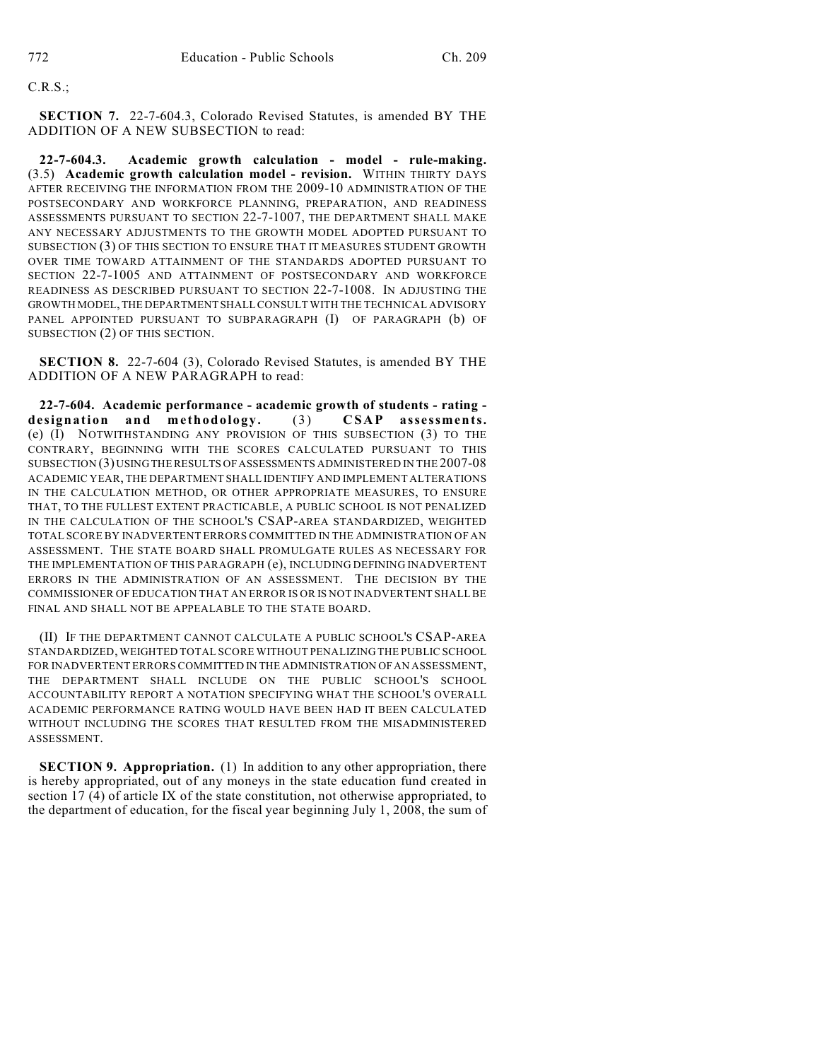C.R.S.;

**SECTION 7.** 22-7-604.3, Colorado Revised Statutes, is amended BY THE ADDITION OF A NEW SUBSECTION to read:

**22-7-604.3. Academic growth calculation - model - rule-making.** (3.5) **Academic growth calculation model - revision.** WITHIN THIRTY DAYS AFTER RECEIVING THE INFORMATION FROM THE 2009-10 ADMINISTRATION OF THE POSTSECONDARY AND WORKFORCE PLANNING, PREPARATION, AND READINESS ASSESSMENTS PURSUANT TO SECTION 22-7-1007, THE DEPARTMENT SHALL MAKE ANY NECESSARY ADJUSTMENTS TO THE GROWTH MODEL ADOPTED PURSUANT TO SUBSECTION (3) OF THIS SECTION TO ENSURE THAT IT MEASURES STUDENT GROWTH OVER TIME TOWARD ATTAINMENT OF THE STANDARDS ADOPTED PURSUANT TO SECTION 22-7-1005 AND ATTAINMENT OF POSTSECONDARY AND WORKFORCE READINESS AS DESCRIBED PURSUANT TO SECTION 22-7-1008. IN ADJUSTING THE GROWTH MODEL, THE DEPARTMENT SHALL CONSULT WITH THE TECHNICAL ADVISORY PANEL APPOINTED PURSUANT TO SUBPARAGRAPH (I) OF PARAGRAPH (b) OF SUBSECTION (2) OF THIS SECTION.

**SECTION 8.** 22-7-604 (3), Colorado Revised Statutes, is amended BY THE ADDITION OF A NEW PARAGRAPH to read:

**22-7-604. Academic performance - academic growth of students - rating - designation and methodology.** (3) **CSAP assessments.** (e) (I) NOTWITHSTANDING ANY PROVISION OF THIS SUBSECTION (3) TO THE CONTRARY, BEGINNING WITH THE SCORES CALCULATED PURSUANT TO THIS SUBSECTION (3) USING THE RESULTS OF ASSESSMENTS ADMINISTERED IN THE 2007-08 ACADEMIC YEAR, THE DEPARTMENT SHALL IDENTIFY AND IMPLEMENT ALTERATIONS IN THE CALCULATION METHOD, OR OTHER APPROPRIATE MEASURES, TO ENSURE THAT, TO THE FULLEST EXTENT PRACTICABLE, A PUBLIC SCHOOL IS NOT PENALIZED IN THE CALCULATION OF THE SCHOOL'S CSAP-AREA STANDARDIZED, WEIGHTED TOTAL SCORE BY INADVERTENT ERRORS COMMITTED IN THE ADMINISTRATION OF AN ASSESSMENT. THE STATE BOARD SHALL PROMULGATE RULES AS NECESSARY FOR THE IMPLEMENTATION OF THIS PARAGRAPH (e), INCLUDING DEFINING INADVERTENT ERRORS IN THE ADMINISTRATION OF AN ASSESSMENT. THE DECISION BY THE COMMISSIONER OF EDUCATION THAT AN ERROR IS OR IS NOT INADVERTENT SHALL BE FINAL AND SHALL NOT BE APPEALABLE TO THE STATE BOARD.

(II) IF THE DEPARTMENT CANNOT CALCULATE A PUBLIC SCHOOL'S CSAP-AREA STANDARDIZED, WEIGHTED TOTAL SCORE WITHOUT PENALIZING THE PUBLIC SCHOOL FOR INADVERTENT ERRORS COMMITTED IN THE ADMINISTRATION OF AN ASSESSMENT, THE DEPARTMENT SHALL INCLUDE ON THE PUBLIC SCHOOL'S SCHOOL ACCOUNTABILITY REPORT A NOTATION SPECIFYING WHAT THE SCHOOL'S OVERALL ACADEMIC PERFORMANCE RATING WOULD HAVE BEEN HAD IT BEEN CALCULATED WITHOUT INCLUDING THE SCORES THAT RESULTED FROM THE MISADMINISTERED ASSESSMENT.

**SECTION 9. Appropriation.** (1) In addition to any other appropriation, there is hereby appropriated, out of any moneys in the state education fund created in section 17 (4) of article IX of the state constitution, not otherwise appropriated, to the department of education, for the fiscal year beginning July 1, 2008, the sum of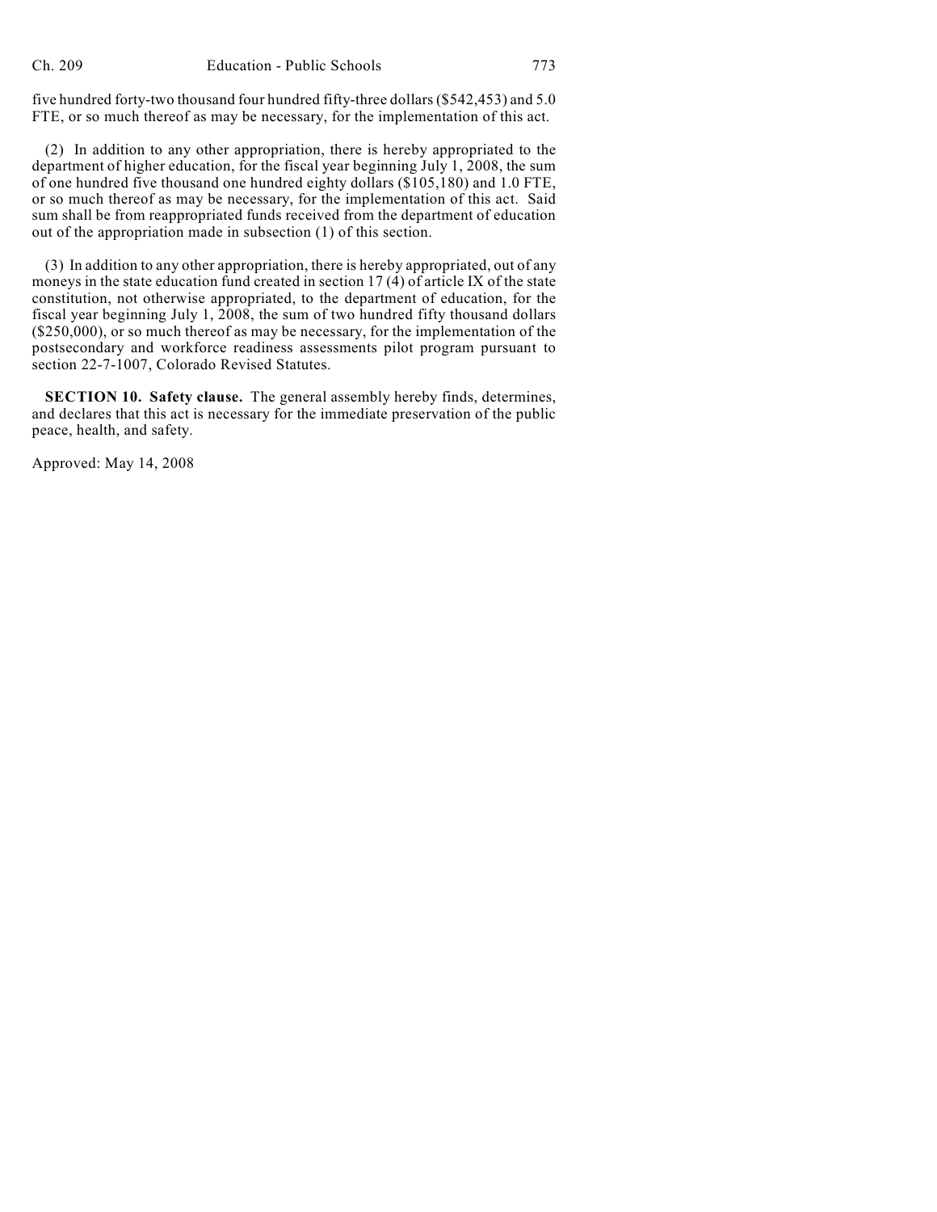five hundred forty-two thousand four hundred fifty-three dollars ($542,453) and 5.0 FTE, or so much thereof as may be necessary, for the implementation of this act.

(2) In addition to any other appropriation, there is hereby appropriated to the department of higher education, for the fiscal year beginning July 1, 2008, the sum of one hundred five thousand one hundred eighty dollars ($105,180) and 1.0 FTE, or so much thereof as may be necessary, for the implementation of this act. Said sum shall be from reappropriated funds received from the department of education out of the appropriation made in subsection (1) of this section.

(3) In addition to any other appropriation, there is hereby appropriated, out of any moneys in the state education fund created in section 17 (4) of article IX of the state constitution, not otherwise appropriated, to the department of education, for the fiscal year beginning July 1, 2008, the sum of two hundred fifty thousand dollars ($250,000), or so much thereof as may be necessary, for the implementation of the postsecondary and workforce readiness assessments pilot program pursuant to section 22-7-1007, Colorado Revised Statutes.

**SECTION 10. Safety clause.** The general assembly hereby finds, determines, and declares that this act is necessary for the immediate preservation of the public peace, health, and safety.

Approved: May 14, 2008